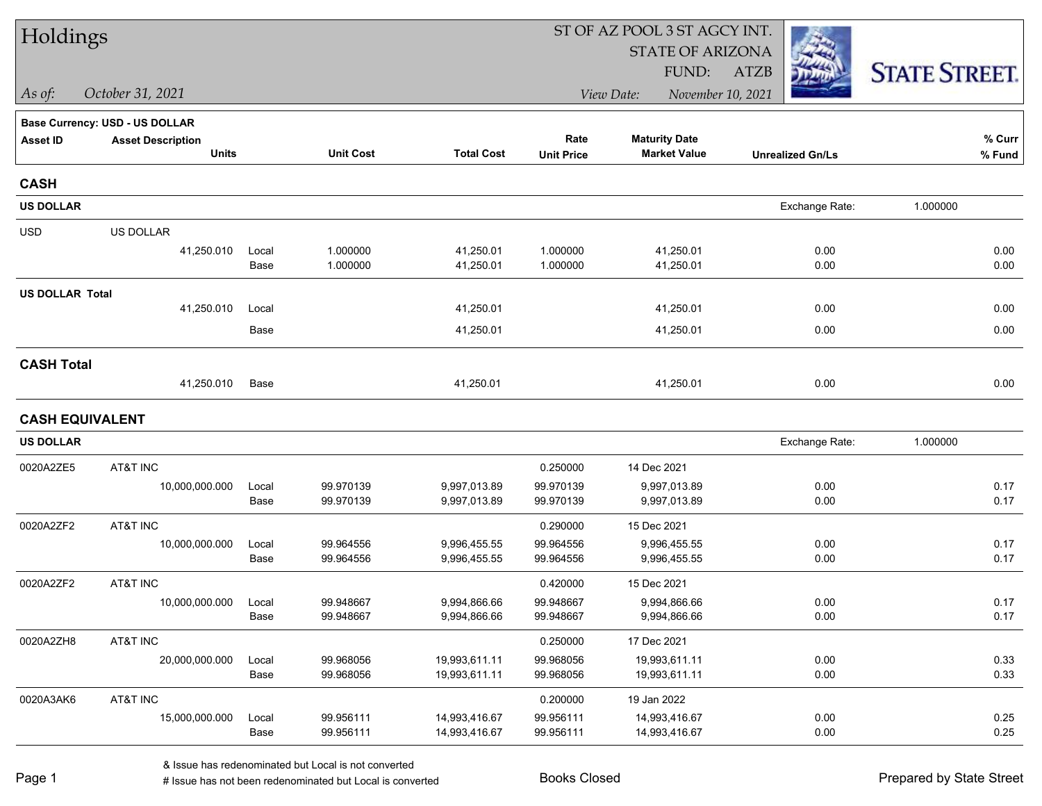# Holdings

ST OF AZ POOL 3 ST AGCY INT.
STATE OF ARIZONA
FUND: ATZB

*As of: October 31, 2021*

*View Date: November 10, 2021*

STATE STREET.

**Base Currency: USD - US DOLLAR**

| Asset ID | Asset Description / Units | | Unit Cost | Total Cost | Rate / Unit Price | Maturity Date / Market Value | Unrealized Gn/Ls | % Curr / % Fund |
|---|---|---|---|---|---|---|---|---|
| **CASH** | | | | | | | | |
| **US DOLLAR** | | | | | | | Exchange Rate: | 1.000000 |
| USD | US DOLLAR | | | | | | | |
| | 41,250.010 | Local | 1.000000 | 41,250.01 | 1.000000 | 41,250.01 | 0.00 | 0.00 |
| | | Base | 1.000000 | 41,250.01 | 1.000000 | 41,250.01 | 0.00 | 0.00 |
| **US DOLLAR Total** | | | | | | | | |
| | 41,250.010 | Local | | 41,250.01 | | 41,250.01 | 0.00 | 0.00 |
| | | Base | | 41,250.01 | | 41,250.01 | 0.00 | 0.00 |
| **CASH Total** | | | | | | | | |
| | 41,250.010 | Base | | 41,250.01 | | 41,250.01 | 0.00 | 0.00 |
| **CASH EQUIVALENT** | | | | | | | | |
| **US DOLLAR** | | | | | | | Exchange Rate: | 1.000000 |
| 0020A2ZE5 | AT&T INC | | | | 0.250000 | 14 Dec 2021 | | |
| | 10,000,000.000 | Local | 99.970139 | 9,997,013.89 | 99.970139 | 9,997,013.89 | 0.00 | 0.17 |
| | | Base | 99.970139 | 9,997,013.89 | 99.970139 | 9,997,013.89 | 0.00 | 0.17 |
| 0020A2ZF2 | AT&T INC | | | | 0.290000 | 15 Dec 2021 | | |
| | 10,000,000.000 | Local | 99.964556 | 9,996,455.55 | 99.964556 | 9,996,455.55 | 0.00 | 0.17 |
| | | Base | 99.964556 | 9,996,455.55 | 99.964556 | 9,996,455.55 | 0.00 | 0.17 |
| 0020A2ZF2 | AT&T INC | | | | 0.420000 | 15 Dec 2021 | | |
| | 10,000,000.000 | Local | 99.948667 | 9,994,866.66 | 99.948667 | 9,994,866.66 | 0.00 | 0.17 |
| | | Base | 99.948667 | 9,994,866.66 | 99.948667 | 9,994,866.66 | 0.00 | 0.17 |
| 0020A2ZH8 | AT&T INC | | | | 0.250000 | 17 Dec 2021 | | |
| | 20,000,000.000 | Local | 99.968056 | 19,993,611.11 | 99.968056 | 19,993,611.11 | 0.00 | 0.33 |
| | | Base | 99.968056 | 19,993,611.11 | 99.968056 | 19,993,611.11 | 0.00 | 0.33 |
| 0020A3AK6 | AT&T INC | | | | 0.200000 | 19 Jan 2022 | | |
| | 15,000,000.000 | Local | 99.956111 | 14,993,416.67 | 99.956111 | 14,993,416.67 | 0.00 | 0.25 |
| | | Base | 99.956111 | 14,993,416.67 | 99.956111 | 14,993,416.67 | 0.00 | 0.25 |

& Issue has redenominated but Local is not converted
# Issue has not been redenominated but Local is converted

Books Closed

Prepared by State Street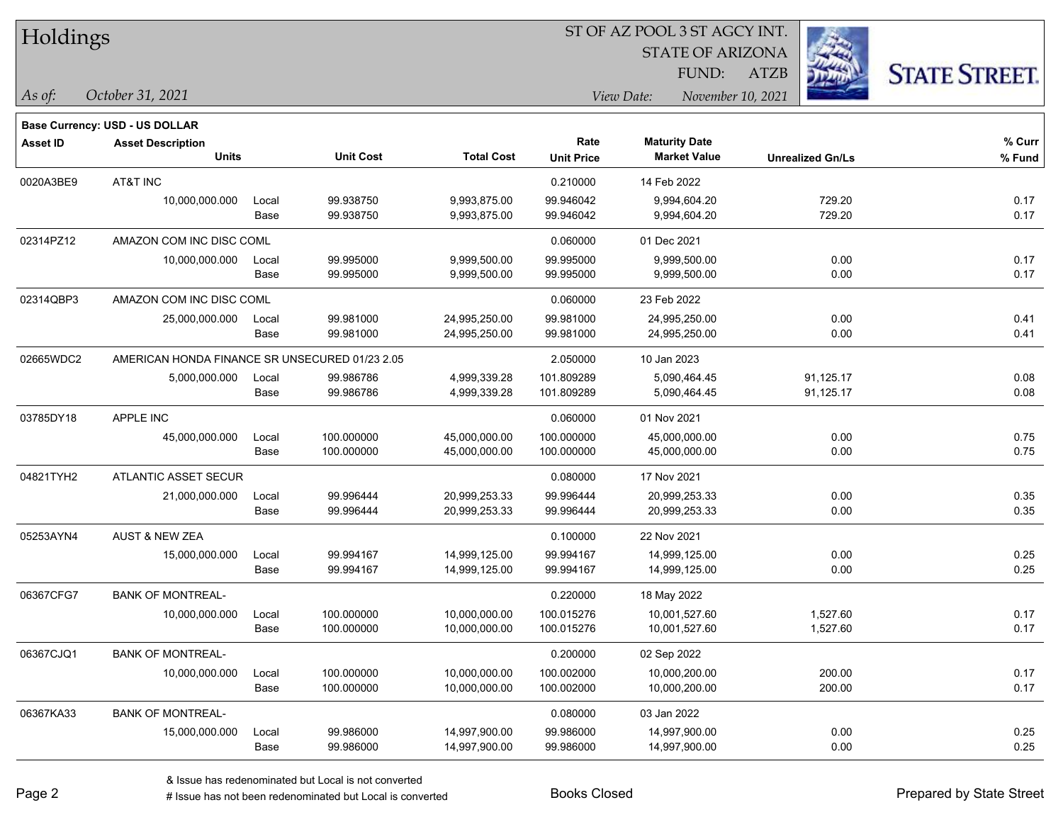# Holdings

ST OF AZ POOL 3 ST AGCY INT.
STATE OF ARIZONA
FUND: ATZB

*As of:* *October 31, 2021*

*View Date:* *November 10, 2021*

**Base Currency: USD - US DOLLAR**

| Asset ID | Asset Description / Units | | Unit Cost | Total Cost | Rate / Unit Price | Maturity Date / Market Value | Unrealized Gn/Ls | % Curr / % Fund |
|---|---|---|---|---|---|---|---|---|
| 0020A3BE9 | AT&T INC | | | | 0.210000 | 14 Feb 2022 | | |
| | 10,000,000.000 | Local | 99.938750 | 9,993,875.00 | 99.946042 | 9,994,604.20 | 729.20 | 0.17 |
| | | Base | 99.938750 | 9,993,875.00 | 99.946042 | 9,994,604.20 | 729.20 | 0.17 |
| 02314PZ12 | AMAZON COM INC DISC COML | | | | 0.060000 | 01 Dec 2021 | | |
| | 10,000,000.000 | Local | 99.995000 | 9,999,500.00 | 99.995000 | 9,999,500.00 | 0.00 | 0.17 |
| | | Base | 99.995000 | 9,999,500.00 | 99.995000 | 9,999,500.00 | 0.00 | 0.17 |
| 02314QBP3 | AMAZON COM INC DISC COML | | | | 0.060000 | 23 Feb 2022 | | |
| | 25,000,000.000 | Local | 99.981000 | 24,995,250.00 | 99.981000 | 24,995,250.00 | 0.00 | 0.41 |
| | | Base | 99.981000 | 24,995,250.00 | 99.981000 | 24,995,250.00 | 0.00 | 0.41 |
| 02665WDC2 | AMERICAN HONDA FINANCE SR UNSECURED 01/23 2.05 | | | | 2.050000 | 10 Jan 2023 | | |
| | 5,000,000.000 | Local | 99.986786 | 4,999,339.28 | 101.809289 | 5,090,464.45 | 91,125.17 | 0.08 |
| | | Base | 99.986786 | 4,999,339.28 | 101.809289 | 5,090,464.45 | 91,125.17 | 0.08 |
| 03785DY18 | APPLE INC | | | | 0.060000 | 01 Nov 2021 | | |
| | 45,000,000.000 | Local | 100.000000 | 45,000,000.00 | 100.000000 | 45,000,000.00 | 0.00 | 0.75 |
| | | Base | 100.000000 | 45,000,000.00 | 100.000000 | 45,000,000.00 | 0.00 | 0.75 |
| 04821TYH2 | ATLANTIC ASSET SECUR | | | | 0.080000 | 17 Nov 2021 | | |
| | 21,000,000.000 | Local | 99.996444 | 20,999,253.33 | 99.996444 | 20,999,253.33 | 0.00 | 0.35 |
| | | Base | 99.996444 | 20,999,253.33 | 99.996444 | 20,999,253.33 | 0.00 | 0.35 |
| 05253AYN4 | AUST & NEW ZEA | | | | 0.100000 | 22 Nov 2021 | | |
| | 15,000,000.000 | Local | 99.994167 | 14,999,125.00 | 99.994167 | 14,999,125.00 | 0.00 | 0.25 |
| | | Base | 99.994167 | 14,999,125.00 | 99.994167 | 14,999,125.00 | 0.00 | 0.25 |
| 06367CFG7 | BANK OF MONTREAL- | | | | 0.220000 | 18 May 2022 | | |
| | 10,000,000.000 | Local | 100.000000 | 10,000,000.00 | 100.015276 | 10,001,527.60 | 1,527.60 | 0.17 |
| | | Base | 100.000000 | 10,000,000.00 | 100.015276 | 10,001,527.60 | 1,527.60 | 0.17 |
| 06367CJQ1 | BANK OF MONTREAL- | | | | 0.200000 | 02 Sep 2022 | | |
| | 10,000,000.000 | Local | 100.000000 | 10,000,000.00 | 100.002000 | 10,000,200.00 | 200.00 | 0.17 |
| | | Base | 100.000000 | 10,000,000.00 | 100.002000 | 10,000,200.00 | 200.00 | 0.17 |
| 06367KA33 | BANK OF MONTREAL- | | | | 0.080000 | 03 Jan 2022 | | |
| | 15,000,000.000 | Local | 99.986000 | 14,997,900.00 | 99.986000 | 14,997,900.00 | 0.00 | 0.25 |
| | | Base | 99.986000 | 14,997,900.00 | 99.986000 | 14,997,900.00 | 0.00 | 0.25 |

& Issue has redenominated but Local is not converted
# Issue has not been redenominated but Local is converted

Books Closed

Prepared by State Street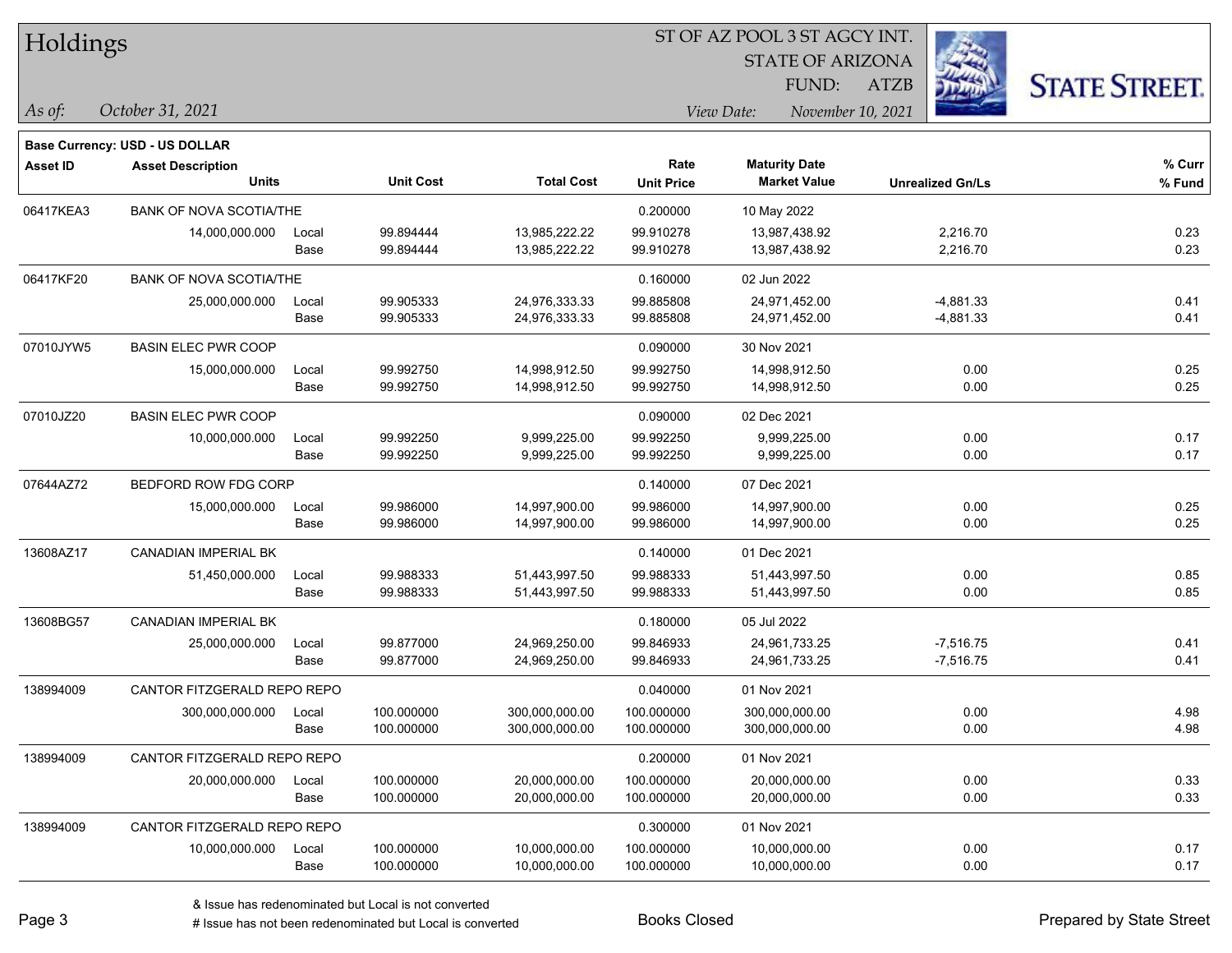# Holdings

ST OF AZ POOL 3 ST AGCY INT.
STATE OF ARIZONA
FUND: ATZB

*As of:* *October 31, 2021*

*View Date:* *November 10, 2021*

**Base Currency: USD - US DOLLAR**

| Asset ID | Asset Description / Units | | Unit Cost | Total Cost | Rate / Unit Price | Maturity Date / Market Value | Unrealized Gn/Ls | % Curr / % Fund |
|---|---|---|---|---|---|---|---|---|
| 06417KEA3 | BANK OF NOVA SCOTIA/THE | | | | 0.200000 | 10 May 2022 | | |
| | 14,000,000.000 | Local | 99.894444 | 13,985,222.22 | 99.910278 | 13,987,438.92 | 2,216.70 | 0.23 |
| | | Base | 99.894444 | 13,985,222.22 | 99.910278 | 13,987,438.92 | 2,216.70 | 0.23 |
| 06417KF20 | BANK OF NOVA SCOTIA/THE | | | | 0.160000 | 02 Jun 2022 | | |
| | 25,000,000.000 | Local | 99.905333 | 24,976,333.33 | 99.885808 | 24,971,452.00 | -4,881.33 | 0.41 |
| | | Base | 99.905333 | 24,976,333.33 | 99.885808 | 24,971,452.00 | -4,881.33 | 0.41 |
| 07010JYW5 | BASIN ELEC PWR COOP | | | | 0.090000 | 30 Nov 2021 | | |
| | 15,000,000.000 | Local | 99.992750 | 14,998,912.50 | 99.992750 | 14,998,912.50 | 0.00 | 0.25 |
| | | Base | 99.992750 | 14,998,912.50 | 99.992750 | 14,998,912.50 | 0.00 | 0.25 |
| 07010JZ20 | BASIN ELEC PWR COOP | | | | 0.090000 | 02 Dec 2021 | | |
| | 10,000,000.000 | Local | 99.992250 | 9,999,225.00 | 99.992250 | 9,999,225.00 | 0.00 | 0.17 |
| | | Base | 99.992250 | 9,999,225.00 | 99.992250 | 9,999,225.00 | 0.00 | 0.17 |
| 07644AZ72 | BEDFORD ROW FDG CORP | | | | 0.140000 | 07 Dec 2021 | | |
| | 15,000,000.000 | Local | 99.986000 | 14,997,900.00 | 99.986000 | 14,997,900.00 | 0.00 | 0.25 |
| | | Base | 99.986000 | 14,997,900.00 | 99.986000 | 14,997,900.00 | 0.00 | 0.25 |
| 13608AZ17 | CANADIAN IMPERIAL BK | | | | 0.140000 | 01 Dec 2021 | | |
| | 51,450,000.000 | Local | 99.988333 | 51,443,997.50 | 99.988333 | 51,443,997.50 | 0.00 | 0.85 |
| | | Base | 99.988333 | 51,443,997.50 | 99.988333 | 51,443,997.50 | 0.00 | 0.85 |
| 13608BG57 | CANADIAN IMPERIAL BK | | | | 0.180000 | 05 Jul 2022 | | |
| | 25,000,000.000 | Local | 99.877000 | 24,969,250.00 | 99.846933 | 24,961,733.25 | -7,516.75 | 0.41 |
| | | Base | 99.877000 | 24,969,250.00 | 99.846933 | 24,961,733.25 | -7,516.75 | 0.41 |
| 138994009 | CANTOR FITZGERALD REPO REPO | | | | 0.040000 | 01 Nov 2021 | | |
| | 300,000,000.000 | Local | 100.000000 | 300,000,000.00 | 100.000000 | 300,000,000.00 | 0.00 | 4.98 |
| | | Base | 100.000000 | 300,000,000.00 | 100.000000 | 300,000,000.00 | 0.00 | 4.98 |
| 138994009 | CANTOR FITZGERALD REPO REPO | | | | 0.200000 | 01 Nov 2021 | | |
| | 20,000,000.000 | Local | 100.000000 | 20,000,000.00 | 100.000000 | 20,000,000.00 | 0.00 | 0.33 |
| | | Base | 100.000000 | 20,000,000.00 | 100.000000 | 20,000,000.00 | 0.00 | 0.33 |
| 138994009 | CANTOR FITZGERALD REPO REPO | | | | 0.300000 | 01 Nov 2021 | | |
| | 10,000,000.000 | Local | 100.000000 | 10,000,000.00 | 100.000000 | 10,000,000.00 | 0.00 | 0.17 |
| | | Base | 100.000000 | 10,000,000.00 | 100.000000 | 10,000,000.00 | 0.00 | 0.17 |

& Issue has redenominated but Local is not converted
# Issue has not been redenominated but Local is converted

Books Closed

Prepared by State Street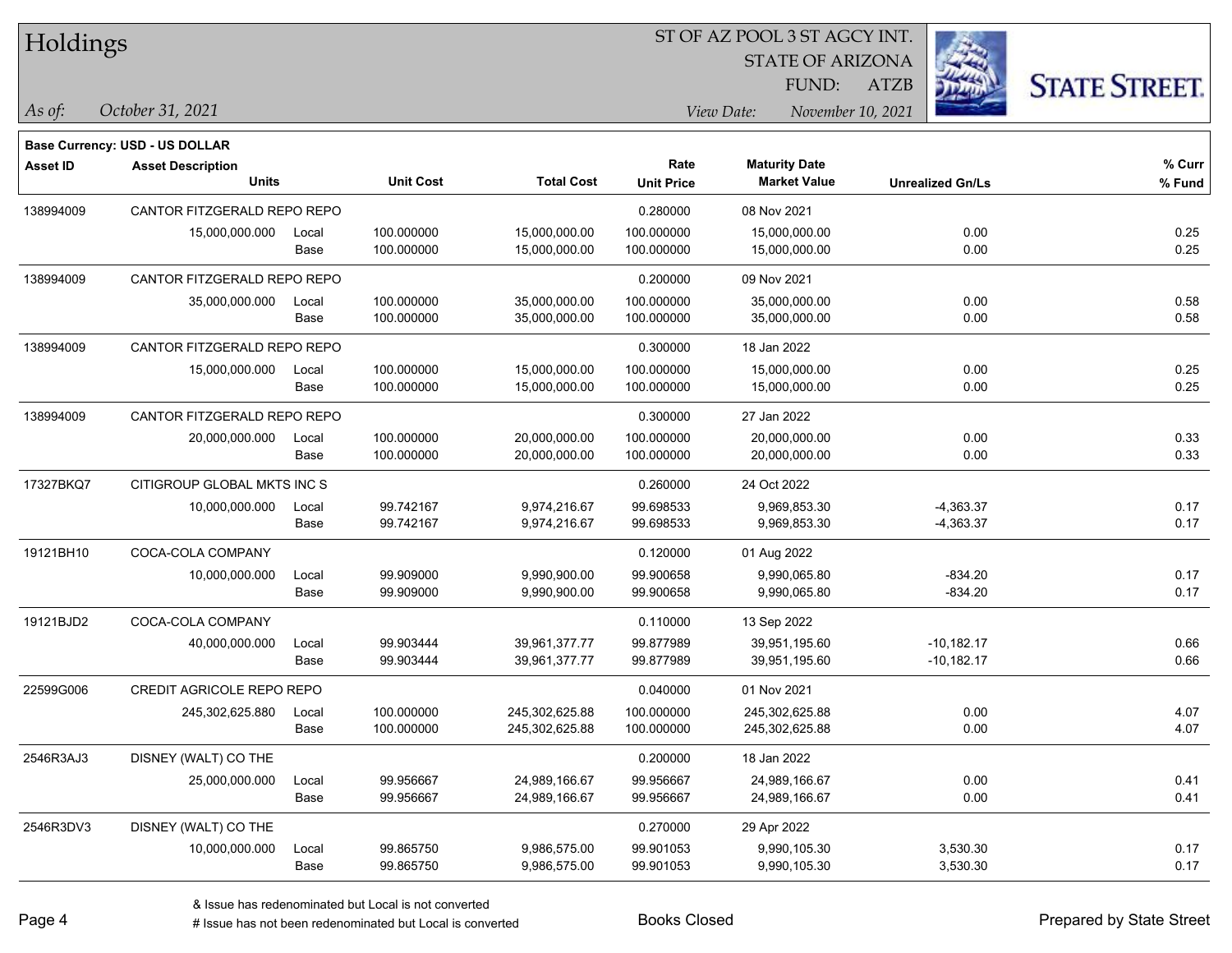# Holdings

ST OF AZ POOL 3 ST AGCY INT.
STATE OF ARIZONA
FUND: ATZB

*As of:* *October 31, 2021*

*View Date:* *November 10, 2021*

**Base Currency: USD - US DOLLAR**

| Asset ID | Asset Description / Units | | Unit Cost | Total Cost | Rate / Unit Price | Maturity Date / Market Value | Unrealized Gn/Ls | % Curr / % Fund |
|---|---|---|---|---|---|---|---|---|
| 138994009 | CANTOR FITZGERALD REPO REPO | | | | 0.280000 | 08 Nov 2021 | | |
| | 15,000,000.000 | Local | 100.000000 | 15,000,000.00 | 100.000000 | 15,000,000.00 | 0.00 | 0.25 |
| | | Base | 100.000000 | 15,000,000.00 | 100.000000 | 15,000,000.00 | 0.00 | 0.25 |
| 138994009 | CANTOR FITZGERALD REPO REPO | | | | 0.200000 | 09 Nov 2021 | | |
| | 35,000,000.000 | Local | 100.000000 | 35,000,000.00 | 100.000000 | 35,000,000.00 | 0.00 | 0.58 |
| | | Base | 100.000000 | 35,000,000.00 | 100.000000 | 35,000,000.00 | 0.00 | 0.58 |
| 138994009 | CANTOR FITZGERALD REPO REPO | | | | 0.300000 | 18 Jan 2022 | | |
| | 15,000,000.000 | Local | 100.000000 | 15,000,000.00 | 100.000000 | 15,000,000.00 | 0.00 | 0.25 |
| | | Base | 100.000000 | 15,000,000.00 | 100.000000 | 15,000,000.00 | 0.00 | 0.25 |
| 138994009 | CANTOR FITZGERALD REPO REPO | | | | 0.300000 | 27 Jan 2022 | | |
| | 20,000,000.000 | Local | 100.000000 | 20,000,000.00 | 100.000000 | 20,000,000.00 | 0.00 | 0.33 |
| | | Base | 100.000000 | 20,000,000.00 | 100.000000 | 20,000,000.00 | 0.00 | 0.33 |
| 17327BKQ7 | CITIGROUP GLOBAL MKTS INC S | | | | 0.260000 | 24 Oct 2022 | | |
| | 10,000,000.000 | Local | 99.742167 | 9,974,216.67 | 99.698533 | 9,969,853.30 | -4,363.37 | 0.17 |
| | | Base | 99.742167 | 9,974,216.67 | 99.698533 | 9,969,853.30 | -4,363.37 | 0.17 |
| 19121BH10 | COCA-COLA COMPANY | | | | 0.120000 | 01 Aug 2022 | | |
| | 10,000,000.000 | Local | 99.909000 | 9,990,900.00 | 99.900658 | 9,990,065.80 | -834.20 | 0.17 |
| | | Base | 99.909000 | 9,990,900.00 | 99.900658 | 9,990,065.80 | -834.20 | 0.17 |
| 19121BJD2 | COCA-COLA COMPANY | | | | 0.110000 | 13 Sep 2022 | | |
| | 40,000,000.000 | Local | 99.903444 | 39,961,377.77 | 99.877989 | 39,951,195.60 | -10,182.17 | 0.66 |
| | | Base | 99.903444 | 39,961,377.77 | 99.877989 | 39,951,195.60 | -10,182.17 | 0.66 |
| 22599G006 | CREDIT AGRICOLE REPO REPO | | | | 0.040000 | 01 Nov 2021 | | |
| | 245,302,625.880 | Local | 100.000000 | 245,302,625.88 | 100.000000 | 245,302,625.88 | 0.00 | 4.07 |
| | | Base | 100.000000 | 245,302,625.88 | 100.000000 | 245,302,625.88 | 0.00 | 4.07 |
| 2546R3AJ3 | DISNEY (WALT) CO THE | | | | 0.200000 | 18 Jan 2022 | | |
| | 25,000,000.000 | Local | 99.956667 | 24,989,166.67 | 99.956667 | 24,989,166.67 | 0.00 | 0.41 |
| | | Base | 99.956667 | 24,989,166.67 | 99.956667 | 24,989,166.67 | 0.00 | 0.41 |
| 2546R3DV3 | DISNEY (WALT) CO THE | | | | 0.270000 | 29 Apr 2022 | | |
| | 10,000,000.000 | Local | 99.865750 | 9,986,575.00 | 99.901053 | 9,990,105.30 | 3,530.30 | 0.17 |
| | | Base | 99.865750 | 9,986,575.00 | 99.901053 | 9,990,105.30 | 3,530.30 | 0.17 |

& Issue has redenominated but Local is not converted
# Issue has not been redenominated but Local is converted

Books Closed

Prepared by State Street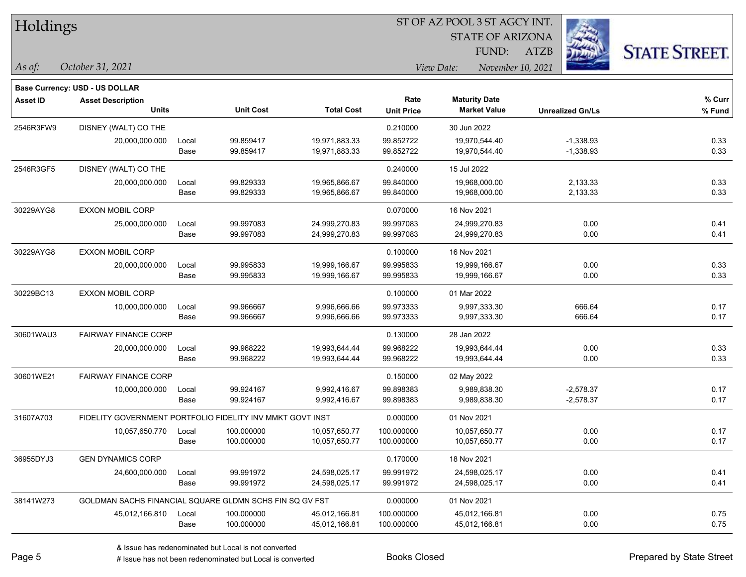# Holdings

ST OF AZ POOL 3 ST AGCY INT.
STATE OF ARIZONA
FUND: ATZB

*As of:* *October 31, 2021*
*View Date:* *November 10, 2021*

**Base Currency: USD - US DOLLAR**

| Asset ID | Asset Description / Units | | Unit Cost | Total Cost | Rate / Unit Price | Maturity Date / Market Value | Unrealized Gn/Ls | % Curr / % Fund |
|---|---|---|---|---|---|---|---|---|
| 2546R3FW9 | DISNEY (WALT) CO THE | | | | 0.210000 | 30 Jun 2022 | | |
| | 20,000,000.000 | Local | 99.859417 | 19,971,883.33 | 99.852722 | 19,970,544.40 | -1,338.93 | 0.33 |
| | | Base | 99.859417 | 19,971,883.33 | 99.852722 | 19,970,544.40 | -1,338.93 | 0.33 |
| 2546R3GF5 | DISNEY (WALT) CO THE | | | | 0.240000 | 15 Jul 2022 | | |
| | 20,000,000.000 | Local | 99.829333 | 19,965,866.67 | 99.840000 | 19,968,000.00 | 2,133.33 | 0.33 |
| | | Base | 99.829333 | 19,965,866.67 | 99.840000 | 19,968,000.00 | 2,133.33 | 0.33 |
| 30229AYG8 | EXXON MOBIL CORP | | | | 0.070000 | 16 Nov 2021 | | |
| | 25,000,000.000 | Local | 99.997083 | 24,999,270.83 | 99.997083 | 24,999,270.83 | 0.00 | 0.41 |
| | | Base | 99.997083 | 24,999,270.83 | 99.997083 | 24,999,270.83 | 0.00 | 0.41 |
| 30229AYG8 | EXXON MOBIL CORP | | | | 0.100000 | 16 Nov 2021 | | |
| | 20,000,000.000 | Local | 99.995833 | 19,999,166.67 | 99.995833 | 19,999,166.67 | 0.00 | 0.33 |
| | | Base | 99.995833 | 19,999,166.67 | 99.995833 | 19,999,166.67 | 0.00 | 0.33 |
| 30229BC13 | EXXON MOBIL CORP | | | | 0.100000 | 01 Mar 2022 | | |
| | 10,000,000.000 | Local | 99.966667 | 9,996,666.66 | 99.973333 | 9,997,333.30 | 666.64 | 0.17 |
| | | Base | 99.966667 | 9,996,666.66 | 99.973333 | 9,997,333.30 | 666.64 | 0.17 |
| 30601WAU3 | FAIRWAY FINANCE CORP | | | | 0.130000 | 28 Jan 2022 | | |
| | 20,000,000.000 | Local | 99.968222 | 19,993,644.44 | 99.968222 | 19,993,644.44 | 0.00 | 0.33 |
| | | Base | 99.968222 | 19,993,644.44 | 99.968222 | 19,993,644.44 | 0.00 | 0.33 |
| 30601WE21 | FAIRWAY FINANCE CORP | | | | 0.150000 | 02 May 2022 | | |
| | 10,000,000.000 | Local | 99.924167 | 9,992,416.67 | 99.898383 | 9,989,838.30 | -2,578.37 | 0.17 |
| | | Base | 99.924167 | 9,992,416.67 | 99.898383 | 9,989,838.30 | -2,578.37 | 0.17 |
| 31607A703 | FIDELITY GOVERNMENT PORTFOLIO FIDELITY INV MMKT GOVT INST | | | | 0.000000 | 01 Nov 2021 | | |
| | 10,057,650.770 | Local | 100.000000 | 10,057,650.77 | 100.000000 | 10,057,650.77 | 0.00 | 0.17 |
| | | Base | 100.000000 | 10,057,650.77 | 100.000000 | 10,057,650.77 | 0.00 | 0.17 |
| 36955DYJ3 | GEN DYNAMICS CORP | | | | 0.170000 | 18 Nov 2021 | | |
| | 24,600,000.000 | Local | 99.991972 | 24,598,025.17 | 99.991972 | 24,598,025.17 | 0.00 | 0.41 |
| | | Base | 99.991972 | 24,598,025.17 | 99.991972 | 24,598,025.17 | 0.00 | 0.41 |
| 38141W273 | GOLDMAN SACHS FINANCIAL SQUARE GLDMN SCHS FIN SQ GV FST | | | | 0.000000 | 01 Nov 2021 | | |
| | 45,012,166.810 | Local | 100.000000 | 45,012,166.81 | 100.000000 | 45,012,166.81 | 0.00 | 0.75 |
| | | Base | 100.000000 | 45,012,166.81 | 100.000000 | 45,012,166.81 | 0.00 | 0.75 |

& Issue has redenominated but Local is not converted
# Issue has not been redenominated but Local is converted

Books Closed

Prepared by State Street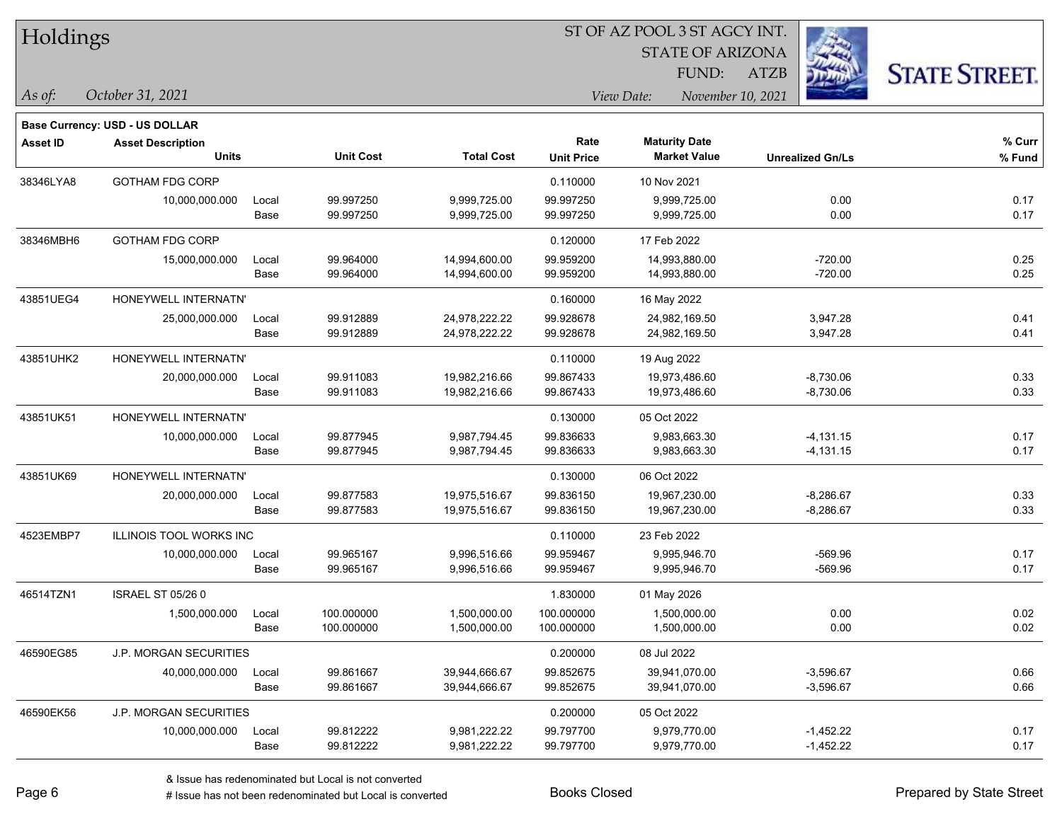# Holdings

ST OF AZ POOL 3 ST AGCY INT.
STATE OF ARIZONA
FUND: ATZB

*As of: October 31, 2021*

*View Date: November 10, 2021*

**Base Currency: USD - US DOLLAR**

| Asset ID | Asset Description / Units | | Unit Cost | Total Cost | Rate / Unit Price | Maturity Date / Market Value | Unrealized Gn/Ls | % Curr / % Fund |
|---|---|---|---|---|---|---|---|---|
| 38346LYA8 | GOTHAM FDG CORP | | | | 0.110000 | 10 Nov 2021 | | |
| | 10,000,000.000 | Local | 99.997250 | 9,999,725.00 | 99.997250 | 9,999,725.00 | 0.00 | 0.17 |
| | | Base | 99.997250 | 9,999,725.00 | 99.997250 | 9,999,725.00 | 0.00 | 0.17 |
| 38346MBH6 | GOTHAM FDG CORP | | | | 0.120000 | 17 Feb 2022 | | |
| | 15,000,000.000 | Local | 99.964000 | 14,994,600.00 | 99.959200 | 14,993,880.00 | -720.00 | 0.25 |
| | | Base | 99.964000 | 14,994,600.00 | 99.959200 | 14,993,880.00 | -720.00 | 0.25 |
| 43851UEG4 | HONEYWELL INTERNATN' | | | | 0.160000 | 16 May 2022 | | |
| | 25,000,000.000 | Local | 99.912889 | 24,978,222.22 | 99.928678 | 24,982,169.50 | 3,947.28 | 0.41 |
| | | Base | 99.912889 | 24,978,222.22 | 99.928678 | 24,982,169.50 | 3,947.28 | 0.41 |
| 43851UHK2 | HONEYWELL INTERNATN' | | | | 0.110000 | 19 Aug 2022 | | |
| | 20,000,000.000 | Local | 99.911083 | 19,982,216.66 | 99.867433 | 19,973,486.60 | -8,730.06 | 0.33 |
| | | Base | 99.911083 | 19,982,216.66 | 99.867433 | 19,973,486.60 | -8,730.06 | 0.33 |
| 43851UK51 | HONEYWELL INTERNATN' | | | | 0.130000 | 05 Oct 2022 | | |
| | 10,000,000.000 | Local | 99.877945 | 9,987,794.45 | 99.836633 | 9,983,663.30 | -4,131.15 | 0.17 |
| | | Base | 99.877945 | 9,987,794.45 | 99.836633 | 9,983,663.30 | -4,131.15 | 0.17 |
| 43851UK69 | HONEYWELL INTERNATN' | | | | 0.130000 | 06 Oct 2022 | | |
| | 20,000,000.000 | Local | 99.877583 | 19,975,516.67 | 99.836150 | 19,967,230.00 | -8,286.67 | 0.33 |
| | | Base | 99.877583 | 19,975,516.67 | 99.836150 | 19,967,230.00 | -8,286.67 | 0.33 |
| 4523EMBP7 | ILLINOIS TOOL WORKS INC | | | | 0.110000 | 23 Feb 2022 | | |
| | 10,000,000.000 | Local | 99.965167 | 9,996,516.66 | 99.959467 | 9,995,946.70 | -569.96 | 0.17 |
| | | Base | 99.965167 | 9,996,516.66 | 99.959467 | 9,995,946.70 | -569.96 | 0.17 |
| 46514TZN1 | ISRAEL ST 05/26 0 | | | | 1.830000 | 01 May 2026 | | |
| | 1,500,000.000 | Local | 100.000000 | 1,500,000.00 | 100.000000 | 1,500,000.00 | 0.00 | 0.02 |
| | | Base | 100.000000 | 1,500,000.00 | 100.000000 | 1,500,000.00 | 0.00 | 0.02 |
| 46590EG85 | J.P. MORGAN SECURITIES | | | | 0.200000 | 08 Jul 2022 | | |
| | 40,000,000.000 | Local | 99.861667 | 39,944,666.67 | 99.852675 | 39,941,070.00 | -3,596.67 | 0.66 |
| | | Base | 99.861667 | 39,944,666.67 | 99.852675 | 39,941,070.00 | -3,596.67 | 0.66 |
| 46590EK56 | J.P. MORGAN SECURITIES | | | | 0.200000 | 05 Oct 2022 | | |
| | 10,000,000.000 | Local | 99.812222 | 9,981,222.22 | 99.797700 | 9,979,770.00 | -1,452.22 | 0.17 |
| | | Base | 99.812222 | 9,981,222.22 | 99.797700 | 9,979,770.00 | -1,452.22 | 0.17 |

& Issue has redenominated but Local is not converted
# Issue has not been redenominated but Local is converted

Books Closed

Prepared by State Street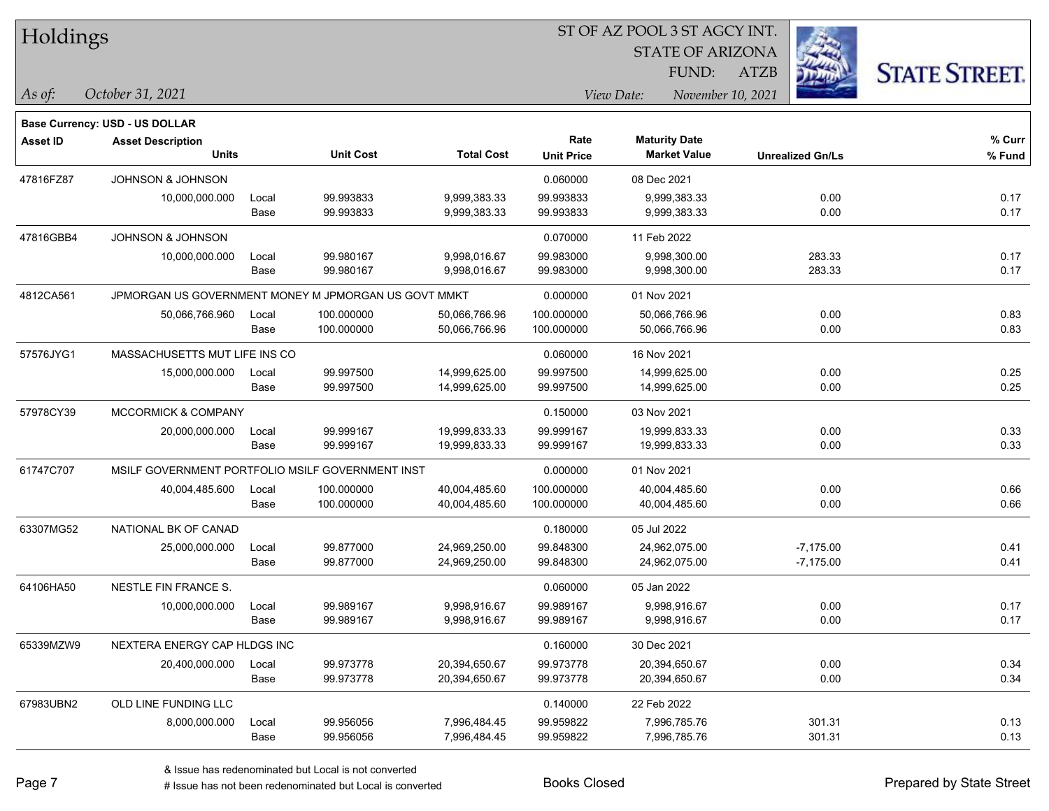# Holdings

ST OF AZ POOL 3 ST AGCY INT.
STATE OF ARIZONA
FUND: ATZB

*As of:* *October 31, 2021*

*View Date:* *November 10, 2021*

**Base Currency: USD - US DOLLAR**

| Asset ID | Asset Description / Units | | Unit Cost | Total Cost | Rate / Unit Price | Maturity Date / Market Value | Unrealized Gn/Ls | % Curr / % Fund |
|---|---|---|---|---|---|---|---|---|
| 47816FZ87 | JOHNSON & JOHNSON | | | | 0.060000 | 08 Dec 2021 | | |
| | 10,000,000.000 | Local | 99.993833 | 9,999,383.33 | 99.993833 | 9,999,383.33 | 0.00 | 0.17 |
| | | Base | 99.993833 | 9,999,383.33 | 99.993833 | 9,999,383.33 | 0.00 | 0.17 |
| 47816GBB4 | JOHNSON & JOHNSON | | | | 0.070000 | 11 Feb 2022 | | |
| | 10,000,000.000 | Local | 99.980167 | 9,998,016.67 | 99.983000 | 9,998,300.00 | 283.33 | 0.17 |
| | | Base | 99.980167 | 9,998,016.67 | 99.983000 | 9,998,300.00 | 283.33 | 0.17 |
| 4812CA561 | JPMORGAN US GOVERNMENT MONEY M JPMORGAN US GOVT MMKT | | | | 0.000000 | 01 Nov 2021 | | |
| | 50,066,766.960 | Local | 100.000000 | 50,066,766.96 | 100.000000 | 50,066,766.96 | 0.00 | 0.83 |
| | | Base | 100.000000 | 50,066,766.96 | 100.000000 | 50,066,766.96 | 0.00 | 0.83 |
| 57576JYG1 | MASSACHUSETTS MUT LIFE INS CO | | | | 0.060000 | 16 Nov 2021 | | |
| | 15,000,000.000 | Local | 99.997500 | 14,999,625.00 | 99.997500 | 14,999,625.00 | 0.00 | 0.25 |
| | | Base | 99.997500 | 14,999,625.00 | 99.997500 | 14,999,625.00 | 0.00 | 0.25 |
| 57978CY39 | MCCORMICK & COMPANY | | | | 0.150000 | 03 Nov 2021 | | |
| | 20,000,000.000 | Local | 99.999167 | 19,999,833.33 | 99.999167 | 19,999,833.33 | 0.00 | 0.33 |
| | | Base | 99.999167 | 19,999,833.33 | 99.999167 | 19,999,833.33 | 0.00 | 0.33 |
| 61747C707 | MSILF GOVERNMENT PORTFOLIO MSILF GOVERNMENT INST | | | | 0.000000 | 01 Nov 2021 | | |
| | 40,004,485.600 | Local | 100.000000 | 40,004,485.60 | 100.000000 | 40,004,485.60 | 0.00 | 0.66 |
| | | Base | 100.000000 | 40,004,485.60 | 100.000000 | 40,004,485.60 | 0.00 | 0.66 |
| 63307MG52 | NATIONAL BK OF CANAD | | | | 0.180000 | 05 Jul 2022 | | |
| | 25,000,000.000 | Local | 99.877000 | 24,969,250.00 | 99.848300 | 24,962,075.00 | -7,175.00 | 0.41 |
| | | Base | 99.877000 | 24,969,250.00 | 99.848300 | 24,962,075.00 | -7,175.00 | 0.41 |
| 64106HA50 | NESTLE FIN FRANCE S. | | | | 0.060000 | 05 Jan 2022 | | |
| | 10,000,000.000 | Local | 99.989167 | 9,998,916.67 | 99.989167 | 9,998,916.67 | 0.00 | 0.17 |
| | | Base | 99.989167 | 9,998,916.67 | 99.989167 | 9,998,916.67 | 0.00 | 0.17 |
| 65339MZW9 | NEXTERA ENERGY CAP HLDGS INC | | | | 0.160000 | 30 Dec 2021 | | |
| | 20,400,000.000 | Local | 99.973778 | 20,394,650.67 | 99.973778 | 20,394,650.67 | 0.00 | 0.34 |
| | | Base | 99.973778 | 20,394,650.67 | 99.973778 | 20,394,650.67 | 0.00 | 0.34 |
| 67983UBN2 | OLD LINE FUNDING LLC | | | | 0.140000 | 22 Feb 2022 | | |
| | 8,000,000.000 | Local | 99.956056 | 7,996,484.45 | 99.959822 | 7,996,785.76 | 301.31 | 0.13 |
| | | Base | 99.956056 | 7,996,484.45 | 99.959822 | 7,996,785.76 | 301.31 | 0.13 |

& Issue has redenominated but Local is not converted
# Issue has not been redenominated but Local is converted

Books Closed

Prepared by State Street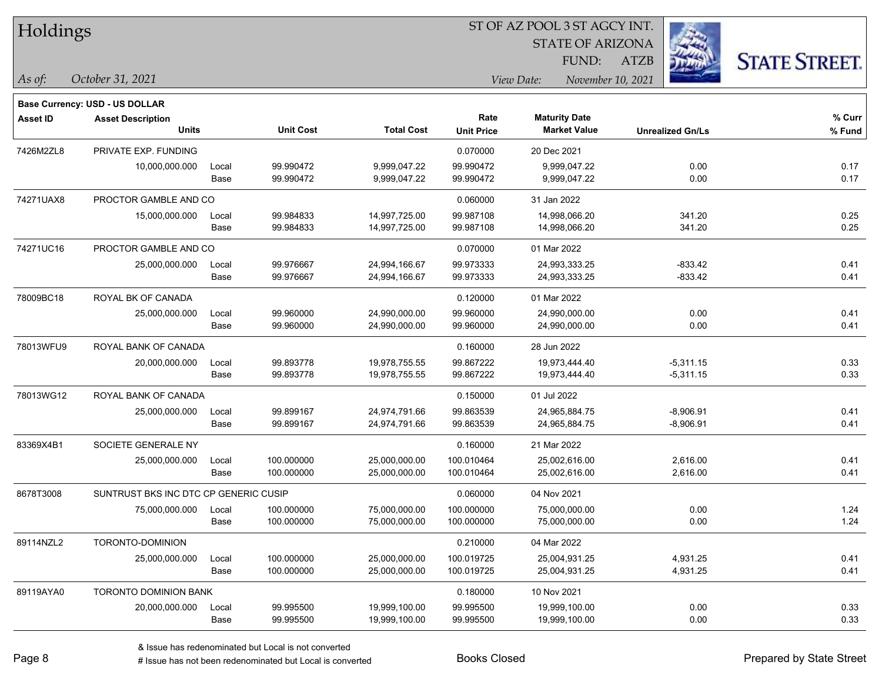# Holdings

ST OF AZ POOL 3 ST AGCY INT.
STATE OF ARIZONA
FUND: ATZB

*As of:* *October 31, 2021*

*View Date:* *November 10, 2021*

**Base Currency: USD - US DOLLAR**

| Asset ID | Asset Description / Units | | Unit Cost | Total Cost | Rate / Unit Price | Maturity Date / Market Value | Unrealized Gn/Ls | % Curr / % Fund |
|---|---|---|---|---|---|---|---|---|
| 7426M2ZL8 | PRIVATE EXP. FUNDING | | | | 0.070000 | 20 Dec 2021 | | |
| | 10,000,000.000 | Local | 99.990472 | 9,999,047.22 | 99.990472 | 9,999,047.22 | 0.00 | 0.17 |
| | | Base | 99.990472 | 9,999,047.22 | 99.990472 | 9,999,047.22 | 0.00 | 0.17 |
| 74271UAX8 | PROCTOR GAMBLE AND CO | | | | 0.060000 | 31 Jan 2022 | | |
| | 15,000,000.000 | Local | 99.984833 | 14,997,725.00 | 99.987108 | 14,998,066.20 | 341.20 | 0.25 |
| | | Base | 99.984833 | 14,997,725.00 | 99.987108 | 14,998,066.20 | 341.20 | 0.25 |
| 74271UC16 | PROCTOR GAMBLE AND CO | | | | 0.070000 | 01 Mar 2022 | | |
| | 25,000,000.000 | Local | 99.976667 | 24,994,166.67 | 99.973333 | 24,993,333.25 | -833.42 | 0.41 |
| | | Base | 99.976667 | 24,994,166.67 | 99.973333 | 24,993,333.25 | -833.42 | 0.41 |
| 78009BC18 | ROYAL BK OF CANADA | | | | 0.120000 | 01 Mar 2022 | | |
| | 25,000,000.000 | Local | 99.960000 | 24,990,000.00 | 99.960000 | 24,990,000.00 | 0.00 | 0.41 |
| | | Base | 99.960000 | 24,990,000.00 | 99.960000 | 24,990,000.00 | 0.00 | 0.41 |
| 78013WFU9 | ROYAL BANK OF CANADA | | | | 0.160000 | 28 Jun 2022 | | |
| | 20,000,000.000 | Local | 99.893778 | 19,978,755.55 | 99.867222 | 19,973,444.40 | -5,311.15 | 0.33 |
| | | Base | 99.893778 | 19,978,755.55 | 99.867222 | 19,973,444.40 | -5,311.15 | 0.33 |
| 78013WG12 | ROYAL BANK OF CANADA | | | | 0.150000 | 01 Jul 2022 | | |
| | 25,000,000.000 | Local | 99.899167 | 24,974,791.66 | 99.863539 | 24,965,884.75 | -8,906.91 | 0.41 |
| | | Base | 99.899167 | 24,974,791.66 | 99.863539 | 24,965,884.75 | -8,906.91 | 0.41 |
| 83369X4B1 | SOCIETE GENERALE NY | | | | 0.160000 | 21 Mar 2022 | | |
| | 25,000,000.000 | Local | 100.000000 | 25,000,000.00 | 100.010464 | 25,002,616.00 | 2,616.00 | 0.41 |
| | | Base | 100.000000 | 25,000,000.00 | 100.010464 | 25,002,616.00 | 2,616.00 | 0.41 |
| 8678T3008 | SUNTRUST BKS INC DTC CP GENERIC CUSIP | | | | 0.060000 | 04 Nov 2021 | | |
| | 75,000,000.000 | Local | 100.000000 | 75,000,000.00 | 100.000000 | 75,000,000.00 | 0.00 | 1.24 |
| | | Base | 100.000000 | 75,000,000.00 | 100.000000 | 75,000,000.00 | 0.00 | 1.24 |
| 89114NZL2 | TORONTO-DOMINION | | | | 0.210000 | 04 Mar 2022 | | |
| | 25,000,000.000 | Local | 100.000000 | 25,000,000.00 | 100.019725 | 25,004,931.25 | 4,931.25 | 0.41 |
| | | Base | 100.000000 | 25,000,000.00 | 100.019725 | 25,004,931.25 | 4,931.25 | 0.41 |
| 89119AYA0 | TORONTO DOMINION BANK | | | | 0.180000 | 10 Nov 2021 | | |
| | 20,000,000.000 | Local | 99.995500 | 19,999,100.00 | 99.995500 | 19,999,100.00 | 0.00 | 0.33 |
| | | Base | 99.995500 | 19,999,100.00 | 99.995500 | 19,999,100.00 | 0.00 | 0.33 |

& Issue has redenominated but Local is not converted
# Issue has not been redenominated but Local is converted

Books Closed

Prepared by State Street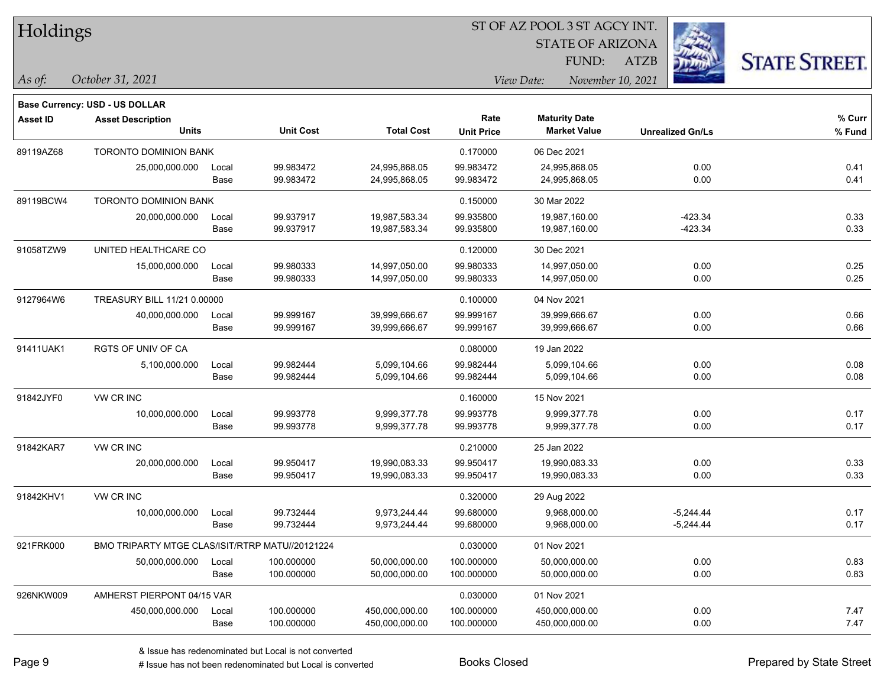# Holdings

ST OF AZ POOL 3 ST AGCY INT.
STATE OF ARIZONA
FUND: ATZB

*As of:* October 31, 2021

*View Date:* November 10, 2021

**Base Currency: USD - US DOLLAR**

| Asset ID | Asset Description / Units | | Unit Cost | Total Cost | Rate / Unit Price | Maturity Date / Market Value | Unrealized Gn/Ls | % Curr / % Fund |
|---|---|---|---|---|---|---|---|---|
| 89119AZ68 | TORONTO DOMINION BANK | | | | 0.170000 | 06 Dec 2021 | | |
| | 25,000,000.000 | Local | 99.983472 | 24,995,868.05 | 99.983472 | 24,995,868.05 | 0.00 | 0.41 |
| | | Base | 99.983472 | 24,995,868.05 | 99.983472 | 24,995,868.05 | 0.00 | 0.41 |
| 89119BCW4 | TORONTO DOMINION BANK | | | | 0.150000 | 30 Mar 2022 | | |
| | 20,000,000.000 | Local | 99.937917 | 19,987,583.34 | 99.935800 | 19,987,160.00 | -423.34 | 0.33 |
| | | Base | 99.937917 | 19,987,583.34 | 99.935800 | 19,987,160.00 | -423.34 | 0.33 |
| 91058TZW9 | UNITED HEALTHCARE CO | | | | 0.120000 | 30 Dec 2021 | | |
| | 15,000,000.000 | Local | 99.980333 | 14,997,050.00 | 99.980333 | 14,997,050.00 | 0.00 | 0.25 |
| | | Base | 99.980333 | 14,997,050.00 | 99.980333 | 14,997,050.00 | 0.00 | 0.25 |
| 9127964W6 | TREASURY BILL 11/21 0.00000 | | | | 0.100000 | 04 Nov 2021 | | |
| | 40,000,000.000 | Local | 99.999167 | 39,999,666.67 | 99.999167 | 39,999,666.67 | 0.00 | 0.66 |
| | | Base | 99.999167 | 39,999,666.67 | 99.999167 | 39,999,666.67 | 0.00 | 0.66 |
| 91411UAK1 | RGTS OF UNIV OF CA | | | | 0.080000 | 19 Jan 2022 | | |
| | 5,100,000.000 | Local | 99.982444 | 5,099,104.66 | 99.982444 | 5,099,104.66 | 0.00 | 0.08 |
| | | Base | 99.982444 | 5,099,104.66 | 99.982444 | 5,099,104.66 | 0.00 | 0.08 |
| 91842JYF0 | VW CR INC | | | | 0.160000 | 15 Nov 2021 | | |
| | 10,000,000.000 | Local | 99.993778 | 9,999,377.78 | 99.993778 | 9,999,377.78 | 0.00 | 0.17 |
| | | Base | 99.993778 | 9,999,377.78 | 99.993778 | 9,999,377.78 | 0.00 | 0.17 |
| 91842KAR7 | VW CR INC | | | | 0.210000 | 25 Jan 2022 | | |
| | 20,000,000.000 | Local | 99.950417 | 19,990,083.33 | 99.950417 | 19,990,083.33 | 0.00 | 0.33 |
| | | Base | 99.950417 | 19,990,083.33 | 99.950417 | 19,990,083.33 | 0.00 | 0.33 |
| 91842KHV1 | VW CR INC | | | | 0.320000 | 29 Aug 2022 | | |
| | 10,000,000.000 | Local | 99.732444 | 9,973,244.44 | 99.680000 | 9,968,000.00 | -5,244.44 | 0.17 |
| | | Base | 99.732444 | 9,973,244.44 | 99.680000 | 9,968,000.00 | -5,244.44 | 0.17 |
| 921FRK000 | BMO TRIPARTY MTGE CLAS/ISIT/RTRP MATU//20121224 | | | | 0.030000 | 01 Nov 2021 | | |
| | 50,000,000.000 | Local | 100.000000 | 50,000,000.00 | 100.000000 | 50,000,000.00 | 0.00 | 0.83 |
| | | Base | 100.000000 | 50,000,000.00 | 100.000000 | 50,000,000.00 | 0.00 | 0.83 |
| 926NKW009 | AMHERST PIERPONT 04/15 VAR | | | | 0.030000 | 01 Nov 2021 | | |
| | 450,000,000.000 | Local | 100.000000 | 450,000,000.00 | 100.000000 | 450,000,000.00 | 0.00 | 7.47 |
| | | Base | 100.000000 | 450,000,000.00 | 100.000000 | 450,000,000.00 | 0.00 | 7.47 |

& Issue has redenominated but Local is not converted
# Issue has not been redenominated but Local is converted

Books Closed

Prepared by State Street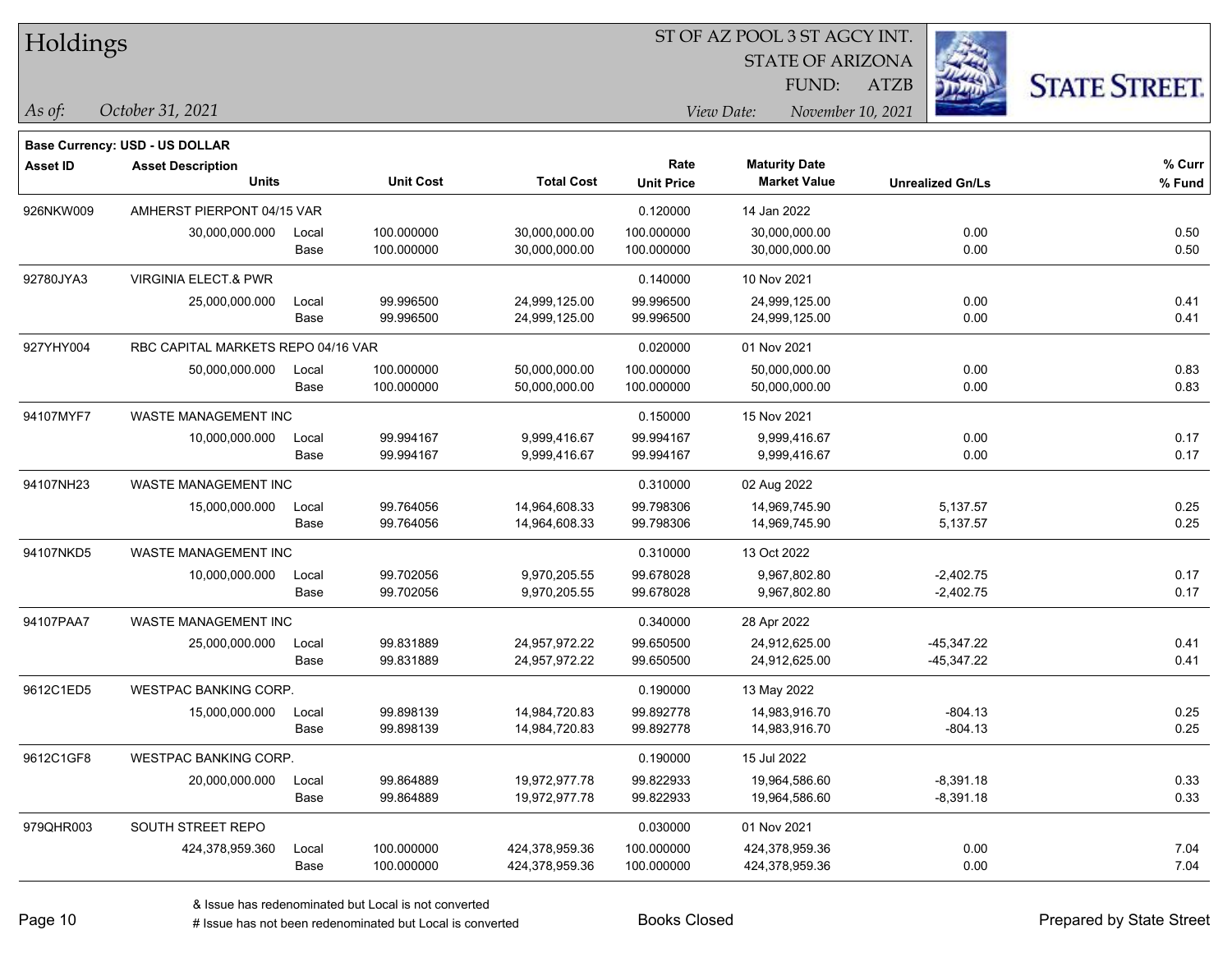# Holdings

ST OF AZ POOL 3 ST AGCY INT.
STATE OF ARIZONA
FUND: ATZB

*As of:* *October 31, 2021*
*View Date:* *November 10, 2021*

**Base Currency: USD - US DOLLAR**

| Asset ID | Asset Description / Units | | Unit Cost | Total Cost | Rate / Unit Price | Maturity Date / Market Value | Unrealized Gn/Ls | % Curr / % Fund |
|---|---|---|---|---|---|---|---|---|
| 926NKW009 | AMHERST PIERPONT 04/15 VAR | | | | 0.120000 | 14 Jan 2022 | | |
| | 30,000,000.000 | Local | 100.000000 | 30,000,000.00 | 100.000000 | 30,000,000.00 | 0.00 | 0.50 |
| | | Base | 100.000000 | 30,000,000.00 | 100.000000 | 30,000,000.00 | 0.00 | 0.50 |
| 92780JYA3 | VIRGINIA ELECT.& PWR | | | | 0.140000 | 10 Nov 2021 | | |
| | 25,000,000.000 | Local | 99.996500 | 24,999,125.00 | 99.996500 | 24,999,125.00 | 0.00 | 0.41 |
| | | Base | 99.996500 | 24,999,125.00 | 99.996500 | 24,999,125.00 | 0.00 | 0.41 |
| 927YHY004 | RBC CAPITAL MARKETS REPO 04/16 VAR | | | | 0.020000 | 01 Nov 2021 | | |
| | 50,000,000.000 | Local | 100.000000 | 50,000,000.00 | 100.000000 | 50,000,000.00 | 0.00 | 0.83 |
| | | Base | 100.000000 | 50,000,000.00 | 100.000000 | 50,000,000.00 | 0.00 | 0.83 |
| 94107MYF7 | WASTE MANAGEMENT INC | | | | 0.150000 | 15 Nov 2021 | | |
| | 10,000,000.000 | Local | 99.994167 | 9,999,416.67 | 99.994167 | 9,999,416.67 | 0.00 | 0.17 |
| | | Base | 99.994167 | 9,999,416.67 | 99.994167 | 9,999,416.67 | 0.00 | 0.17 |
| 94107NH23 | WASTE MANAGEMENT INC | | | | 0.310000 | 02 Aug 2022 | | |
| | 15,000,000.000 | Local | 99.764056 | 14,964,608.33 | 99.798306 | 14,969,745.90 | 5,137.57 | 0.25 |
| | | Base | 99.764056 | 14,964,608.33 | 99.798306 | 14,969,745.90 | 5,137.57 | 0.25 |
| 94107NKD5 | WASTE MANAGEMENT INC | | | | 0.310000 | 13 Oct 2022 | | |
| | 10,000,000.000 | Local | 99.702056 | 9,970,205.55 | 99.678028 | 9,967,802.80 | -2,402.75 | 0.17 |
| | | Base | 99.702056 | 9,970,205.55 | 99.678028 | 9,967,802.80 | -2,402.75 | 0.17 |
| 94107PAA7 | WASTE MANAGEMENT INC | | | | 0.340000 | 28 Apr 2022 | | |
| | 25,000,000.000 | Local | 99.831889 | 24,957,972.22 | 99.650500 | 24,912,625.00 | -45,347.22 | 0.41 |
| | | Base | 99.831889 | 24,957,972.22 | 99.650500 | 24,912,625.00 | -45,347.22 | 0.41 |
| 9612C1ED5 | WESTPAC BANKING CORP. | | | | 0.190000 | 13 May 2022 | | |
| | 15,000,000.000 | Local | 99.898139 | 14,984,720.83 | 99.892778 | 14,983,916.70 | -804.13 | 0.25 |
| | | Base | 99.898139 | 14,984,720.83 | 99.892778 | 14,983,916.70 | -804.13 | 0.25 |
| 9612C1GF8 | WESTPAC BANKING CORP. | | | | 0.190000 | 15 Jul 2022 | | |
| | 20,000,000.000 | Local | 99.864889 | 19,972,977.78 | 99.822933 | 19,964,586.60 | -8,391.18 | 0.33 |
| | | Base | 99.864889 | 19,972,977.78 | 99.822933 | 19,964,586.60 | -8,391.18 | 0.33 |
| 979QHR003 | SOUTH STREET REPO | | | | 0.030000 | 01 Nov 2021 | | |
| | 424,378,959.360 | Local | 100.000000 | 424,378,959.36 | 100.000000 | 424,378,959.36 | 0.00 | 7.04 |
| | | Base | 100.000000 | 424,378,959.36 | 100.000000 | 424,378,959.36 | 0.00 | 7.04 |

& Issue has redenominated but Local is not converted
# Issue has not been redenominated but Local is converted

Books Closed

Prepared by State Street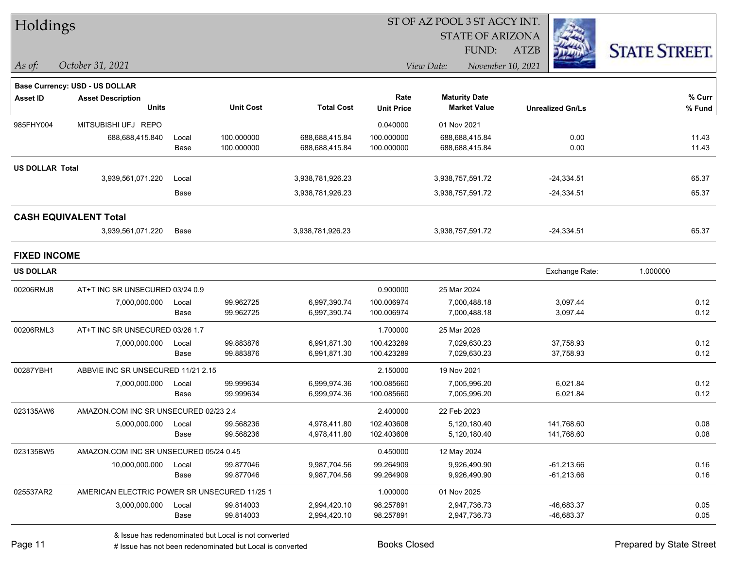# Holdings

ST OF AZ POOL 3 ST AGCY INT.
STATE OF ARIZONA
FUND: ATZB

*As of: October 31, 2021*
*View Date: November 10, 2021*

**Base Currency: USD - US DOLLAR**

| Asset ID | Asset Description / Units | | Unit Cost | Total Cost | Rate / Unit Price | Maturity Date / Market Value | Unrealized Gn/Ls | % Curr / % Fund |
|---|---|---|---|---|---|---|---|---|
| 985FHY004 | MITSUBISHI UFJ REPO | | | | 0.040000 | 01 Nov 2021 | | |
| | 688,688,415.840 | Local | 100.000000 | 688,688,415.84 | 100.000000 | 688,688,415.84 | 0.00 | 11.43 |
| | | Base | 100.000000 | 688,688,415.84 | 100.000000 | 688,688,415.84 | 0.00 | 11.43 |
| **US DOLLAR Total** | | | | | | | | |
| | 3,939,561,071.220 | Local | | 3,938,781,926.23 | | 3,938,757,591.72 | -24,334.51 | 65.37 |
| | | Base | | 3,938,781,926.23 | | 3,938,757,591.72 | -24,334.51 | 65.37 |
| **CASH EQUIVALENT Total** | | | | | | | | |
| | 3,939,561,071.220 | Base | | 3,938,781,926.23 | | 3,938,757,591.72 | -24,334.51 | 65.37 |

## FIXED INCOME

**US DOLLAR** — Exchange Rate: 1.000000

| Asset ID | Asset Description / Units | | Unit Cost | Total Cost | Rate / Unit Price | Maturity Date / Market Value | Unrealized Gn/Ls | % Curr / % Fund |
|---|---|---|---|---|---|---|---|---|
| 00206RMJ8 | AT+T INC SR UNSECURED 03/24 0.9 | | | | 0.900000 | 25 Mar 2024 | | |
| | 7,000,000.000 | Local | 99.962725 | 6,997,390.74 | 100.006974 | 7,000,488.18 | 3,097.44 | 0.12 |
| | | Base | 99.962725 | 6,997,390.74 | 100.006974 | 7,000,488.18 | 3,097.44 | 0.12 |
| 00206RML3 | AT+T INC SR UNSECURED 03/26 1.7 | | | | 1.700000 | 25 Mar 2026 | | |
| | 7,000,000.000 | Local | 99.883876 | 6,991,871.30 | 100.423289 | 7,029,630.23 | 37,758.93 | 0.12 |
| | | Base | 99.883876 | 6,991,871.30 | 100.423289 | 7,029,630.23 | 37,758.93 | 0.12 |
| 00287YBH1 | ABBVIE INC SR UNSECURED 11/21 2.15 | | | | 2.150000 | 19 Nov 2021 | | |
| | 7,000,000.000 | Local | 99.999634 | 6,999,974.36 | 100.085660 | 7,005,996.20 | 6,021.84 | 0.12 |
| | | Base | 99.999634 | 6,999,974.36 | 100.085660 | 7,005,996.20 | 6,021.84 | 0.12 |
| 023135AW6 | AMAZON.COM INC SR UNSECURED 02/23 2.4 | | | | 2.400000 | 22 Feb 2023 | | |
| | 5,000,000.000 | Local | 99.568236 | 4,978,411.80 | 102.403608 | 5,120,180.40 | 141,768.60 | 0.08 |
| | | Base | 99.568236 | 4,978,411.80 | 102.403608 | 5,120,180.40 | 141,768.60 | 0.08 |
| 023135BW5 | AMAZON.COM INC SR UNSECURED 05/24 0.45 | | | | 0.450000 | 12 May 2024 | | |
| | 10,000,000.000 | Local | 99.877046 | 9,987,704.56 | 99.264909 | 9,926,490.90 | -61,213.66 | 0.16 |
| | | Base | 99.877046 | 9,987,704.56 | 99.264909 | 9,926,490.90 | -61,213.66 | 0.16 |
| 025537AR2 | AMERICAN ELECTRIC POWER SR UNSECURED 11/25 1 | | | | 1.000000 | 01 Nov 2025 | | |
| | 3,000,000.000 | Local | 99.814003 | 2,994,420.10 | 98.257891 | 2,947,736.73 | -46,683.37 | 0.05 |
| | | Base | 99.814003 | 2,994,420.10 | 98.257891 | 2,947,736.73 | -46,683.37 | 0.05 |

& Issue has redenominated but Local is not converted
# Issue has not been redenominated but Local is converted

Books Closed

Prepared by State Street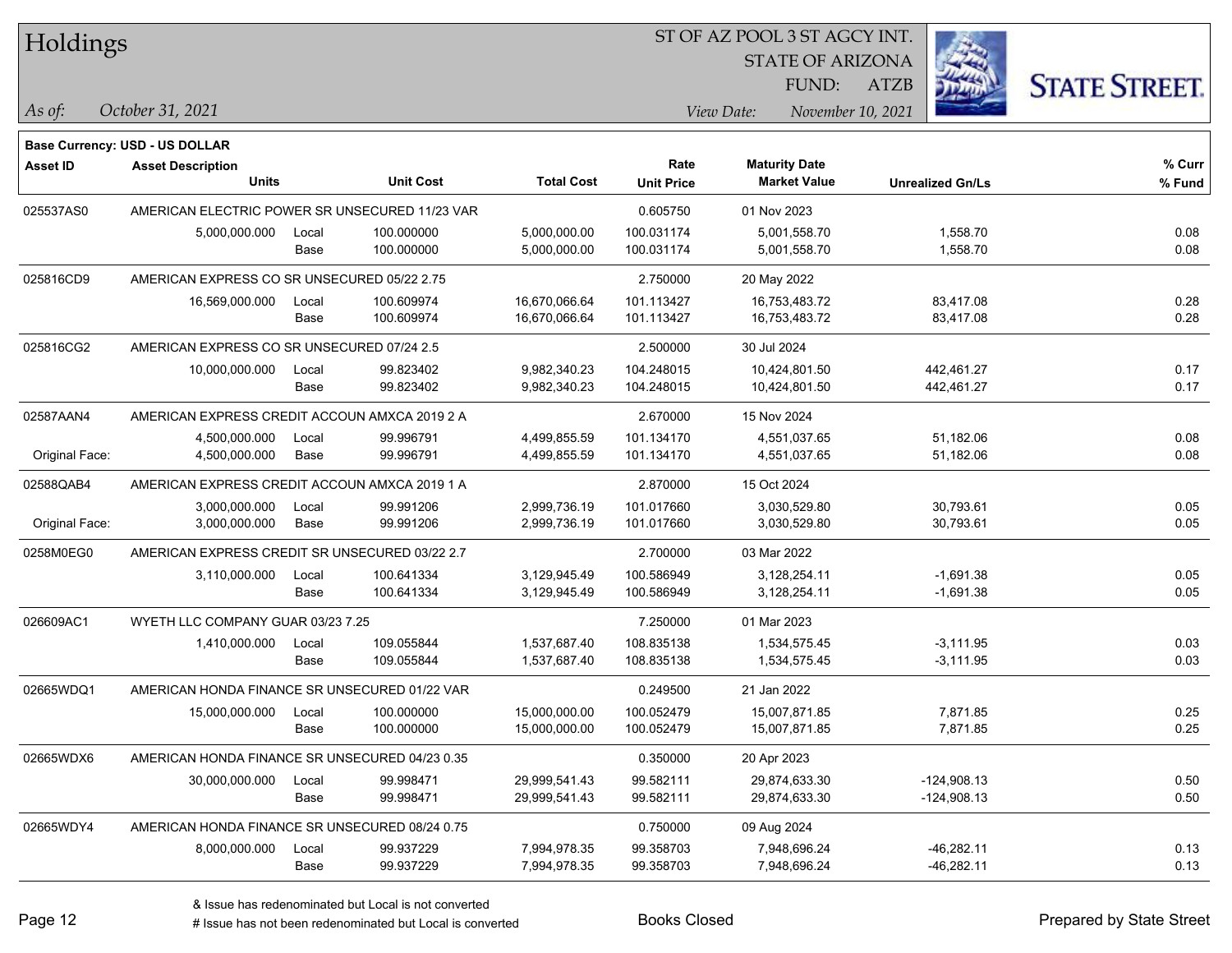# Holdings

ST OF AZ POOL 3 ST AGCY INT.
STATE OF ARIZONA
FUND: ATZB

*As of:* *October 31, 2021*

*View Date:* *November 10, 2021*

**Base Currency: USD - US DOLLAR**

| Asset ID | Asset Description / Units | | Unit Cost | Total Cost | Rate / Unit Price | Maturity Date / Market Value | Unrealized Gn/Ls | % Curr / % Fund |
|---|---|---|---|---|---|---|---|---|
| 025537AS0 | AMERICAN ELECTRIC POWER SR UNSECURED 11/23 VAR | | | | 0.605750 | 01 Nov 2023 | | |
| | 5,000,000.000 | Local | 100.000000 | 5,000,000.00 | 100.031174 | 5,001,558.70 | 1,558.70 | 0.08 |
| | | Base | 100.000000 | 5,000,000.00 | 100.031174 | 5,001,558.70 | 1,558.70 | 0.08 |
| 025816CD9 | AMERICAN EXPRESS CO SR UNSECURED 05/22 2.75 | | | | 2.750000 | 20 May 2022 | | |
| | 16,569,000.000 | Local | 100.609974 | 16,670,066.64 | 101.113427 | 16,753,483.72 | 83,417.08 | 0.28 |
| | | Base | 100.609974 | 16,670,066.64 | 101.113427 | 16,753,483.72 | 83,417.08 | 0.28 |
| 025816CG2 | AMERICAN EXPRESS CO SR UNSECURED 07/24 2.5 | | | | 2.500000 | 30 Jul 2024 | | |
| | 10,000,000.000 | Local | 99.823402 | 9,982,340.23 | 104.248015 | 10,424,801.50 | 442,461.27 | 0.17 |
| | | Base | 99.823402 | 9,982,340.23 | 104.248015 | 10,424,801.50 | 442,461.27 | 0.17 |
| 02587AAN4 | AMERICAN EXPRESS CREDIT ACCOUN AMXCA 2019 2 A | | | | 2.670000 | 15 Nov 2024 | | |
| | 4,500,000.000 | Local | 99.996791 | 4,499,855.59 | 101.134170 | 4,551,037.65 | 51,182.06 | 0.08 |
| Original Face: | 4,500,000.000 | Base | 99.996791 | 4,499,855.59 | 101.134170 | 4,551,037.65 | 51,182.06 | 0.08 |
| 02588QAB4 | AMERICAN EXPRESS CREDIT ACCOUN AMXCA 2019 1 A | | | | 2.870000 | 15 Oct 2024 | | |
| | 3,000,000.000 | Local | 99.991206 | 2,999,736.19 | 101.017660 | 3,030,529.80 | 30,793.61 | 0.05 |
| Original Face: | 3,000,000.000 | Base | 99.991206 | 2,999,736.19 | 101.017660 | 3,030,529.80 | 30,793.61 | 0.05 |
| 0258M0EG0 | AMERICAN EXPRESS CREDIT SR UNSECURED 03/22 2.7 | | | | 2.700000 | 03 Mar 2022 | | |
| | 3,110,000.000 | Local | 100.641334 | 3,129,945.49 | 100.586949 | 3,128,254.11 | -1,691.38 | 0.05 |
| | | Base | 100.641334 | 3,129,945.49 | 100.586949 | 3,128,254.11 | -1,691.38 | 0.05 |
| 026609AC1 | WYETH LLC COMPANY GUAR 03/23 7.25 | | | | 7.250000 | 01 Mar 2023 | | |
| | 1,410,000.000 | Local | 109.055844 | 1,537,687.40 | 108.835138 | 1,534,575.45 | -3,111.95 | 0.03 |
| | | Base | 109.055844 | 1,537,687.40 | 108.835138 | 1,534,575.45 | -3,111.95 | 0.03 |
| 02665WDQ1 | AMERICAN HONDA FINANCE SR UNSECURED 01/22 VAR | | | | 0.249500 | 21 Jan 2022 | | |
| | 15,000,000.000 | Local | 100.000000 | 15,000,000.00 | 100.052479 | 15,007,871.85 | 7,871.85 | 0.25 |
| | | Base | 100.000000 | 15,000,000.00 | 100.052479 | 15,007,871.85 | 7,871.85 | 0.25 |
| 02665WDX6 | AMERICAN HONDA FINANCE SR UNSECURED 04/23 0.35 | | | | 0.350000 | 20 Apr 2023 | | |
| | 30,000,000.000 | Local | 99.998471 | 29,999,541.43 | 99.582111 | 29,874,633.30 | -124,908.13 | 0.50 |
| | | Base | 99.998471 | 29,999,541.43 | 99.582111 | 29,874,633.30 | -124,908.13 | 0.50 |
| 02665WDY4 | AMERICAN HONDA FINANCE SR UNSECURED 08/24 0.75 | | | | 0.750000 | 09 Aug 2024 | | |
| | 8,000,000.000 | Local | 99.937229 | 7,994,978.35 | 99.358703 | 7,948,696.24 | -46,282.11 | 0.13 |
| | | Base | 99.937229 | 7,994,978.35 | 99.358703 | 7,948,696.24 | -46,282.11 | 0.13 |

& Issue has redenominated but Local is not converted
# Issue has not been redenominated but Local is converted

Books Closed

Prepared by State Street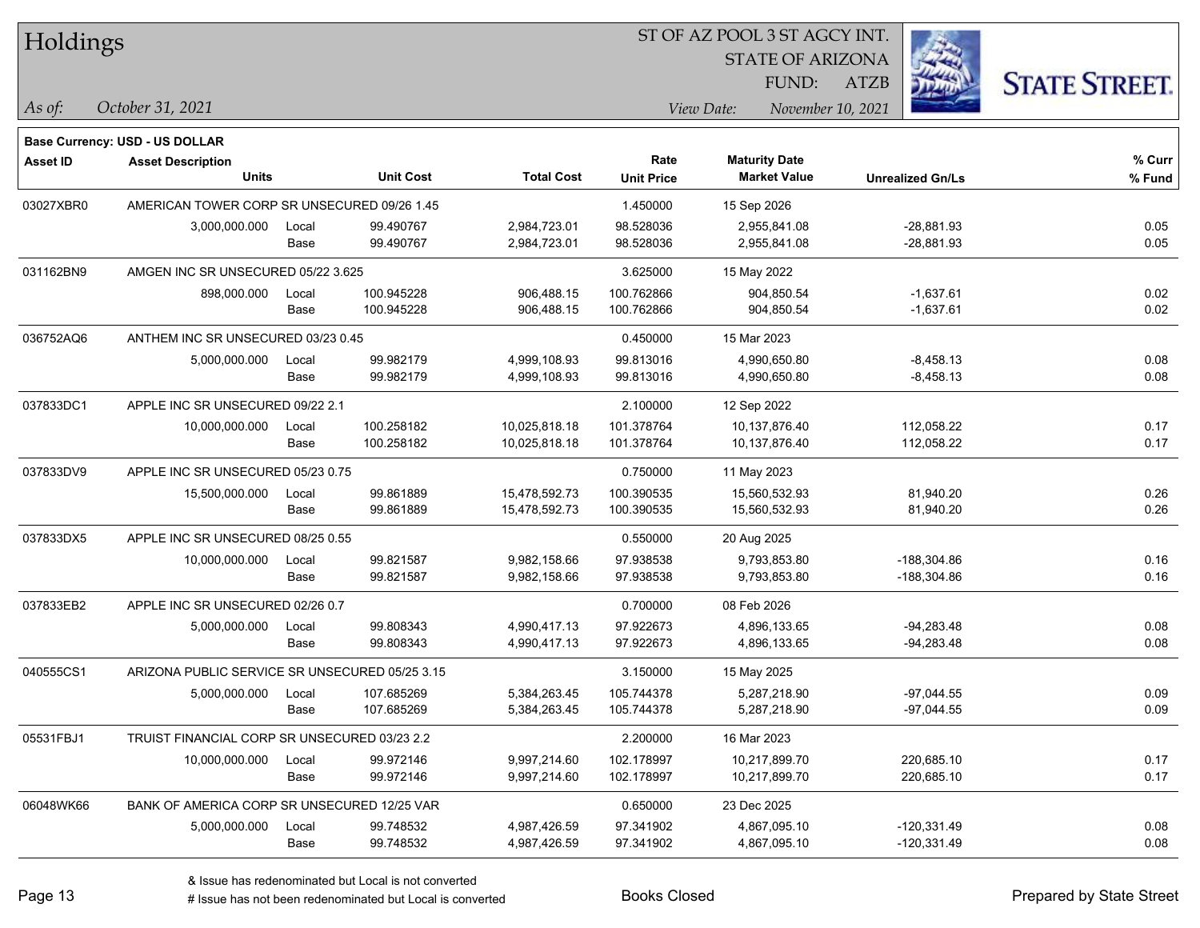# Holdings

ST OF AZ POOL 3 ST AGCY INT.
STATE OF ARIZONA
FUND: ATZB

*As of:* *October 31, 2021*
*View Date:* *November 10, 2021*

**Base Currency: USD - US DOLLAR**

| Asset ID | Asset Description Units | | Unit Cost | Total Cost | Rate Unit Price | Maturity Date Market Value | Unrealized Gn/Ls | % Curr % Fund |
|---|---|---|---|---|---|---|---|---|
| 03027XBR0 | AMERICAN TOWER CORP SR UNSECURED 09/26 1.45 | | | | 1.450000 | 15 Sep 2026 | | |
| | 3,000,000.000 | Local | 99.490767 | 2,984,723.01 | 98.528036 | 2,955,841.08 | -28,881.93 | 0.05 |
| | | Base | 99.490767 | 2,984,723.01 | 98.528036 | 2,955,841.08 | -28,881.93 | 0.05 |
| 031162BN9 | AMGEN INC SR UNSECURED 05/22 3.625 | | | | 3.625000 | 15 May 2022 | | |
| | 898,000.000 | Local | 100.945228 | 906,488.15 | 100.762866 | 904,850.54 | -1,637.61 | 0.02 |
| | | Base | 100.945228 | 906,488.15 | 100.762866 | 904,850.54 | -1,637.61 | 0.02 |
| 036752AQ6 | ANTHEM INC SR UNSECURED 03/23 0.45 | | | | 0.450000 | 15 Mar 2023 | | |
| | 5,000,000.000 | Local | 99.982179 | 4,999,108.93 | 99.813016 | 4,990,650.80 | -8,458.13 | 0.08 |
| | | Base | 99.982179 | 4,999,108.93 | 99.813016 | 4,990,650.80 | -8,458.13 | 0.08 |
| 037833DC1 | APPLE INC SR UNSECURED 09/22 2.1 | | | | 2.100000 | 12 Sep 2022 | | |
| | 10,000,000.000 | Local | 100.258182 | 10,025,818.18 | 101.378764 | 10,137,876.40 | 112,058.22 | 0.17 |
| | | Base | 100.258182 | 10,025,818.18 | 101.378764 | 10,137,876.40 | 112,058.22 | 0.17 |
| 037833DV9 | APPLE INC SR UNSECURED 05/23 0.75 | | | | 0.750000 | 11 May 2023 | | |
| | 15,500,000.000 | Local | 99.861889 | 15,478,592.73 | 100.390535 | 15,560,532.93 | 81,940.20 | 0.26 |
| | | Base | 99.861889 | 15,478,592.73 | 100.390535 | 15,560,532.93 | 81,940.20 | 0.26 |
| 037833DX5 | APPLE INC SR UNSECURED 08/25 0.55 | | | | 0.550000 | 20 Aug 2025 | | |
| | 10,000,000.000 | Local | 99.821587 | 9,982,158.66 | 97.938538 | 9,793,853.80 | -188,304.86 | 0.16 |
| | | Base | 99.821587 | 9,982,158.66 | 97.938538 | 9,793,853.80 | -188,304.86 | 0.16 |
| 037833EB2 | APPLE INC SR UNSECURED 02/26 0.7 | | | | 0.700000 | 08 Feb 2026 | | |
| | 5,000,000.000 | Local | 99.808343 | 4,990,417.13 | 97.922673 | 4,896,133.65 | -94,283.48 | 0.08 |
| | | Base | 99.808343 | 4,990,417.13 | 97.922673 | 4,896,133.65 | -94,283.48 | 0.08 |
| 040555CS1 | ARIZONA PUBLIC SERVICE SR UNSECURED 05/25 3.15 | | | | 3.150000 | 15 May 2025 | | |
| | 5,000,000.000 | Local | 107.685269 | 5,384,263.45 | 105.744378 | 5,287,218.90 | -97,044.55 | 0.09 |
| | | Base | 107.685269 | 5,384,263.45 | 105.744378 | 5,287,218.90 | -97,044.55 | 0.09 |
| 05531FBJ1 | TRUIST FINANCIAL CORP SR UNSECURED 03/23 2.2 | | | | 2.200000 | 16 Mar 2023 | | |
| | 10,000,000.000 | Local | 99.972146 | 9,997,214.60 | 102.178997 | 10,217,899.70 | 220,685.10 | 0.17 |
| | | Base | 99.972146 | 9,997,214.60 | 102.178997 | 10,217,899.70 | 220,685.10 | 0.17 |
| 06048WK66 | BANK OF AMERICA CORP SR UNSECURED 12/25 VAR | | | | 0.650000 | 23 Dec 2025 | | |
| | 5,000,000.000 | Local | 99.748532 | 4,987,426.59 | 97.341902 | 4,867,095.10 | -120,331.49 | 0.08 |
| | | Base | 99.748532 | 4,987,426.59 | 97.341902 | 4,867,095.10 | -120,331.49 | 0.08 |

& Issue has redenominated but Local is not converted
# Issue has not been redenominated but Local is converted

Books Closed

Prepared by State Street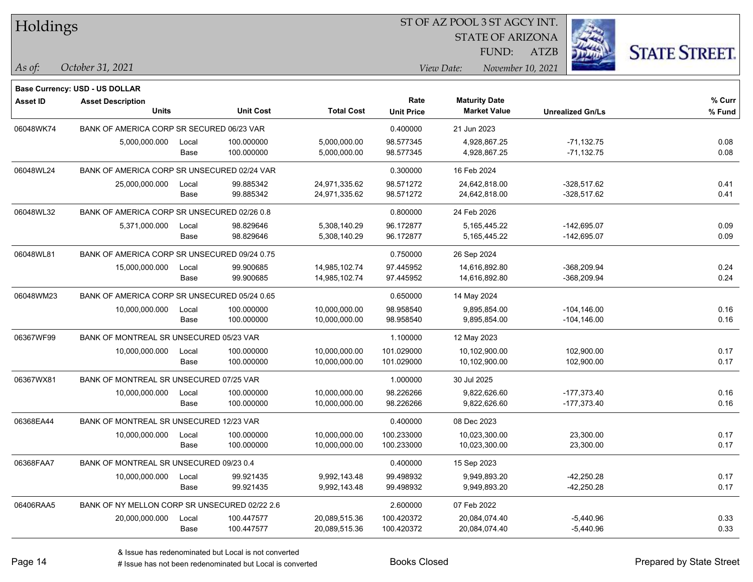**Base Currency: USD - US DOLLAR**

| Asset ID | Asset Description / Units | | Unit Cost | Total Cost | Rate / Unit Price | Maturity Date / Market Value | Unrealized Gn/Ls | % Curr / % Fund |
|---|---|---|---|---|---|---|---|---|
| 06048WK74 | BANK OF AMERICA CORP SR SECURED 06/23 VAR | | | | 0.400000 | 21 Jun 2023 | | |
| | 5,000,000.000 | Local | 100.000000 | 5,000,000.00 | 98.577345 | 4,928,867.25 | -71,132.75 | 0.08 |
| | | Base | 100.000000 | 5,000,000.00 | 98.577345 | 4,928,867.25 | -71,132.75 | 0.08 |
| 06048WL24 | BANK OF AMERICA CORP SR UNSECURED 02/24 VAR | | | | 0.300000 | 16 Feb 2024 | | |
| | 25,000,000.000 | Local | 99.885342 | 24,971,335.62 | 98.571272 | 24,642,818.00 | -328,517.62 | 0.41 |
| | | Base | 99.885342 | 24,971,335.62 | 98.571272 | 24,642,818.00 | -328,517.62 | 0.41 |
| 06048WL32 | BANK OF AMERICA CORP SR UNSECURED 02/26 0.8 | | | | 0.800000 | 24 Feb 2026 | | |
| | 5,371,000.000 | Local | 98.829646 | 5,308,140.29 | 96.172877 | 5,165,445.22 | -142,695.07 | 0.09 |
| | | Base | 98.829646 | 5,308,140.29 | 96.172877 | 5,165,445.22 | -142,695.07 | 0.09 |
| 06048WL81 | BANK OF AMERICA CORP SR UNSECURED 09/24 0.75 | | | | 0.750000 | 26 Sep 2024 | | |
| | 15,000,000.000 | Local | 99.900685 | 14,985,102.74 | 97.445952 | 14,616,892.80 | -368,209.94 | 0.24 |
| | | Base | 99.900685 | 14,985,102.74 | 97.445952 | 14,616,892.80 | -368,209.94 | 0.24 |
| 06048WM23 | BANK OF AMERICA CORP SR UNSECURED 05/24 0.65 | | | | 0.650000 | 14 May 2024 | | |
| | 10,000,000.000 | Local | 100.000000 | 10,000,000.00 | 98.958540 | 9,895,854.00 | -104,146.00 | 0.16 |
| | | Base | 100.000000 | 10,000,000.00 | 98.958540 | 9,895,854.00 | -104,146.00 | 0.16 |
| 06367WF99 | BANK OF MONTREAL SR UNSECURED 05/23 VAR | | | | 1.100000 | 12 May 2023 | | |
| | 10,000,000.000 | Local | 100.000000 | 10,000,000.00 | 101.029000 | 10,102,900.00 | 102,900.00 | 0.17 |
| | | Base | 100.000000 | 10,000,000.00 | 101.029000 | 10,102,900.00 | 102,900.00 | 0.17 |
| 06367WX81 | BANK OF MONTREAL SR UNSECURED 07/25 VAR | | | | 1.000000 | 30 Jul 2025 | | |
| | 10,000,000.000 | Local | 100.000000 | 10,000,000.00 | 98.226266 | 9,822,626.60 | -177,373.40 | 0.16 |
| | | Base | 100.000000 | 10,000,000.00 | 98.226266 | 9,822,626.60 | -177,373.40 | 0.16 |
| 06368EA44 | BANK OF MONTREAL SR UNSECURED 12/23 VAR | | | | 0.400000 | 08 Dec 2023 | | |
| | 10,000,000.000 | Local | 100.000000 | 10,000,000.00 | 100.233000 | 10,023,300.00 | 23,300.00 | 0.17 |
| | | Base | 100.000000 | 10,000,000.00 | 100.233000 | 10,023,300.00 | 23,300.00 | 0.17 |
| 06368FAA7 | BANK OF MONTREAL SR UNSECURED 09/23 0.4 | | | | 0.400000 | 15 Sep 2023 | | |
| | 10,000,000.000 | Local | 99.921435 | 9,992,143.48 | 99.498932 | 9,949,893.20 | -42,250.28 | 0.17 |
| | | Base | 99.921435 | 9,992,143.48 | 99.498932 | 9,949,893.20 | -42,250.28 | 0.17 |
| 06406RAA5 | BANK OF NY MELLON CORP SR UNSECURED 02/22 2.6 | | | | 2.600000 | 07 Feb 2022 | | |
| | 20,000,000.000 | Local | 100.447577 | 20,089,515.36 | 100.420372 | 20,084,074.40 | -5,440.96 | 0.33 |
| | | Base | 100.447577 | 20,089,515.36 | 100.420372 | 20,084,074.40 | -5,440.96 | 0.33 |

& Issue has redenominated but Local is not converted

# Issue has not been redenominated but Local is converted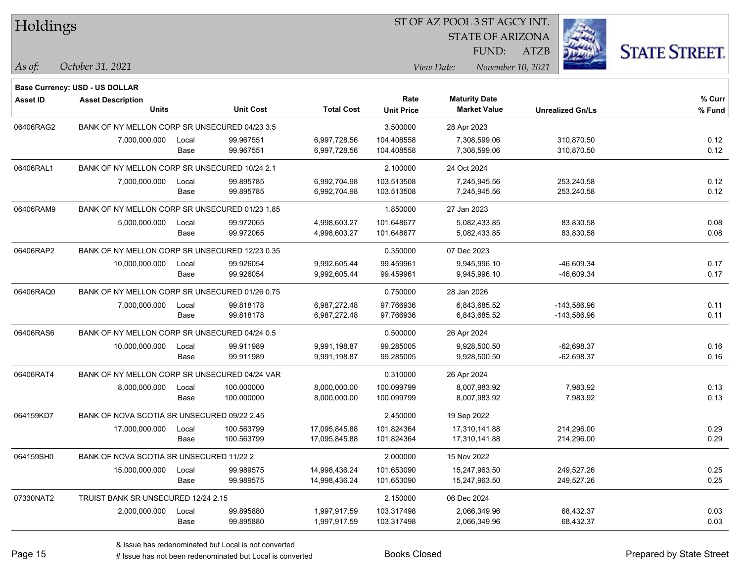# Holdings

ST OF AZ POOL 3 ST AGCY INT.
STATE OF ARIZONA
FUND: ATZB

*As of:* *October 31, 2021*

*View Date:* *November 10, 2021*

**Base Currency: USD - US DOLLAR**

| Asset ID | Asset Description / Units | | Unit Cost | Total Cost | Rate / Unit Price | Maturity Date / Market Value | Unrealized Gn/Ls | % Curr / % Fund |
|---|---|---|---|---|---|---|---|---|
| 06406RAG2 | BANK OF NY MELLON CORP SR UNSECURED 04/23 3.5 | | | | 3.500000 | 28 Apr 2023 | | |
| | 7,000,000.000 | Local | 99.967551 | 6,997,728.56 | 104.408558 | 7,308,599.06 | 310,870.50 | 0.12 |
| | | Base | 99.967551 | 6,997,728.56 | 104.408558 | 7,308,599.06 | 310,870.50 | 0.12 |
| 06406RAL1 | BANK OF NY MELLON CORP SR UNSECURED 10/24 2.1 | | | | 2.100000 | 24 Oct 2024 | | |
| | 7,000,000.000 | Local | 99.895785 | 6,992,704.98 | 103.513508 | 7,245,945.56 | 253,240.58 | 0.12 |
| | | Base | 99.895785 | 6,992,704.98 | 103.513508 | 7,245,945.56 | 253,240.58 | 0.12 |
| 06406RAM9 | BANK OF NY MELLON CORP SR UNSECURED 01/23 1.85 | | | | 1.850000 | 27 Jan 2023 | | |
| | 5,000,000.000 | Local | 99.972065 | 4,998,603.27 | 101.648677 | 5,082,433.85 | 83,830.58 | 0.08 |
| | | Base | 99.972065 | 4,998,603.27 | 101.648677 | 5,082,433.85 | 83,830.58 | 0.08 |
| 06406RAP2 | BANK OF NY MELLON CORP SR UNSECURED 12/23 0.35 | | | | 0.350000 | 07 Dec 2023 | | |
| | 10,000,000.000 | Local | 99.926054 | 9,992,605.44 | 99.459961 | 9,945,996.10 | -46,609.34 | 0.17 |
| | | Base | 99.926054 | 9,992,605.44 | 99.459961 | 9,945,996.10 | -46,609.34 | 0.17 |
| 06406RAQ0 | BANK OF NY MELLON CORP SR UNSECURED 01/26 0.75 | | | | 0.750000 | 28 Jan 2026 | | |
| | 7,000,000.000 | Local | 99.818178 | 6,987,272.48 | 97.766936 | 6,843,685.52 | -143,586.96 | 0.11 |
| | | Base | 99.818178 | 6,987,272.48 | 97.766936 | 6,843,685.52 | -143,586.96 | 0.11 |
| 06406RAS6 | BANK OF NY MELLON CORP SR UNSECURED 04/24 0.5 | | | | 0.500000 | 26 Apr 2024 | | |
| | 10,000,000.000 | Local | 99.911989 | 9,991,198.87 | 99.285005 | 9,928,500.50 | -62,698.37 | 0.16 |
| | | Base | 99.911989 | 9,991,198.87 | 99.285005 | 9,928,500.50 | -62,698.37 | 0.16 |
| 06406RAT4 | BANK OF NY MELLON CORP SR UNSECURED 04/24 VAR | | | | 0.310000 | 26 Apr 2024 | | |
| | 8,000,000.000 | Local | 100.000000 | 8,000,000.00 | 100.099799 | 8,007,983.92 | 7,983.92 | 0.13 |
| | | Base | 100.000000 | 8,000,000.00 | 100.099799 | 8,007,983.92 | 7,983.92 | 0.13 |
| 064159KD7 | BANK OF NOVA SCOTIA SR UNSECURED 09/22 2.45 | | | | 2.450000 | 19 Sep 2022 | | |
| | 17,000,000.000 | Local | 100.563799 | 17,095,845.88 | 101.824364 | 17,310,141.88 | 214,296.00 | 0.29 |
| | | Base | 100.563799 | 17,095,845.88 | 101.824364 | 17,310,141.88 | 214,296.00 | 0.29 |
| 064159SH0 | BANK OF NOVA SCOTIA SR UNSECURED 11/22 2 | | | | 2.000000 | 15 Nov 2022 | | |
| | 15,000,000.000 | Local | 99.989575 | 14,998,436.24 | 101.653090 | 15,247,963.50 | 249,527.26 | 0.25 |
| | | Base | 99.989575 | 14,998,436.24 | 101.653090 | 15,247,963.50 | 249,527.26 | 0.25 |
| 07330NAT2 | TRUIST BANK SR UNSECURED 12/24 2.15 | | | | 2.150000 | 06 Dec 2024 | | |
| | 2,000,000.000 | Local | 99.895880 | 1,997,917.59 | 103.317498 | 2,066,349.96 | 68,432.37 | 0.03 |
| | | Base | 99.895880 | 1,997,917.59 | 103.317498 | 2,066,349.96 | 68,432.37 | 0.03 |

& Issue has redenominated but Local is not converted
# Issue has not been redenominated but Local is converted

Books Closed

Prepared by State Street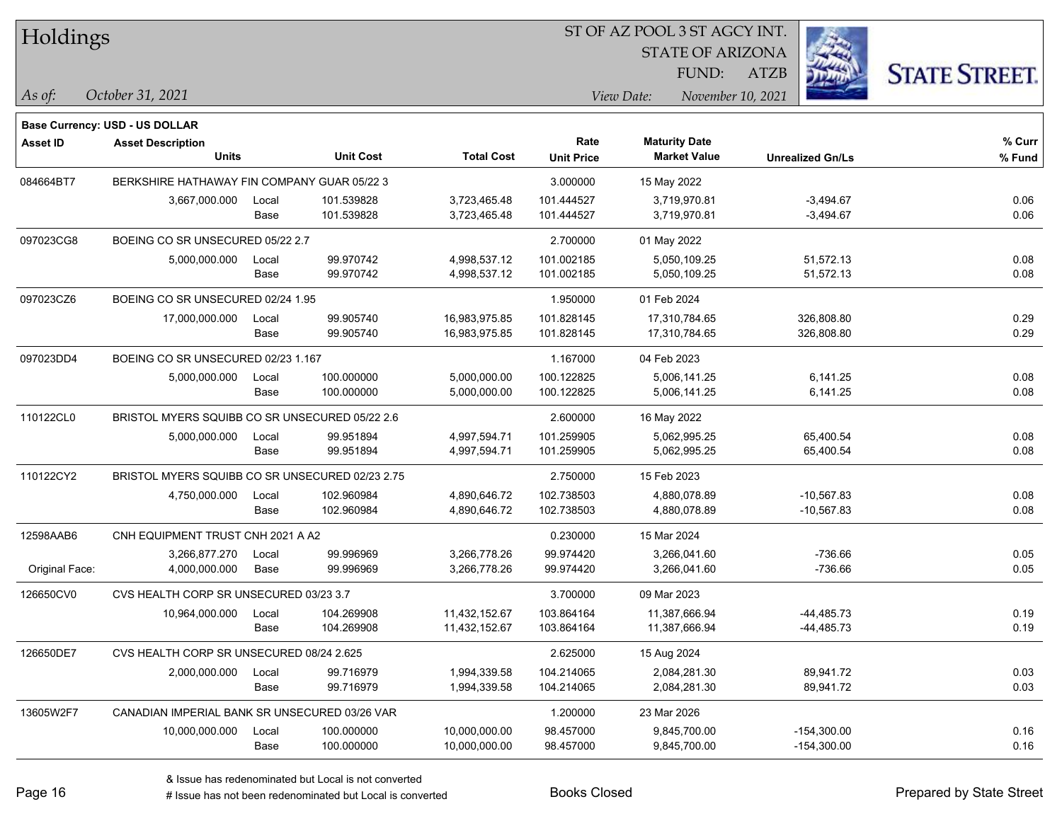# Holdings

ST OF AZ POOL 3 ST AGCY INT.
STATE OF ARIZONA
FUND: ATZB

*As of:* *October 31, 2021*
*View Date:* *November 10, 2021*

**Base Currency: USD - US DOLLAR**

| Asset ID | Asset Description / Units | | Unit Cost | Total Cost | Rate / Unit Price | Maturity Date / Market Value | Unrealized Gn/Ls | % Curr / % Fund |
|---|---|---|---|---|---|---|---|---|
| 084664BT7 | BERKSHIRE HATHAWAY FIN COMPANY GUAR 05/22 3 | | | | 3.000000 | 15 May 2022 | | |
| | 3,667,000.000 | Local | 101.539828 | 3,723,465.48 | 101.444527 | 3,719,970.81 | -3,494.67 | 0.06 |
| | | Base | 101.539828 | 3,723,465.48 | 101.444527 | 3,719,970.81 | -3,494.67 | 0.06 |
| 097023CG8 | BOEING CO SR UNSECURED 05/22 2.7 | | | | 2.700000 | 01 May 2022 | | |
| | 5,000,000.000 | Local | 99.970742 | 4,998,537.12 | 101.002185 | 5,050,109.25 | 51,572.13 | 0.08 |
| | | Base | 99.970742 | 4,998,537.12 | 101.002185 | 5,050,109.25 | 51,572.13 | 0.08 |
| 097023CZ6 | BOEING CO SR UNSECURED 02/24 1.95 | | | | 1.950000 | 01 Feb 2024 | | |
| | 17,000,000.000 | Local | 99.905740 | 16,983,975.85 | 101.828145 | 17,310,784.65 | 326,808.80 | 0.29 |
| | | Base | 99.905740 | 16,983,975.85 | 101.828145 | 17,310,784.65 | 326,808.80 | 0.29 |
| 097023DD4 | BOEING CO SR UNSECURED 02/23 1.167 | | | | 1.167000 | 04 Feb 2023 | | |
| | 5,000,000.000 | Local | 100.000000 | 5,000,000.00 | 100.122825 | 5,006,141.25 | 6,141.25 | 0.08 |
| | | Base | 100.000000 | 5,000,000.00 | 100.122825 | 5,006,141.25 | 6,141.25 | 0.08 |
| 110122CL0 | BRISTOL MYERS SQUIBB CO SR UNSECURED 05/22 2.6 | | | | 2.600000 | 16 May 2022 | | |
| | 5,000,000.000 | Local | 99.951894 | 4,997,594.71 | 101.259905 | 5,062,995.25 | 65,400.54 | 0.08 |
| | | Base | 99.951894 | 4,997,594.71 | 101.259905 | 5,062,995.25 | 65,400.54 | 0.08 |
| 110122CY2 | BRISTOL MYERS SQUIBB CO SR UNSECURED 02/23 2.75 | | | | 2.750000 | 15 Feb 2023 | | |
| | 4,750,000.000 | Local | 102.960984 | 4,890,646.72 | 102.738503 | 4,880,078.89 | -10,567.83 | 0.08 |
| | | Base | 102.960984 | 4,890,646.72 | 102.738503 | 4,880,078.89 | -10,567.83 | 0.08 |
| 12598AAB6 | CNH EQUIPMENT TRUST CNH 2021 A A2 | | | | 0.230000 | 15 Mar 2024 | | |
| | 3,266,877.270 | Local | 99.996969 | 3,266,778.26 | 99.974420 | 3,266,041.60 | -736.66 | 0.05 |
| Original Face: | 4,000,000.000 | Base | 99.996969 | 3,266,778.26 | 99.974420 | 3,266,041.60 | -736.66 | 0.05 |
| 126650CV0 | CVS HEALTH CORP SR UNSECURED 03/23 3.7 | | | | 3.700000 | 09 Mar 2023 | | |
| | 10,964,000.000 | Local | 104.269908 | 11,432,152.67 | 103.864164 | 11,387,666.94 | -44,485.73 | 0.19 |
| | | Base | 104.269908 | 11,432,152.67 | 103.864164 | 11,387,666.94 | -44,485.73 | 0.19 |
| 126650DE7 | CVS HEALTH CORP SR UNSECURED 08/24 2.625 | | | | 2.625000 | 15 Aug 2024 | | |
| | 2,000,000.000 | Local | 99.716979 | 1,994,339.58 | 104.214065 | 2,084,281.30 | 89,941.72 | 0.03 |
| | | Base | 99.716979 | 1,994,339.58 | 104.214065 | 2,084,281.30 | 89,941.72 | 0.03 |
| 13605W2F7 | CANADIAN IMPERIAL BANK SR UNSECURED 03/26 VAR | | | | 1.200000 | 23 Mar 2026 | | |
| | 10,000,000.000 | Local | 100.000000 | 10,000,000.00 | 98.457000 | 9,845,700.00 | -154,300.00 | 0.16 |
| | | Base | 100.000000 | 10,000,000.00 | 98.457000 | 9,845,700.00 | -154,300.00 | 0.16 |

& Issue has redenominated but Local is not converted
# Issue has not been redenominated but Local is converted

Books Closed

Prepared by State Street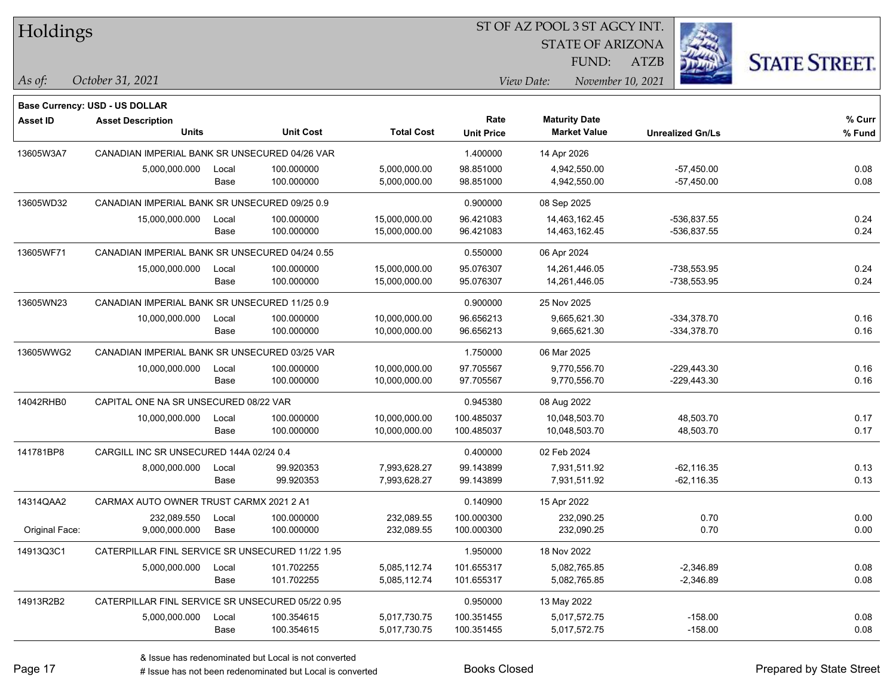# Holdings

ST OF AZ POOL 3 ST AGCY INT.
STATE OF ARIZONA
FUND: ATZB

*As of:* October 31, 2021

*View Date:* November 10, 2021

**Base Currency: USD - US DOLLAR**

| Asset ID | Asset Description / Units | | Unit Cost | Total Cost | Rate / Unit Price | Maturity Date / Market Value | Unrealized Gn/Ls | % Curr / % Fund |
|---|---|---|---|---|---|---|---|---|
| 13605W3A7 | CANADIAN IMPERIAL BANK SR UNSECURED 04/26 VAR | | | | 1.400000 | 14 Apr 2026 | | |
| | 5,000,000.000 | Local | 100.000000 | 5,000,000.00 | 98.851000 | 4,942,550.00 | -57,450.00 | 0.08 |
| | | Base | 100.000000 | 5,000,000.00 | 98.851000 | 4,942,550.00 | -57,450.00 | 0.08 |
| 13605WD32 | CANADIAN IMPERIAL BANK SR UNSECURED 09/25 0.9 | | | | 0.900000 | 08 Sep 2025 | | |
| | 15,000,000.000 | Local | 100.000000 | 15,000,000.00 | 96.421083 | 14,463,162.45 | -536,837.55 | 0.24 |
| | | Base | 100.000000 | 15,000,000.00 | 96.421083 | 14,463,162.45 | -536,837.55 | 0.24 |
| 13605WF71 | CANADIAN IMPERIAL BANK SR UNSECURED 04/24 0.55 | | | | 0.550000 | 06 Apr 2024 | | |
| | 15,000,000.000 | Local | 100.000000 | 15,000,000.00 | 95.076307 | 14,261,446.05 | -738,553.95 | 0.24 |
| | | Base | 100.000000 | 15,000,000.00 | 95.076307 | 14,261,446.05 | -738,553.95 | 0.24 |
| 13605WN23 | CANADIAN IMPERIAL BANK SR UNSECURED 11/25 0.9 | | | | 0.900000 | 25 Nov 2025 | | |
| | 10,000,000.000 | Local | 100.000000 | 10,000,000.00 | 96.656213 | 9,665,621.30 | -334,378.70 | 0.16 |
| | | Base | 100.000000 | 10,000,000.00 | 96.656213 | 9,665,621.30 | -334,378.70 | 0.16 |
| 13605WWG2 | CANADIAN IMPERIAL BANK SR UNSECURED 03/25 VAR | | | | 1.750000 | 06 Mar 2025 | | |
| | 10,000,000.000 | Local | 100.000000 | 10,000,000.00 | 97.705567 | 9,770,556.70 | -229,443.30 | 0.16 |
| | | Base | 100.000000 | 10,000,000.00 | 97.705567 | 9,770,556.70 | -229,443.30 | 0.16 |
| 14042RHB0 | CAPITAL ONE NA SR UNSECURED 08/22 VAR | | | | 0.945380 | 08 Aug 2022 | | |
| | 10,000,000.000 | Local | 100.000000 | 10,000,000.00 | 100.485037 | 10,048,503.70 | 48,503.70 | 0.17 |
| | | Base | 100.000000 | 10,000,000.00 | 100.485037 | 10,048,503.70 | 48,503.70 | 0.17 |
| 141781BP8 | CARGILL INC SR UNSECURED 144A 02/24 0.4 | | | | 0.400000 | 02 Feb 2024 | | |
| | 8,000,000.000 | Local | 99.920353 | 7,993,628.27 | 99.143899 | 7,931,511.92 | -62,116.35 | 0.13 |
| | | Base | 99.920353 | 7,993,628.27 | 99.143899 | 7,931,511.92 | -62,116.35 | 0.13 |
| 14314QAA2 | CARMAX AUTO OWNER TRUST CARMX 2021 2 A1 | | | | 0.140900 | 15 Apr 2022 | | |
| | 232,089.550 | Local | 100.000000 | 232,089.55 | 100.000300 | 232,090.25 | 0.70 | 0.00 |
| Original Face: | 9,000,000.000 | Base | 100.000000 | 232,089.55 | 100.000300 | 232,090.25 | 0.70 | 0.00 |
| 14913Q3C1 | CATERPILLAR FINL SERVICE SR UNSECURED 11/22 1.95 | | | | 1.950000 | 18 Nov 2022 | | |
| | 5,000,000.000 | Local | 101.702255 | 5,085,112.74 | 101.655317 | 5,082,765.85 | -2,346.89 | 0.08 |
| | | Base | 101.702255 | 5,085,112.74 | 101.655317 | 5,082,765.85 | -2,346.89 | 0.08 |
| 14913R2B2 | CATERPILLAR FINL SERVICE SR UNSECURED 05/22 0.95 | | | | 0.950000 | 13 May 2022 | | |
| | 5,000,000.000 | Local | 100.354615 | 5,017,730.75 | 100.351455 | 5,017,572.75 | -158.00 | 0.08 |
| | | Base | 100.354615 | 5,017,730.75 | 100.351455 | 5,017,572.75 | -158.00 | 0.08 |

& Issue has redenominated but Local is not converted
# Issue has not been redenominated but Local is converted

Books Closed

Prepared by State Street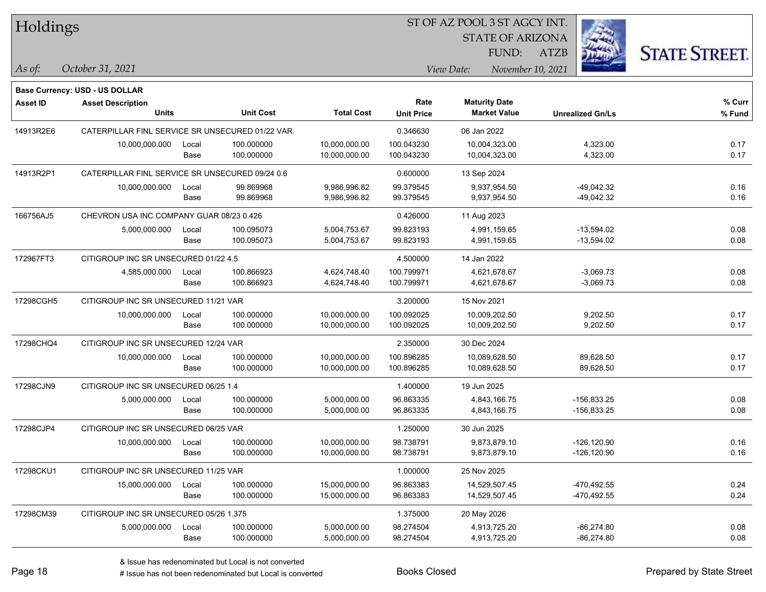# Holdings

ST OF AZ POOL 3 ST AGCY INT.
STATE OF ARIZONA
FUND: ATZB

*As of:* *October 31, 2021*
*View Date:* *November 10, 2021*

**Base Currency: USD - US DOLLAR**

| Asset ID | Asset Description / Units | | Unit Cost | Total Cost | Rate / Unit Price | Maturity Date / Market Value | Unrealized Gn/Ls | % Curr / % Fund |
|---|---|---|---|---|---|---|---|---|
| 14913R2E6 | CATERPILLAR FINL SERVICE SR UNSECURED 01/22 VAR | | | | 0.346630 | 06 Jan 2022 | | |
| | 10,000,000.000 | Local | 100.000000 | 10,000,000.00 | 100.043230 | 10,004,323.00 | 4,323.00 | 0.17 |
| | | Base | 100.000000 | 10,000,000.00 | 100.043230 | 10,004,323.00 | 4,323.00 | 0.17 |
| 14913R2P1 | CATERPILLAR FINL SERVICE SR UNSECURED 09/24 0.6 | | | | 0.600000 | 13 Sep 2024 | | |
| | 10,000,000.000 | Local | 99.869968 | 9,986,996.82 | 99.379545 | 9,937,954.50 | -49,042.32 | 0.16 |
| | | Base | 99.869968 | 9,986,996.82 | 99.379545 | 9,937,954.50 | -49,042.32 | 0.16 |
| 166756AJ5 | CHEVRON USA INC COMPANY GUAR 08/23 0.426 | | | | 0.426000 | 11 Aug 2023 | | |
| | 5,000,000.000 | Local | 100.095073 | 5,004,753.67 | 99.823193 | 4,991,159.65 | -13,594.02 | 0.08 |
| | | Base | 100.095073 | 5,004,753.67 | 99.823193 | 4,991,159.65 | -13,594.02 | 0.08 |
| 172967FT3 | CITIGROUP INC SR UNSECURED 01/22 4.5 | | | | 4.500000 | 14 Jan 2022 | | |
| | 4,585,000.000 | Local | 100.866923 | 4,624,748.40 | 100.799971 | 4,621,678.67 | -3,069.73 | 0.08 |
| | | Base | 100.866923 | 4,624,748.40 | 100.799971 | 4,621,678.67 | -3,069.73 | 0.08 |
| 17298CGH5 | CITIGROUP INC SR UNSECURED 11/21 VAR | | | | 3.200000 | 15 Nov 2021 | | |
| | 10,000,000.000 | Local | 100.000000 | 10,000,000.00 | 100.092025 | 10,009,202.50 | 9,202.50 | 0.17 |
| | | Base | 100.000000 | 10,000,000.00 | 100.092025 | 10,009,202.50 | 9,202.50 | 0.17 |
| 17298CHQ4 | CITIGROUP INC SR UNSECURED 12/24 VAR | | | | 2.350000 | 30 Dec 2024 | | |
| | 10,000,000.000 | Local | 100.000000 | 10,000,000.00 | 100.896285 | 10,089,628.50 | 89,628.50 | 0.17 |
| | | Base | 100.000000 | 10,000,000.00 | 100.896285 | 10,089,628.50 | 89,628.50 | 0.17 |
| 17298CJN9 | CITIGROUP INC SR UNSECURED 06/25 1.4 | | | | 1.400000 | 19 Jun 2025 | | |
| | 5,000,000.000 | Local | 100.000000 | 5,000,000.00 | 96.863335 | 4,843,166.75 | -156,833.25 | 0.08 |
| | | Base | 100.000000 | 5,000,000.00 | 96.863335 | 4,843,166.75 | -156,833.25 | 0.08 |
| 17298CJP4 | CITIGROUP INC SR UNSECURED 06/25 VAR | | | | 1.250000 | 30 Jun 2025 | | |
| | 10,000,000.000 | Local | 100.000000 | 10,000,000.00 | 98.738791 | 9,873,879.10 | -126,120.90 | 0.16 |
| | | Base | 100.000000 | 10,000,000.00 | 98.738791 | 9,873,879.10 | -126,120.90 | 0.16 |
| 17298CKU1 | CITIGROUP INC SR UNSECURED 11/25 VAR | | | | 1.000000 | 25 Nov 2025 | | |
| | 15,000,000.000 | Local | 100.000000 | 15,000,000.00 | 96.863383 | 14,529,507.45 | -470,492.55 | 0.24 |
| | | Base | 100.000000 | 15,000,000.00 | 96.863383 | 14,529,507.45 | -470,492.55 | 0.24 |
| 17298CM39 | CITIGROUP INC SR UNSECURED 05/26 1.375 | | | | 1.375000 | 20 May 2026 | | |
| | 5,000,000.000 | Local | 100.000000 | 5,000,000.00 | 98.274504 | 4,913,725.20 | -86,274.80 | 0.08 |
| | | Base | 100.000000 | 5,000,000.00 | 98.274504 | 4,913,725.20 | -86,274.80 | 0.08 |

& Issue has redenominated but Local is not converted
# Issue has not been redenominated but Local is converted

Books Closed

Prepared by State Street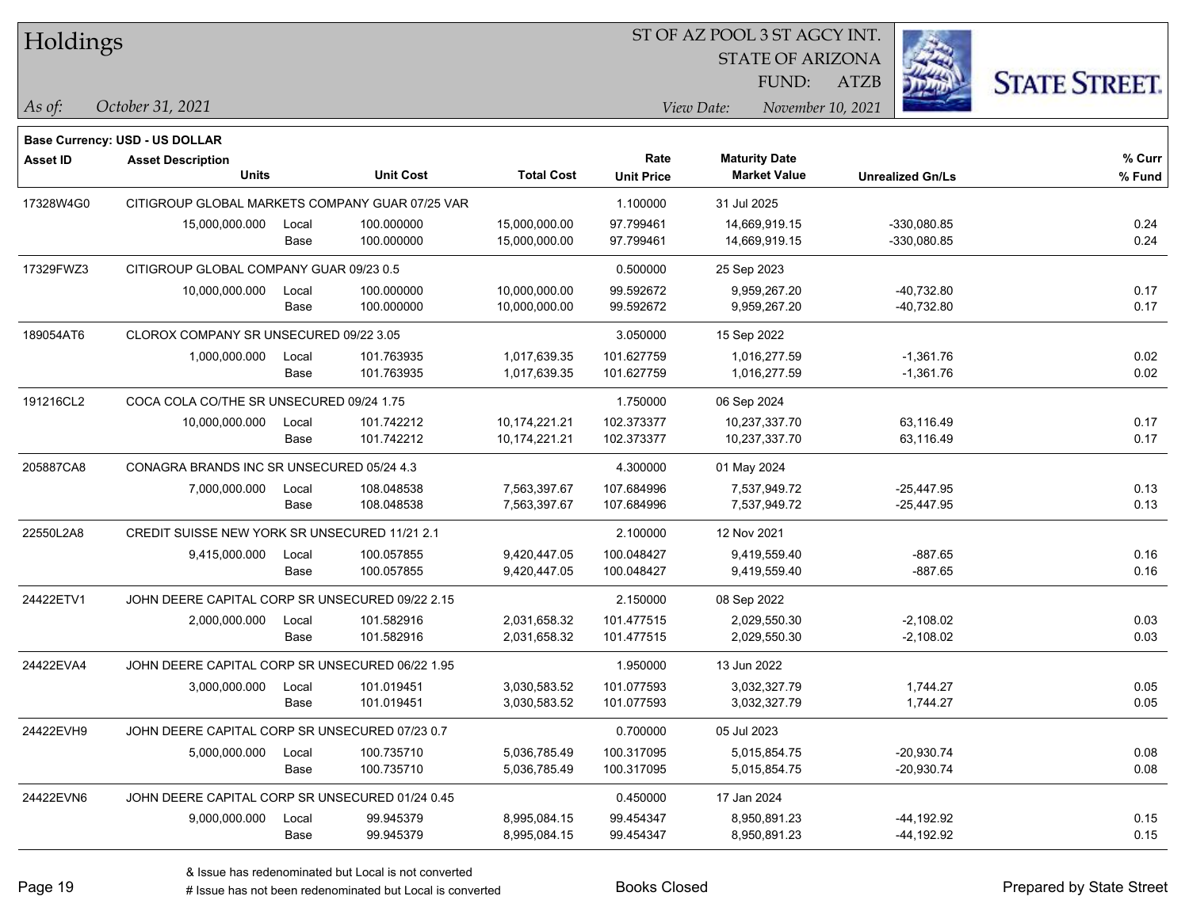# Holdings

ST OF AZ POOL 3 ST AGCY INT.
STATE OF ARIZONA
FUND: ATZB

*As of:* *October 31, 2021*

*View Date:* *November 10, 2021*

**Base Currency: USD - US DOLLAR**

| Asset ID | Asset Description / Units | | Unit Cost | Total Cost | Rate / Unit Price | Maturity Date / Market Value | Unrealized Gn/Ls | % Curr / % Fund |
|---|---|---|---|---|---|---|---|---|
| 17328W4G0 | CITIGROUP GLOBAL MARKETS COMPANY GUAR 07/25 VAR | | | | 1.100000 | 31 Jul 2025 | | |
| | 15,000,000.000 | Local | 100.000000 | 15,000,000.00 | 97.799461 | 14,669,919.15 | -330,080.85 | 0.24 |
| | | Base | 100.000000 | 15,000,000.00 | 97.799461 | 14,669,919.15 | -330,080.85 | 0.24 |
| 17329FWZ3 | CITIGROUP GLOBAL COMPANY GUAR 09/23 0.5 | | | | 0.500000 | 25 Sep 2023 | | |
| | 10,000,000.000 | Local | 100.000000 | 10,000,000.00 | 99.592672 | 9,959,267.20 | -40,732.80 | 0.17 |
| | | Base | 100.000000 | 10,000,000.00 | 99.592672 | 9,959,267.20 | -40,732.80 | 0.17 |
| 189054AT6 | CLOROX COMPANY SR UNSECURED 09/22 3.05 | | | | 3.050000 | 15 Sep 2022 | | |
| | 1,000,000.000 | Local | 101.763935 | 1,017,639.35 | 101.627759 | 1,016,277.59 | -1,361.76 | 0.02 |
| | | Base | 101.763935 | 1,017,639.35 | 101.627759 | 1,016,277.59 | -1,361.76 | 0.02 |
| 191216CL2 | COCA COLA CO/THE SR UNSECURED 09/24 1.75 | | | | 1.750000 | 06 Sep 2024 | | |
| | 10,000,000.000 | Local | 101.742212 | 10,174,221.21 | 102.373377 | 10,237,337.70 | 63,116.49 | 0.17 |
| | | Base | 101.742212 | 10,174,221.21 | 102.373377 | 10,237,337.70 | 63,116.49 | 0.17 |
| 205887CA8 | CONAGRA BRANDS INC SR UNSECURED 05/24 4.3 | | | | 4.300000 | 01 May 2024 | | |
| | 7,000,000.000 | Local | 108.048538 | 7,563,397.67 | 107.684996 | 7,537,949.72 | -25,447.95 | 0.13 |
| | | Base | 108.048538 | 7,563,397.67 | 107.684996 | 7,537,949.72 | -25,447.95 | 0.13 |
| 22550L2A8 | CREDIT SUISSE NEW YORK SR UNSECURED 11/21 2.1 | | | | 2.100000 | 12 Nov 2021 | | |
| | 9,415,000.000 | Local | 100.057855 | 9,420,447.05 | 100.048427 | 9,419,559.40 | -887.65 | 0.16 |
| | | Base | 100.057855 | 9,420,447.05 | 100.048427 | 9,419,559.40 | -887.65 | 0.16 |
| 24422ETV1 | JOHN DEERE CAPITAL CORP SR UNSECURED 09/22 2.15 | | | | 2.150000 | 08 Sep 2022 | | |
| | 2,000,000.000 | Local | 101.582916 | 2,031,658.32 | 101.477515 | 2,029,550.30 | -2,108.02 | 0.03 |
| | | Base | 101.582916 | 2,031,658.32 | 101.477515 | 2,029,550.30 | -2,108.02 | 0.03 |
| 24422EVA4 | JOHN DEERE CAPITAL CORP SR UNSECURED 06/22 1.95 | | | | 1.950000 | 13 Jun 2022 | | |
| | 3,000,000.000 | Local | 101.019451 | 3,030,583.52 | 101.077593 | 3,032,327.79 | 1,744.27 | 0.05 |
| | | Base | 101.019451 | 3,030,583.52 | 101.077593 | 3,032,327.79 | 1,744.27 | 0.05 |
| 24422EVH9 | JOHN DEERE CAPITAL CORP SR UNSECURED 07/23 0.7 | | | | 0.700000 | 05 Jul 2023 | | |
| | 5,000,000.000 | Local | 100.735710 | 5,036,785.49 | 100.317095 | 5,015,854.75 | -20,930.74 | 0.08 |
| | | Base | 100.735710 | 5,036,785.49 | 100.317095 | 5,015,854.75 | -20,930.74 | 0.08 |
| 24422EVN6 | JOHN DEERE CAPITAL CORP SR UNSECURED 01/24 0.45 | | | | 0.450000 | 17 Jan 2024 | | |
| | 9,000,000.000 | Local | 99.945379 | 8,995,084.15 | 99.454347 | 8,950,891.23 | -44,192.92 | 0.15 |
| | | Base | 99.945379 | 8,995,084.15 | 99.454347 | 8,950,891.23 | -44,192.92 | 0.15 |

& Issue has redenominated but Local is not converted

# Issue has not been redenominated but Local is converted

Books Closed

Prepared by State Street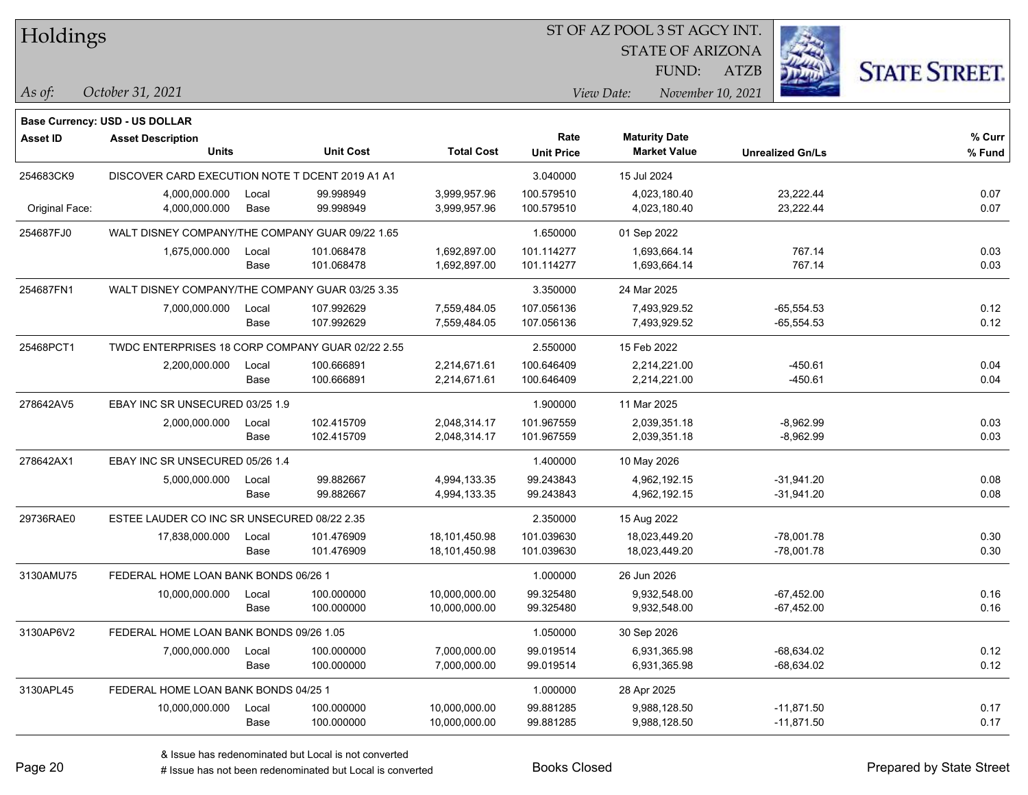# Holdings

ST OF AZ POOL 3 ST AGCY INT.
STATE OF ARIZONA
FUND: ATZB

*As of:* *October 31, 2021*

*View Date:* *November 10, 2021*

**Base Currency: USD - US DOLLAR**

| Asset ID | Asset Description / Units | | Unit Cost | Total Cost | Rate / Unit Price | Maturity Date / Market Value | Unrealized Gn/Ls | % Curr / % Fund |
|---|---|---|---|---|---|---|---|---|
| 254683CK9 | DISCOVER CARD EXECUTION NOTE T DCENT 2019 A1 A1 | | | | 3.040000 | 15 Jul 2024 | | |
| | 4,000,000.000 | Local | 99.998949 | 3,999,957.96 | 100.579510 | 4,023,180.40 | 23,222.44 | 0.07 |
| Original Face: | 4,000,000.000 | Base | 99.998949 | 3,999,957.96 | 100.579510 | 4,023,180.40 | 23,222.44 | 0.07 |
| 254687FJ0 | WALT DISNEY COMPANY/THE COMPANY GUAR 09/22 1.65 | | | | 1.650000 | 01 Sep 2022 | | |
| | 1,675,000.000 | Local | 101.068478 | 1,692,897.00 | 101.114277 | 1,693,664.14 | 767.14 | 0.03 |
| | | Base | 101.068478 | 1,692,897.00 | 101.114277 | 1,693,664.14 | 767.14 | 0.03 |
| 254687FN1 | WALT DISNEY COMPANY/THE COMPANY GUAR 03/25 3.35 | | | | 3.350000 | 24 Mar 2025 | | |
| | 7,000,000.000 | Local | 107.992629 | 7,559,484.05 | 107.056136 | 7,493,929.52 | -65,554.53 | 0.12 |
| | | Base | 107.992629 | 7,559,484.05 | 107.056136 | 7,493,929.52 | -65,554.53 | 0.12 |
| 25468PCT1 | TWDC ENTERPRISES 18 CORP COMPANY GUAR 02/22 2.55 | | | | 2.550000 | 15 Feb 2022 | | |
| | 2,200,000.000 | Local | 100.666891 | 2,214,671.61 | 100.646409 | 2,214,221.00 | -450.61 | 0.04 |
| | | Base | 100.666891 | 2,214,671.61 | 100.646409 | 2,214,221.00 | -450.61 | 0.04 |
| 278642AV5 | EBAY INC SR UNSECURED 03/25 1.9 | | | | 1.900000 | 11 Mar 2025 | | |
| | 2,000,000.000 | Local | 102.415709 | 2,048,314.17 | 101.967559 | 2,039,351.18 | -8,962.99 | 0.03 |
| | | Base | 102.415709 | 2,048,314.17 | 101.967559 | 2,039,351.18 | -8,962.99 | 0.03 |
| 278642AX1 | EBAY INC SR UNSECURED 05/26 1.4 | | | | 1.400000 | 10 May 2026 | | |
| | 5,000,000.000 | Local | 99.882667 | 4,994,133.35 | 99.243843 | 4,962,192.15 | -31,941.20 | 0.08 |
| | | Base | 99.882667 | 4,994,133.35 | 99.243843 | 4,962,192.15 | -31,941.20 | 0.08 |
| 29736RAE0 | ESTEE LAUDER CO INC SR UNSECURED 08/22 2.35 | | | | 2.350000 | 15 Aug 2022 | | |
| | 17,838,000.000 | Local | 101.476909 | 18,101,450.98 | 101.039630 | 18,023,449.20 | -78,001.78 | 0.30 |
| | | Base | 101.476909 | 18,101,450.98 | 101.039630 | 18,023,449.20 | -78,001.78 | 0.30 |
| 3130AMU75 | FEDERAL HOME LOAN BANK BONDS 06/26 1 | | | | 1.000000 | 26 Jun 2026 | | |
| | 10,000,000.000 | Local | 100.000000 | 10,000,000.00 | 99.325480 | 9,932,548.00 | -67,452.00 | 0.16 |
| | | Base | 100.000000 | 10,000,000.00 | 99.325480 | 9,932,548.00 | -67,452.00 | 0.16 |
| 3130AP6V2 | FEDERAL HOME LOAN BANK BONDS 09/26 1.05 | | | | 1.050000 | 30 Sep 2026 | | |
| | 7,000,000.000 | Local | 100.000000 | 7,000,000.00 | 99.019514 | 6,931,365.98 | -68,634.02 | 0.12 |
| | | Base | 100.000000 | 7,000,000.00 | 99.019514 | 6,931,365.98 | -68,634.02 | 0.12 |
| 3130APL45 | FEDERAL HOME LOAN BANK BONDS 04/25 1 | | | | 1.000000 | 28 Apr 2025 | | |
| | 10,000,000.000 | Local | 100.000000 | 10,000,000.00 | 99.881285 | 9,988,128.50 | -11,871.50 | 0.17 |
| | | Base | 100.000000 | 10,000,000.00 | 99.881285 | 9,988,128.50 | -11,871.50 | 0.17 |

& Issue has redenominated but Local is not converted
# Issue has not been redenominated but Local is converted

Books Closed

Prepared by State Street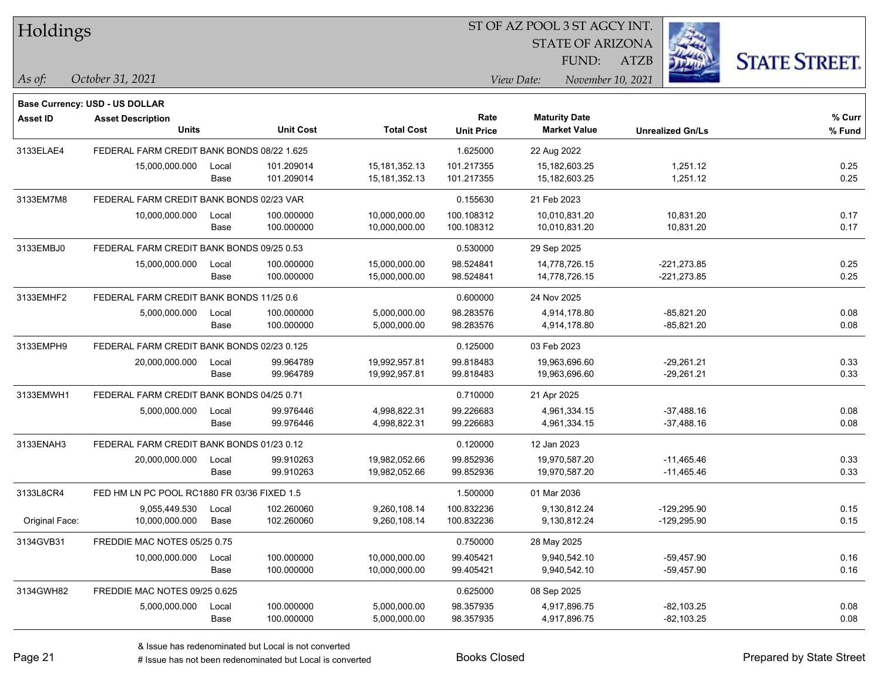# Holdings

ST OF AZ POOL 3 ST AGCY INT.
STATE OF ARIZONA
FUND: ATZB

*As of:* *October 31, 2021*

*View Date:* *November 10, 2021*

**Base Currency: USD - US DOLLAR**

| Asset ID | Asset Description / Units | | Unit Cost | Total Cost | Rate / Unit Price | Maturity Date / Market Value | Unrealized Gn/Ls | % Curr / % Fund |
|---|---|---|---|---|---|---|---|---|
| 3133ELAE4 | FEDERAL FARM CREDIT BANK BONDS 08/22 1.625 | | | | 1.625000 | 22 Aug 2022 | | |
| | 15,000,000.000 | Local | 101.209014 | 15,181,352.13 | 101.217355 | 15,182,603.25 | 1,251.12 | 0.25 |
| | | Base | 101.209014 | 15,181,352.13 | 101.217355 | 15,182,603.25 | 1,251.12 | 0.25 |
| 3133EM7M8 | FEDERAL FARM CREDIT BANK BONDS 02/23 VAR | | | | 0.155630 | 21 Feb 2023 | | |
| | 10,000,000.000 | Local | 100.000000 | 10,000,000.00 | 100.108312 | 10,010,831.20 | 10,831.20 | 0.17 |
| | | Base | 100.000000 | 10,000,000.00 | 100.108312 | 10,010,831.20 | 10,831.20 | 0.17 |
| 3133EMBJ0 | FEDERAL FARM CREDIT BANK BONDS 09/25 0.53 | | | | 0.530000 | 29 Sep 2025 | | |
| | 15,000,000.000 | Local | 100.000000 | 15,000,000.00 | 98.524841 | 14,778,726.15 | -221,273.85 | 0.25 |
| | | Base | 100.000000 | 15,000,000.00 | 98.524841 | 14,778,726.15 | -221,273.85 | 0.25 |
| 3133EMHF2 | FEDERAL FARM CREDIT BANK BONDS 11/25 0.6 | | | | 0.600000 | 24 Nov 2025 | | |
| | 5,000,000.000 | Local | 100.000000 | 5,000,000.00 | 98.283576 | 4,914,178.80 | -85,821.20 | 0.08 |
| | | Base | 100.000000 | 5,000,000.00 | 98.283576 | 4,914,178.80 | -85,821.20 | 0.08 |
| 3133EMPH9 | FEDERAL FARM CREDIT BANK BONDS 02/23 0.125 | | | | 0.125000 | 03 Feb 2023 | | |
| | 20,000,000.000 | Local | 99.964789 | 19,992,957.81 | 99.818483 | 19,963,696.60 | -29,261.21 | 0.33 |
| | | Base | 99.964789 | 19,992,957.81 | 99.818483 | 19,963,696.60 | -29,261.21 | 0.33 |
| 3133EMWH1 | FEDERAL FARM CREDIT BANK BONDS 04/25 0.71 | | | | 0.710000 | 21 Apr 2025 | | |
| | 5,000,000.000 | Local | 99.976446 | 4,998,822.31 | 99.226683 | 4,961,334.15 | -37,488.16 | 0.08 |
| | | Base | 99.976446 | 4,998,822.31 | 99.226683 | 4,961,334.15 | -37,488.16 | 0.08 |
| 3133ENAH3 | FEDERAL FARM CREDIT BANK BONDS 01/23 0.12 | | | | 0.120000 | 12 Jan 2023 | | |
| | 20,000,000.000 | Local | 99.910263 | 19,982,052.66 | 99.852936 | 19,970,587.20 | -11,465.46 | 0.33 |
| | | Base | 99.910263 | 19,982,052.66 | 99.852936 | 19,970,587.20 | -11,465.46 | 0.33 |
| 3133L8CR4 | FED HM LN PC POOL RC1880 FR 03/36 FIXED 1.5 | | | | 1.500000 | 01 Mar 2036 | | |
| | 9,055,449.530 | Local | 102.260060 | 9,260,108.14 | 100.832236 | 9,130,812.24 | -129,295.90 | 0.15 |
| Original Face: | 10,000,000.000 | Base | 102.260060 | 9,260,108.14 | 100.832236 | 9,130,812.24 | -129,295.90 | 0.15 |
| 3134GVB31 | FREDDIE MAC NOTES 05/25 0.75 | | | | 0.750000 | 28 May 2025 | | |
| | 10,000,000.000 | Local | 100.000000 | 10,000,000.00 | 99.405421 | 9,940,542.10 | -59,457.90 | 0.16 |
| | | Base | 100.000000 | 10,000,000.00 | 99.405421 | 9,940,542.10 | -59,457.90 | 0.16 |
| 3134GWH82 | FREDDIE MAC NOTES 09/25 0.625 | | | | 0.625000 | 08 Sep 2025 | | |
| | 5,000,000.000 | Local | 100.000000 | 5,000,000.00 | 98.357935 | 4,917,896.75 | -82,103.25 | 0.08 |
| | | Base | 100.000000 | 5,000,000.00 | 98.357935 | 4,917,896.75 | -82,103.25 | 0.08 |

& Issue has redenominated but Local is not converted
# Issue has not been redenominated but Local is converted

Books Closed

Prepared by State Street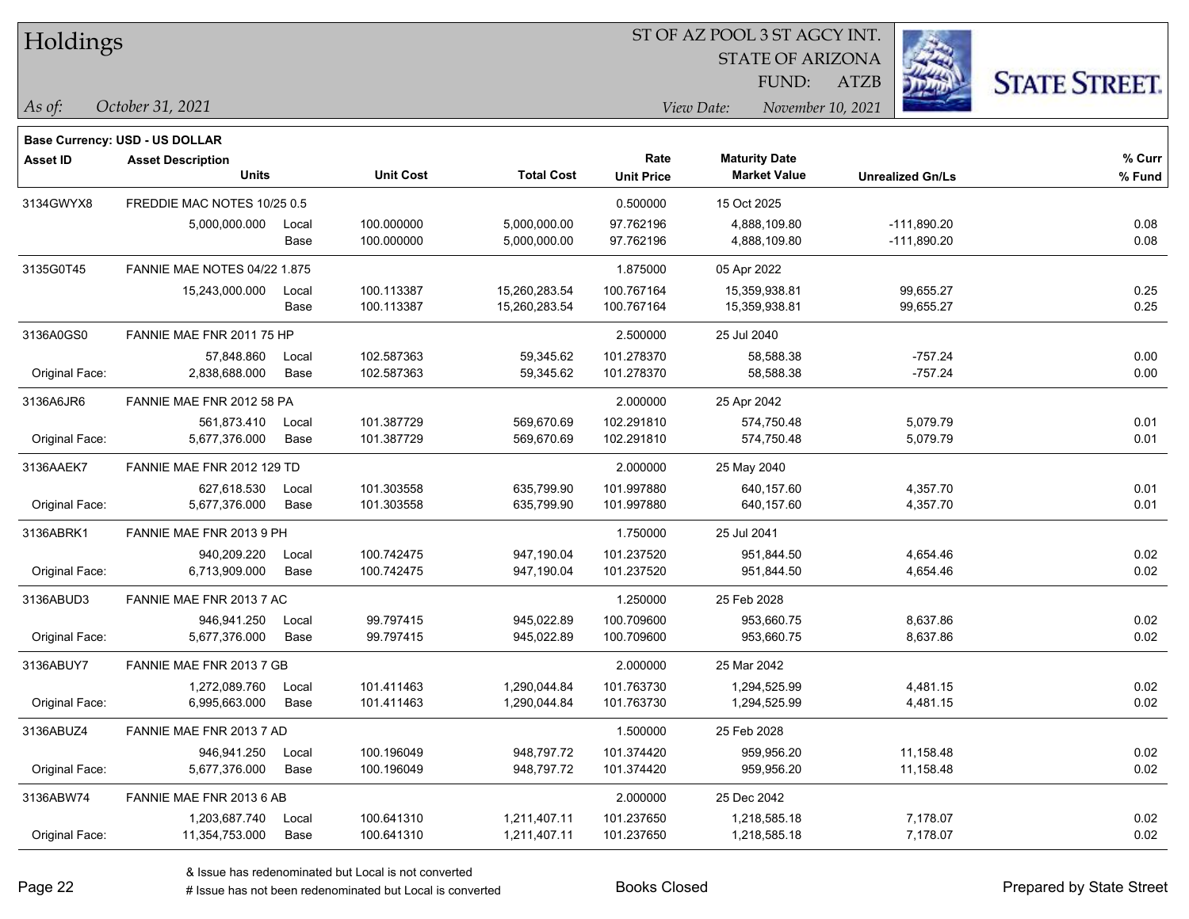# Holdings

ST OF AZ POOL 3 ST AGCY INT.
STATE OF ARIZONA
FUND: ATZB

*As of:* *October 31, 2021*

*View Date:* *November 10, 2021*

**Base Currency: USD - US DOLLAR**

| Asset ID | Asset Description / Units | | Unit Cost | Total Cost | Rate / Unit Price | Maturity Date / Market Value | Unrealized Gn/Ls | % Curr / % Fund |
|---|---|---|---|---|---|---|---|---|
| 3134GWYX8 | FREDDIE MAC NOTES 10/25 0.5 | | | | 0.500000 | 15 Oct 2025 | | |
| | 5,000,000.000 | Local | 100.000000 | 5,000,000.00 | 97.762196 | 4,888,109.80 | -111,890.20 | 0.08 |
| | | Base | 100.000000 | 5,000,000.00 | 97.762196 | 4,888,109.80 | -111,890.20 | 0.08 |
| 3135G0T45 | FANNIE MAE NOTES 04/22 1.875 | | | | 1.875000 | 05 Apr 2022 | | |
| | 15,243,000.000 | Local | 100.113387 | 15,260,283.54 | 100.767164 | 15,359,938.81 | 99,655.27 | 0.25 |
| | | Base | 100.113387 | 15,260,283.54 | 100.767164 | 15,359,938.81 | 99,655.27 | 0.25 |
| 3136A0GS0 | FANNIE MAE FNR 2011 75 HP | | | | 2.500000 | 25 Jul 2040 | | |
| | 57,848.860 | Local | 102.587363 | 59,345.62 | 101.278370 | 58,588.38 | -757.24 | 0.00 |
| Original Face: | 2,838,688.000 | Base | 102.587363 | 59,345.62 | 101.278370 | 58,588.38 | -757.24 | 0.00 |
| 3136A6JR6 | FANNIE MAE FNR 2012 58 PA | | | | 2.000000 | 25 Apr 2042 | | |
| | 561,873.410 | Local | 101.387729 | 569,670.69 | 102.291810 | 574,750.48 | 5,079.79 | 0.01 |
| Original Face: | 5,677,376.000 | Base | 101.387729 | 569,670.69 | 102.291810 | 574,750.48 | 5,079.79 | 0.01 |
| 3136AAEK7 | FANNIE MAE FNR 2012 129 TD | | | | 2.000000 | 25 May 2040 | | |
| | 627,618.530 | Local | 101.303558 | 635,799.90 | 101.997880 | 640,157.60 | 4,357.70 | 0.01 |
| Original Face: | 5,677,376.000 | Base | 101.303558 | 635,799.90 | 101.997880 | 640,157.60 | 4,357.70 | 0.01 |
| 3136ABRK1 | FANNIE MAE FNR 2013 9 PH | | | | 1.750000 | 25 Jul 2041 | | |
| | 940,209.220 | Local | 100.742475 | 947,190.04 | 101.237520 | 951,844.50 | 4,654.46 | 0.02 |
| Original Face: | 6,713,909.000 | Base | 100.742475 | 947,190.04 | 101.237520 | 951,844.50 | 4,654.46 | 0.02 |
| 3136ABUD3 | FANNIE MAE FNR 2013 7 AC | | | | 1.250000 | 25 Feb 2028 | | |
| | 946,941.250 | Local | 99.797415 | 945,022.89 | 100.709600 | 953,660.75 | 8,637.86 | 0.02 |
| Original Face: | 5,677,376.000 | Base | 99.797415 | 945,022.89 | 100.709600 | 953,660.75 | 8,637.86 | 0.02 |
| 3136ABUY7 | FANNIE MAE FNR 2013 7 GB | | | | 2.000000 | 25 Mar 2042 | | |
| | 1,272,089.760 | Local | 101.411463 | 1,290,044.84 | 101.763730 | 1,294,525.99 | 4,481.15 | 0.02 |
| Original Face: | 6,995,663.000 | Base | 101.411463 | 1,290,044.84 | 101.763730 | 1,294,525.99 | 4,481.15 | 0.02 |
| 3136ABUZ4 | FANNIE MAE FNR 2013 7 AD | | | | 1.500000 | 25 Feb 2028 | | |
| | 946,941.250 | Local | 100.196049 | 948,797.72 | 101.374420 | 959,956.20 | 11,158.48 | 0.02 |
| Original Face: | 5,677,376.000 | Base | 100.196049 | 948,797.72 | 101.374420 | 959,956.20 | 11,158.48 | 0.02 |
| 3136ABW74 | FANNIE MAE FNR 2013 6 AB | | | | 2.000000 | 25 Dec 2042 | | |
| | 1,203,687.740 | Local | 100.641310 | 1,211,407.11 | 101.237650 | 1,218,585.18 | 7,178.07 | 0.02 |
| Original Face: | 11,354,753.000 | Base | 100.641310 | 1,211,407.11 | 101.237650 | 1,218,585.18 | 7,178.07 | 0.02 |

& Issue has redenominated but Local is not converted
# Issue has not been redenominated but Local is converted

Books Closed

Prepared by State Street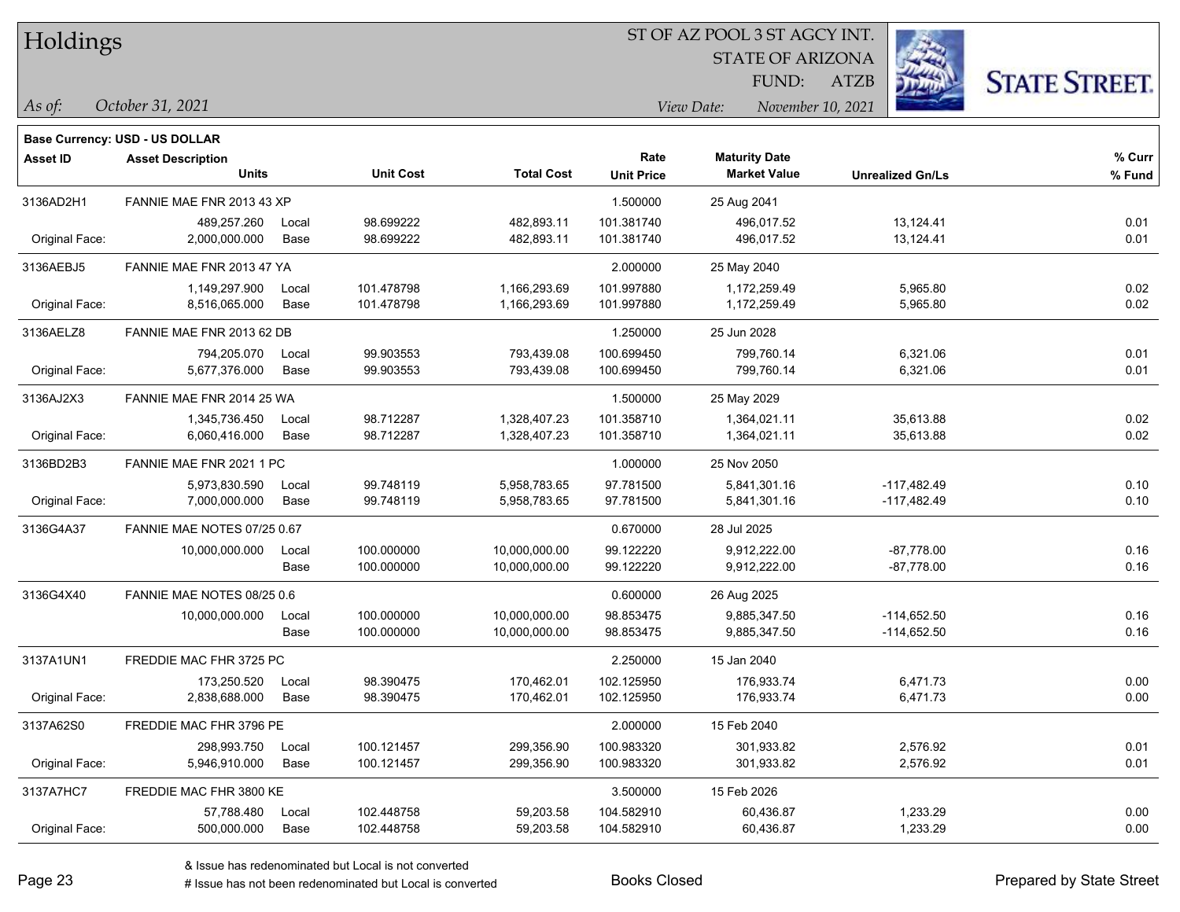# Holdings

ST OF AZ POOL 3 ST AGCY INT.
STATE OF ARIZONA
FUND: ATZB

*As of:* *October 31, 2021*
*View Date:* *November 10, 2021*

**Base Currency: USD - US DOLLAR**

| Asset ID | Asset Description / Units | | Unit Cost | Total Cost | Rate / Unit Price | Maturity Date / Market Value | Unrealized Gn/Ls | % Curr / % Fund |
|---|---|---|---|---|---|---|---|---|
| 3136AD2H1 | FANNIE MAE FNR 2013 43 XP | | | | 1.500000 | 25 Aug 2041 | | |
| | 489,257.260 | Local | 98.699222 | 482,893.11 | 101.381740 | 496,017.52 | 13,124.41 | 0.01 |
| Original Face: | 2,000,000.000 | Base | 98.699222 | 482,893.11 | 101.381740 | 496,017.52 | 13,124.41 | 0.01 |
| 3136AEBJ5 | FANNIE MAE FNR 2013 47 YA | | | | 2.000000 | 25 May 2040 | | |
| | 1,149,297.900 | Local | 101.478798 | 1,166,293.69 | 101.997880 | 1,172,259.49 | 5,965.80 | 0.02 |
| Original Face: | 8,516,065.000 | Base | 101.478798 | 1,166,293.69 | 101.997880 | 1,172,259.49 | 5,965.80 | 0.02 |
| 3136AELZ8 | FANNIE MAE FNR 2013 62 DB | | | | 1.250000 | 25 Jun 2028 | | |
| | 794,205.070 | Local | 99.903553 | 793,439.08 | 100.699450 | 799,760.14 | 6,321.06 | 0.01 |
| Original Face: | 5,677,376.000 | Base | 99.903553 | 793,439.08 | 100.699450 | 799,760.14 | 6,321.06 | 0.01 |
| 3136AJ2X3 | FANNIE MAE FNR 2014 25 WA | | | | 1.500000 | 25 May 2029 | | |
| | 1,345,736.450 | Local | 98.712287 | 1,328,407.23 | 101.358710 | 1,364,021.11 | 35,613.88 | 0.02 |
| Original Face: | 6,060,416.000 | Base | 98.712287 | 1,328,407.23 | 101.358710 | 1,364,021.11 | 35,613.88 | 0.02 |
| 3136BD2B3 | FANNIE MAE FNR 2021 1 PC | | | | 1.000000 | 25 Nov 2050 | | |
| | 5,973,830.590 | Local | 99.748119 | 5,958,783.65 | 97.781500 | 5,841,301.16 | -117,482.49 | 0.10 |
| Original Face: | 7,000,000.000 | Base | 99.748119 | 5,958,783.65 | 97.781500 | 5,841,301.16 | -117,482.49 | 0.10 |
| 3136G4A37 | FANNIE MAE NOTES 07/25 0.67 | | | | 0.670000 | 28 Jul 2025 | | |
| | 10,000,000.000 | Local | 100.000000 | 10,000,000.00 | 99.122220 | 9,912,222.00 | -87,778.00 | 0.16 |
| | | Base | 100.000000 | 10,000,000.00 | 99.122220 | 9,912,222.00 | -87,778.00 | 0.16 |
| 3136G4X40 | FANNIE MAE NOTES 08/25 0.6 | | | | 0.600000 | 26 Aug 2025 | | |
| | 10,000,000.000 | Local | 100.000000 | 10,000,000.00 | 98.853475 | 9,885,347.50 | -114,652.50 | 0.16 |
| | | Base | 100.000000 | 10,000,000.00 | 98.853475 | 9,885,347.50 | -114,652.50 | 0.16 |
| 3137A1UN1 | FREDDIE MAC FHR 3725 PC | | | | 2.250000 | 15 Jan 2040 | | |
| | 173,250.520 | Local | 98.390475 | 170,462.01 | 102.125950 | 176,933.74 | 6,471.73 | 0.00 |
| Original Face: | 2,838,688.000 | Base | 98.390475 | 170,462.01 | 102.125950 | 176,933.74 | 6,471.73 | 0.00 |
| 3137A62S0 | FREDDIE MAC FHR 3796 PE | | | | 2.000000 | 15 Feb 2040 | | |
| | 298,993.750 | Local | 100.121457 | 299,356.90 | 100.983320 | 301,933.82 | 2,576.92 | 0.01 |
| Original Face: | 5,946,910.000 | Base | 100.121457 | 299,356.90 | 100.983320 | 301,933.82 | 2,576.92 | 0.01 |
| 3137A7HC7 | FREDDIE MAC FHR 3800 KE | | | | 3.500000 | 15 Feb 2026 | | |
| | 57,788.480 | Local | 102.448758 | 59,203.58 | 104.582910 | 60,436.87 | 1,233.29 | 0.00 |
| Original Face: | 500,000.000 | Base | 102.448758 | 59,203.58 | 104.582910 | 60,436.87 | 1,233.29 | 0.00 |

& Issue has redenominated but Local is not converted
# Issue has not been redenominated but Local is converted

Books Closed

Prepared by State Street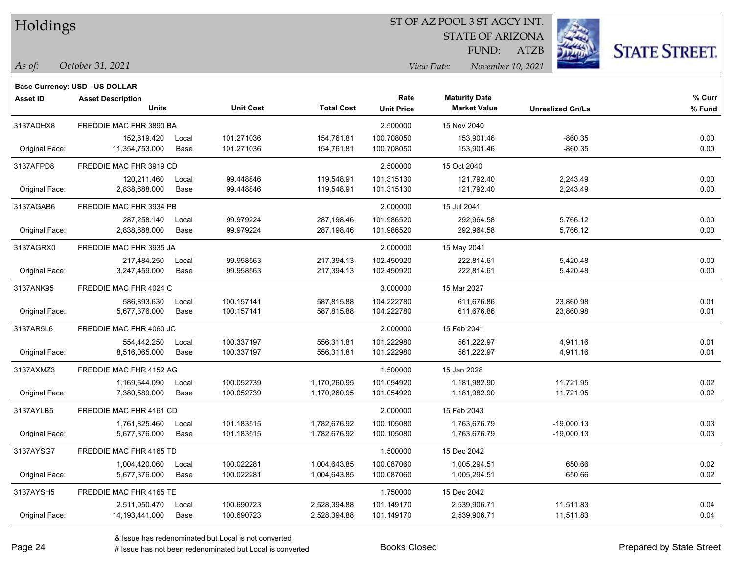# Holdings

ST OF AZ POOL 3 ST AGCY INT.
STATE OF ARIZONA
FUND: ATZB

*As of:* *October 31, 2021*  *View Date:* *November 10, 2021*

**Base Currency: USD - US DOLLAR**

| Asset ID | Asset Description / Units | | Unit Cost | Total Cost | Rate / Unit Price | Maturity Date / Market Value | Unrealized Gn/Ls | % Curr / % Fund |
|---|---|---|---|---|---|---|---|---|
| 3137ADHX8 | FREDDIE MAC FHR 3890 BA | | | | 2.500000 | 15 Nov 2040 | | |
| | 152,819.420 | Local | 101.271036 | 154,761.81 | 100.708050 | 153,901.46 | -860.35 | 0.00 |
| Original Face: | 11,354,753.000 | Base | 101.271036 | 154,761.81 | 100.708050 | 153,901.46 | -860.35 | 0.00 |
| 3137AFPD8 | FREDDIE MAC FHR 3919 CD | | | | 2.500000 | 15 Oct 2040 | | |
| | 120,211.460 | Local | 99.448846 | 119,548.91 | 101.315130 | 121,792.40 | 2,243.49 | 0.00 |
| Original Face: | 2,838,688.000 | Base | 99.448846 | 119,548.91 | 101.315130 | 121,792.40 | 2,243.49 | 0.00 |
| 3137AGAB6 | FREDDIE MAC FHR 3934 PB | | | | 2.000000 | 15 Jul 2041 | | |
| | 287,258.140 | Local | 99.979224 | 287,198.46 | 101.986520 | 292,964.58 | 5,766.12 | 0.00 |
| Original Face: | 2,838,688.000 | Base | 99.979224 | 287,198.46 | 101.986520 | 292,964.58 | 5,766.12 | 0.00 |
| 3137AGRX0 | FREDDIE MAC FHR 3935 JA | | | | 2.000000 | 15 May 2041 | | |
| | 217,484.250 | Local | 99.958563 | 217,394.13 | 102.450920 | 222,814.61 | 5,420.48 | 0.00 |
| Original Face: | 3,247,459.000 | Base | 99.958563 | 217,394.13 | 102.450920 | 222,814.61 | 5,420.48 | 0.00 |
| 3137ANK95 | FREDDIE MAC FHR 4024 C | | | | 3.000000 | 15 Mar 2027 | | |
| | 586,893.630 | Local | 100.157141 | 587,815.88 | 104.222780 | 611,676.86 | 23,860.98 | 0.01 |
| Original Face: | 5,677,376.000 | Base | 100.157141 | 587,815.88 | 104.222780 | 611,676.86 | 23,860.98 | 0.01 |
| 3137AR5L6 | FREDDIE MAC FHR 4060 JC | | | | 2.000000 | 15 Feb 2041 | | |
| | 554,442.250 | Local | 100.337197 | 556,311.81 | 101.222980 | 561,222.97 | 4,911.16 | 0.01 |
| Original Face: | 8,516,065.000 | Base | 100.337197 | 556,311.81 | 101.222980 | 561,222.97 | 4,911.16 | 0.01 |
| 3137AXMZ3 | FREDDIE MAC FHR 4152 AG | | | | 1.500000 | 15 Jan 2028 | | |
| | 1,169,644.090 | Local | 100.052739 | 1,170,260.95 | 101.054920 | 1,181,982.90 | 11,721.95 | 0.02 |
| Original Face: | 7,380,589.000 | Base | 100.052739 | 1,170,260.95 | 101.054920 | 1,181,982.90 | 11,721.95 | 0.02 |
| 3137AYLB5 | FREDDIE MAC FHR 4161 CD | | | | 2.000000 | 15 Feb 2043 | | |
| | 1,761,825.460 | Local | 101.183515 | 1,782,676.92 | 100.105080 | 1,763,676.79 | -19,000.13 | 0.03 |
| Original Face: | 5,677,376.000 | Base | 101.183515 | 1,782,676.92 | 100.105080 | 1,763,676.79 | -19,000.13 | 0.03 |
| 3137AYSG7 | FREDDIE MAC FHR 4165 TD | | | | 1.500000 | 15 Dec 2042 | | |
| | 1,004,420.060 | Local | 100.022281 | 1,004,643.85 | 100.087060 | 1,005,294.51 | 650.66 | 0.02 |
| Original Face: | 5,677,376.000 | Base | 100.022281 | 1,004,643.85 | 100.087060 | 1,005,294.51 | 650.66 | 0.02 |
| 3137AYSH5 | FREDDIE MAC FHR 4165 TE | | | | 1.750000 | 15 Dec 2042 | | |
| | 2,511,050.470 | Local | 100.690723 | 2,528,394.88 | 101.149170 | 2,539,906.71 | 11,511.83 | 0.04 |
| Original Face: | 14,193,441.000 | Base | 100.690723 | 2,528,394.88 | 101.149170 | 2,539,906.71 | 11,511.83 | 0.04 |

& Issue has redenominated but Local is not converted
# Issue has not been redenominated but Local is converted

Books Closed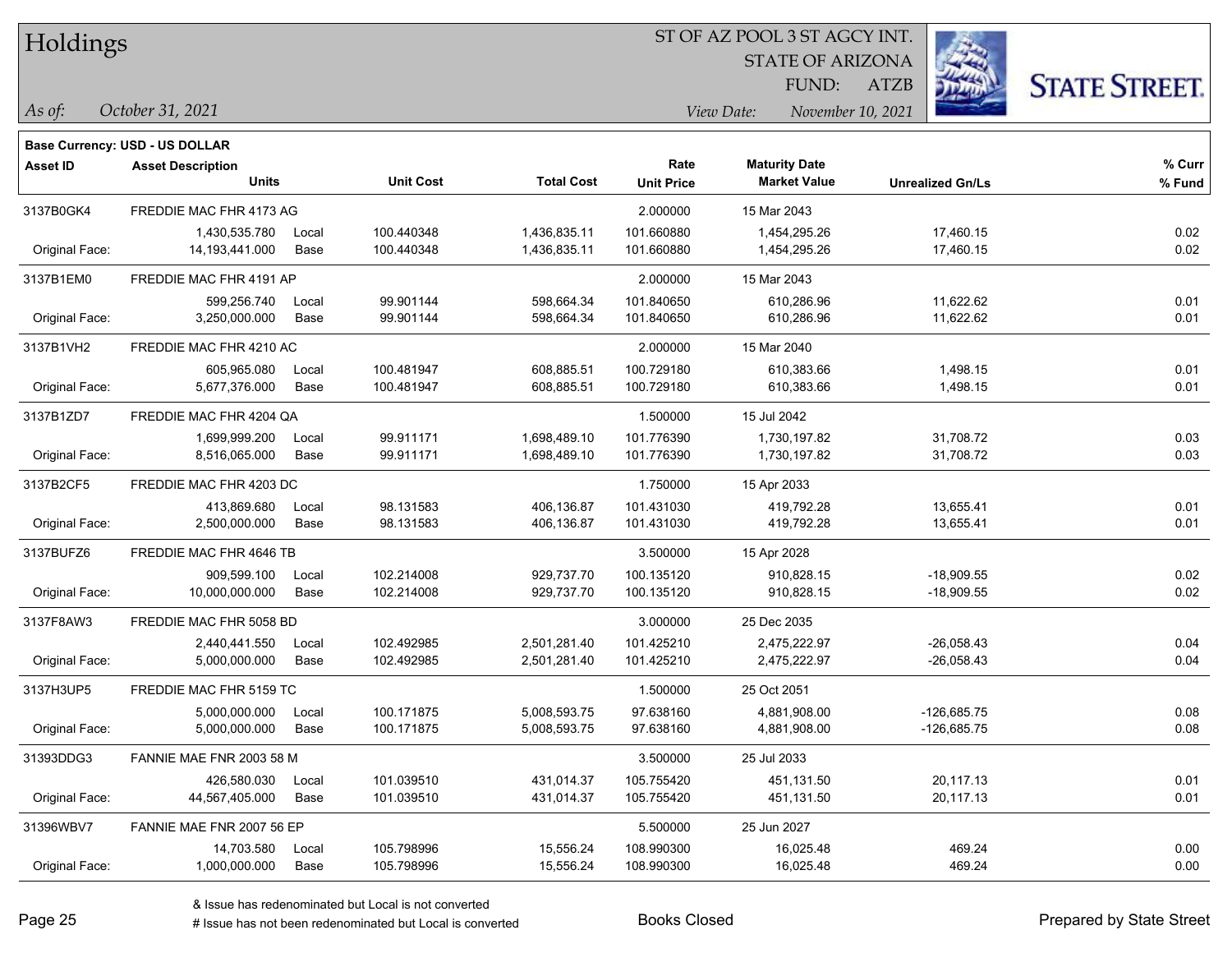# Holdings

ST OF AZ POOL 3 ST AGCY INT.
STATE OF ARIZONA
FUND: ATZB

*As of: October 31, 2021*

*View Date: November 10, 2021*

**Base Currency: USD - US DOLLAR**

| Asset ID | Asset Description / Units | | Unit Cost | Total Cost | Rate / Unit Price | Maturity Date / Market Value | Unrealized Gn/Ls | % Curr / % Fund |
|---|---|---|---|---|---|---|---|---|
| 3137B0GK4 | FREDDIE MAC FHR 4173 AG | | | | 2.000000 | 15 Mar 2043 | | |
| | 1,430,535.780 | Local | 100.440348 | 1,436,835.11 | 101.660880 | 1,454,295.26 | 17,460.15 | 0.02 |
| Original Face: | 14,193,441.000 | Base | 100.440348 | 1,436,835.11 | 101.660880 | 1,454,295.26 | 17,460.15 | 0.02 |
| 3137B1EM0 | FREDDIE MAC FHR 4191 AP | | | | 2.000000 | 15 Mar 2043 | | |
| | 599,256.740 | Local | 99.901144 | 598,664.34 | 101.840650 | 610,286.96 | 11,622.62 | 0.01 |
| Original Face: | 3,250,000.000 | Base | 99.901144 | 598,664.34 | 101.840650 | 610,286.96 | 11,622.62 | 0.01 |
| 3137B1VH2 | FREDDIE MAC FHR 4210 AC | | | | 2.000000 | 15 Mar 2040 | | |
| | 605,965.080 | Local | 100.481947 | 608,885.51 | 100.729180 | 610,383.66 | 1,498.15 | 0.01 |
| Original Face: | 5,677,376.000 | Base | 100.481947 | 608,885.51 | 100.729180 | 610,383.66 | 1,498.15 | 0.01 |
| 3137B1ZD7 | FREDDIE MAC FHR 4204 QA | | | | 1.500000 | 15 Jul 2042 | | |
| | 1,699,999.200 | Local | 99.911171 | 1,698,489.10 | 101.776390 | 1,730,197.82 | 31,708.72 | 0.03 |
| Original Face: | 8,516,065.000 | Base | 99.911171 | 1,698,489.10 | 101.776390 | 1,730,197.82 | 31,708.72 | 0.03 |
| 3137B2CF5 | FREDDIE MAC FHR 4203 DC | | | | 1.750000 | 15 Apr 2033 | | |
| | 413,869.680 | Local | 98.131583 | 406,136.87 | 101.431030 | 419,792.28 | 13,655.41 | 0.01 |
| Original Face: | 2,500,000.000 | Base | 98.131583 | 406,136.87 | 101.431030 | 419,792.28 | 13,655.41 | 0.01 |
| 3137BUFZ6 | FREDDIE MAC FHR 4646 TB | | | | 3.500000 | 15 Apr 2028 | | |
| | 909,599.100 | Local | 102.214008 | 929,737.70 | 100.135120 | 910,828.15 | -18,909.55 | 0.02 |
| Original Face: | 10,000,000.000 | Base | 102.214008 | 929,737.70 | 100.135120 | 910,828.15 | -18,909.55 | 0.02 |
| 3137F8AW3 | FREDDIE MAC FHR 5058 BD | | | | 3.000000 | 25 Dec 2035 | | |
| | 2,440,441.550 | Local | 102.492985 | 2,501,281.40 | 101.425210 | 2,475,222.97 | -26,058.43 | 0.04 |
| Original Face: | 5,000,000.000 | Base | 102.492985 | 2,501,281.40 | 101.425210 | 2,475,222.97 | -26,058.43 | 0.04 |
| 3137H3UP5 | FREDDIE MAC FHR 5159 TC | | | | 1.500000 | 25 Oct 2051 | | |
| | 5,000,000.000 | Local | 100.171875 | 5,008,593.75 | 97.638160 | 4,881,908.00 | -126,685.75 | 0.08 |
| Original Face: | 5,000,000.000 | Base | 100.171875 | 5,008,593.75 | 97.638160 | 4,881,908.00 | -126,685.75 | 0.08 |
| 31393DDG3 | FANNIE MAE FNR 2003 58 M | | | | 3.500000 | 25 Jul 2033 | | |
| | 426,580.030 | Local | 101.039510 | 431,014.37 | 105.755420 | 451,131.50 | 20,117.13 | 0.01 |
| Original Face: | 44,567,405.000 | Base | 101.039510 | 431,014.37 | 105.755420 | 451,131.50 | 20,117.13 | 0.01 |
| 31396WBV7 | FANNIE MAE FNR 2007 56 EP | | | | 5.500000 | 25 Jun 2027 | | |
| | 14,703.580 | Local | 105.798996 | 15,556.24 | 108.990300 | 16,025.48 | 469.24 | 0.00 |
| Original Face: | 1,000,000.000 | Base | 105.798996 | 15,556.24 | 108.990300 | 16,025.48 | 469.24 | 0.00 |

& Issue has redenominated but Local is not converted

# Issue has not been redenominated but Local is converted

Books Closed

Prepared by State Street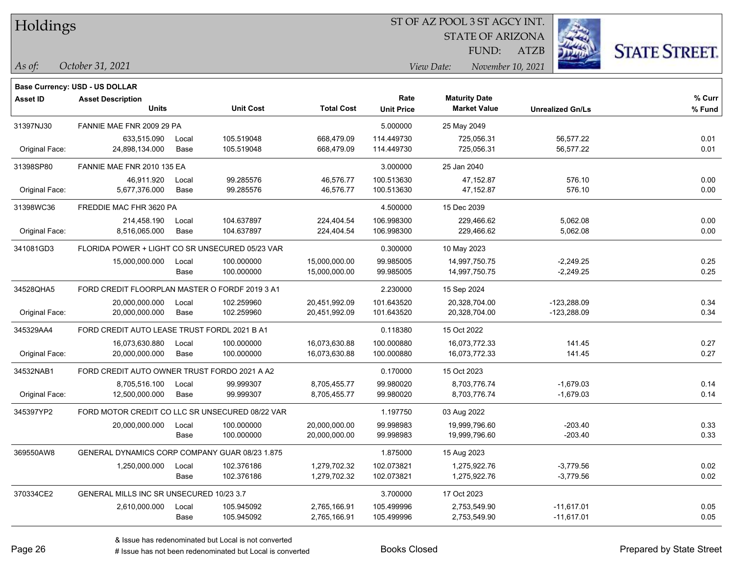# Holdings

ST OF AZ POOL 3 ST AGCY INT.
STATE OF ARIZONA
FUND: ATZB

*As of:* *October 31, 2021*

*View Date:* *November 10, 2021*

**Base Currency: USD - US DOLLAR**

| Asset ID | Asset Description / Units | | Unit Cost | Total Cost | Rate / Unit Price | Maturity Date / Market Value | Unrealized Gn/Ls | % Curr / % Fund |
|---|---|---|---|---|---|---|---|---|
| 31397NJ30 | FANNIE MAE FNR 2009 29 PA | | | | 5.000000 | 25 May 2049 | | |
| | 633,515.090 | Local | 105.519048 | 668,479.09 | 114.449730 | 725,056.31 | 56,577.22 | 0.01 |
| Original Face: | 24,898,134.000 | Base | 105.519048 | 668,479.09 | 114.449730 | 725,056.31 | 56,577.22 | 0.01 |
| 31398SP80 | FANNIE MAE FNR 2010 135 EA | | | | 3.000000 | 25 Jan 2040 | | |
| | 46,911.920 | Local | 99.285576 | 46,576.77 | 100.513630 | 47,152.87 | 576.10 | 0.00 |
| Original Face: | 5,677,376.000 | Base | 99.285576 | 46,576.77 | 100.513630 | 47,152.87 | 576.10 | 0.00 |
| 31398WC36 | FREDDIE MAC FHR 3620 PA | | | | 4.500000 | 15 Dec 2039 | | |
| | 214,458.190 | Local | 104.637897 | 224,404.54 | 106.998300 | 229,466.62 | 5,062.08 | 0.00 |
| Original Face: | 8,516,065.000 | Base | 104.637897 | 224,404.54 | 106.998300 | 229,466.62 | 5,062.08 | 0.00 |
| 341081GD3 | FLORIDA POWER + LIGHT CO SR UNSECURED 05/23 VAR | | | | 0.300000 | 10 May 2023 | | |
| | 15,000,000.000 | Local | 100.000000 | 15,000,000.00 | 99.985005 | 14,997,750.75 | -2,249.25 | 0.25 |
| | | Base | 100.000000 | 15,000,000.00 | 99.985005 | 14,997,750.75 | -2,249.25 | 0.25 |
| 34528QHA5 | FORD CREDIT FLOORPLAN MASTER O FORDF 2019 3 A1 | | | | 2.230000 | 15 Sep 2024 | | |
| | 20,000,000.000 | Local | 102.259960 | 20,451,992.09 | 101.643520 | 20,328,704.00 | -123,288.09 | 0.34 |
| Original Face: | 20,000,000.000 | Base | 102.259960 | 20,451,992.09 | 101.643520 | 20,328,704.00 | -123,288.09 | 0.34 |
| 345329AA4 | FORD CREDIT AUTO LEASE TRUST FORDL 2021 B A1 | | | | 0.118380 | 15 Oct 2022 | | |
| | 16,073,630.880 | Local | 100.000000 | 16,073,630.88 | 100.000880 | 16,073,772.33 | 141.45 | 0.27 |
| Original Face: | 20,000,000.000 | Base | 100.000000 | 16,073,630.88 | 100.000880 | 16,073,772.33 | 141.45 | 0.27 |
| 34532NAB1 | FORD CREDIT AUTO OWNER TRUST FORDO 2021 A A2 | | | | 0.170000 | 15 Oct 2023 | | |
| | 8,705,516.100 | Local | 99.999307 | 8,705,455.77 | 99.980020 | 8,703,776.74 | -1,679.03 | 0.14 |
| Original Face: | 12,500,000.000 | Base | 99.999307 | 8,705,455.77 | 99.980020 | 8,703,776.74 | -1,679.03 | 0.14 |
| 345397YP2 | FORD MOTOR CREDIT CO LLC SR UNSECURED 08/22 VAR | | | | 1.197750 | 03 Aug 2022 | | |
| | 20,000,000.000 | Local | 100.000000 | 20,000,000.00 | 99.998983 | 19,999,796.60 | -203.40 | 0.33 |
| | | Base | 100.000000 | 20,000,000.00 | 99.998983 | 19,999,796.60 | -203.40 | 0.33 |
| 369550AW8 | GENERAL DYNAMICS CORP COMPANY GUAR 08/23 1.875 | | | | 1.875000 | 15 Aug 2023 | | |
| | 1,250,000.000 | Local | 102.376186 | 1,279,702.32 | 102.073821 | 1,275,922.76 | -3,779.56 | 0.02 |
| | | Base | 102.376186 | 1,279,702.32 | 102.073821 | 1,275,922.76 | -3,779.56 | 0.02 |
| 370334CE2 | GENERAL MILLS INC SR UNSECURED 10/23 3.7 | | | | 3.700000 | 17 Oct 2023 | | |
| | 2,610,000.000 | Local | 105.945092 | 2,765,166.91 | 105.499996 | 2,753,549.90 | -11,617.01 | 0.05 |
| | | Base | 105.945092 | 2,765,166.91 | 105.499996 | 2,753,549.90 | -11,617.01 | 0.05 |

& Issue has redenominated but Local is not converted
# Issue has not been redenominated but Local is converted

Books Closed

Prepared by State Street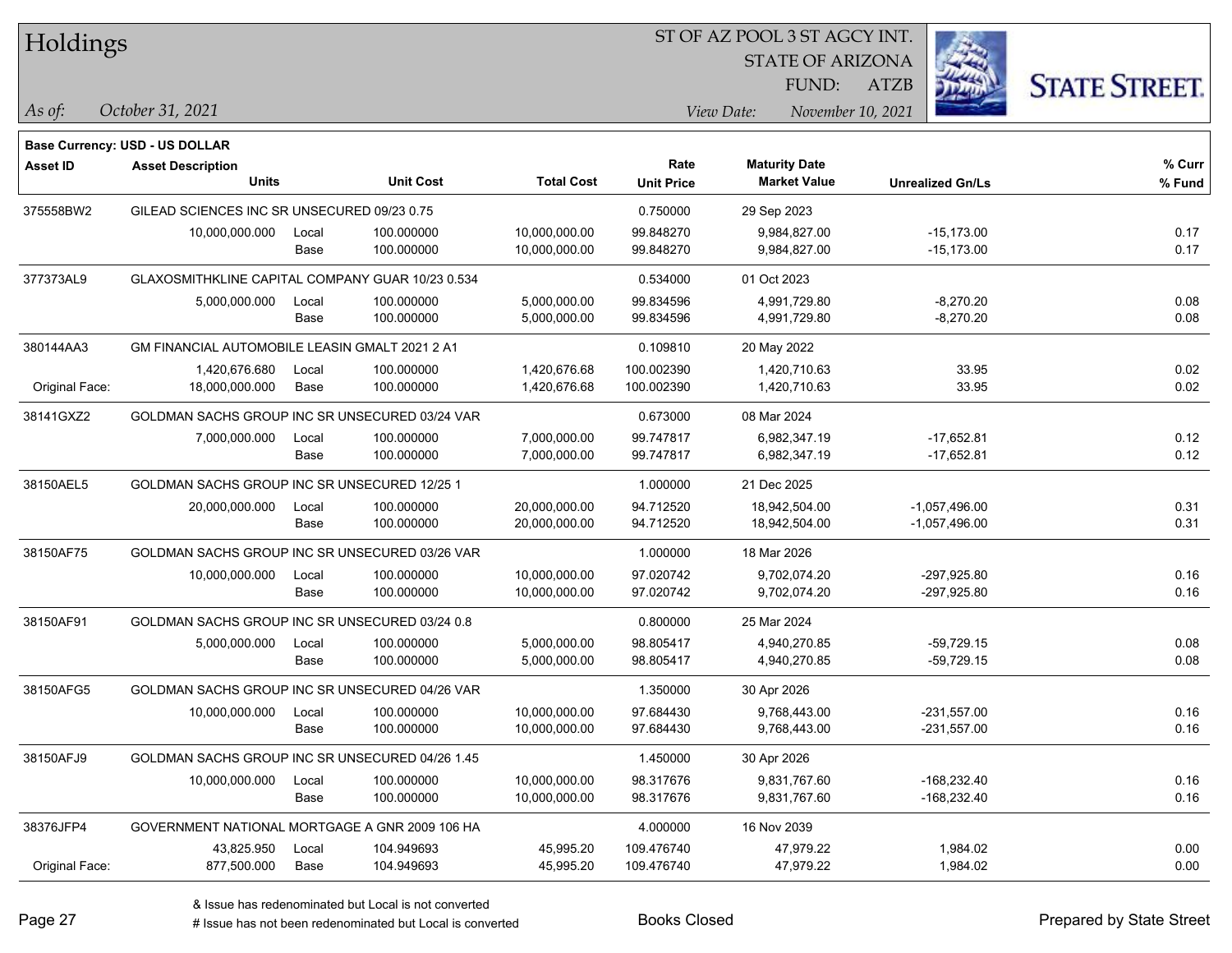# Holdings

ST OF AZ POOL 3 ST AGCY INT.
STATE OF ARIZONA
FUND: ATZB

*As of:* *October 31, 2021*
*View Date:* *November 10, 2021*

**Base Currency: USD - US DOLLAR**

| Asset ID | Asset Description / Units | | Unit Cost | Total Cost | Rate / Unit Price | Maturity Date / Market Value | Unrealized Gn/Ls | % Curr / % Fund |
|---|---|---|---|---|---|---|---|---|
| 375558BW2 | GILEAD SCIENCES INC SR UNSECURED 09/23 0.75 | | | | 0.750000 | 29 Sep 2023 | | |
| | 10,000,000.000 | Local | 100.000000 | 10,000,000.00 | 99.848270 | 9,984,827.00 | -15,173.00 | 0.17 |
| | | Base | 100.000000 | 10,000,000.00 | 99.848270 | 9,984,827.00 | -15,173.00 | 0.17 |
| 377373AL9 | GLAXOSMITHKLINE CAPITAL COMPANY GUAR 10/23 0.534 | | | | 0.534000 | 01 Oct 2023 | | |
| | 5,000,000.000 | Local | 100.000000 | 5,000,000.00 | 99.834596 | 4,991,729.80 | -8,270.20 | 0.08 |
| | | Base | 100.000000 | 5,000,000.00 | 99.834596 | 4,991,729.80 | -8,270.20 | 0.08 |
| 380144AA3 | GM FINANCIAL AUTOMOBILE LEASIN GMALT 2021 2 A1 | | | | 0.109810 | 20 May 2022 | | |
| | 1,420,676.680 | Local | 100.000000 | 1,420,676.68 | 100.002390 | 1,420,710.63 | 33.95 | 0.02 |
| Original Face: | 18,000,000.000 | Base | 100.000000 | 1,420,676.68 | 100.002390 | 1,420,710.63 | 33.95 | 0.02 |
| 38141GXZ2 | GOLDMAN SACHS GROUP INC SR UNSECURED 03/24 VAR | | | | 0.673000 | 08 Mar 2024 | | |
| | 7,000,000.000 | Local | 100.000000 | 7,000,000.00 | 99.747817 | 6,982,347.19 | -17,652.81 | 0.12 |
| | | Base | 100.000000 | 7,000,000.00 | 99.747817 | 6,982,347.19 | -17,652.81 | 0.12 |
| 38150AEL5 | GOLDMAN SACHS GROUP INC SR UNSECURED 12/25 1 | | | | 1.000000 | 21 Dec 2025 | | |
| | 20,000,000.000 | Local | 100.000000 | 20,000,000.00 | 94.712520 | 18,942,504.00 | -1,057,496.00 | 0.31 |
| | | Base | 100.000000 | 20,000,000.00 | 94.712520 | 18,942,504.00 | -1,057,496.00 | 0.31 |
| 38150AF75 | GOLDMAN SACHS GROUP INC SR UNSECURED 03/26 VAR | | | | 1.000000 | 18 Mar 2026 | | |
| | 10,000,000.000 | Local | 100.000000 | 10,000,000.00 | 97.020742 | 9,702,074.20 | -297,925.80 | 0.16 |
| | | Base | 100.000000 | 10,000,000.00 | 97.020742 | 9,702,074.20 | -297,925.80 | 0.16 |
| 38150AF91 | GOLDMAN SACHS GROUP INC SR UNSECURED 03/24 0.8 | | | | 0.800000 | 25 Mar 2024 | | |
| | 5,000,000.000 | Local | 100.000000 | 5,000,000.00 | 98.805417 | 4,940,270.85 | -59,729.15 | 0.08 |
| | | Base | 100.000000 | 5,000,000.00 | 98.805417 | 4,940,270.85 | -59,729.15 | 0.08 |
| 38150AFG5 | GOLDMAN SACHS GROUP INC SR UNSECURED 04/26 VAR | | | | 1.350000 | 30 Apr 2026 | | |
| | 10,000,000.000 | Local | 100.000000 | 10,000,000.00 | 97.684430 | 9,768,443.00 | -231,557.00 | 0.16 |
| | | Base | 100.000000 | 10,000,000.00 | 97.684430 | 9,768,443.00 | -231,557.00 | 0.16 |
| 38150AFJ9 | GOLDMAN SACHS GROUP INC SR UNSECURED 04/26 1.45 | | | | 1.450000 | 30 Apr 2026 | | |
| | 10,000,000.000 | Local | 100.000000 | 10,000,000.00 | 98.317676 | 9,831,767.60 | -168,232.40 | 0.16 |
| | | Base | 100.000000 | 10,000,000.00 | 98.317676 | 9,831,767.60 | -168,232.40 | 0.16 |
| 38376JFP4 | GOVERNMENT NATIONAL MORTGAGE A GNR 2009 106 HA | | | | 4.000000 | 16 Nov 2039 | | |
| | 43,825.950 | Local | 104.949693 | 45,995.20 | 109.476740 | 47,979.22 | 1,984.02 | 0.00 |
| Original Face: | 877,500.000 | Base | 104.949693 | 45,995.20 | 109.476740 | 47,979.22 | 1,984.02 | 0.00 |

& Issue has redenominated but Local is not converted
# Issue has not been redenominated but Local is converted

Books Closed

Prepared by State Street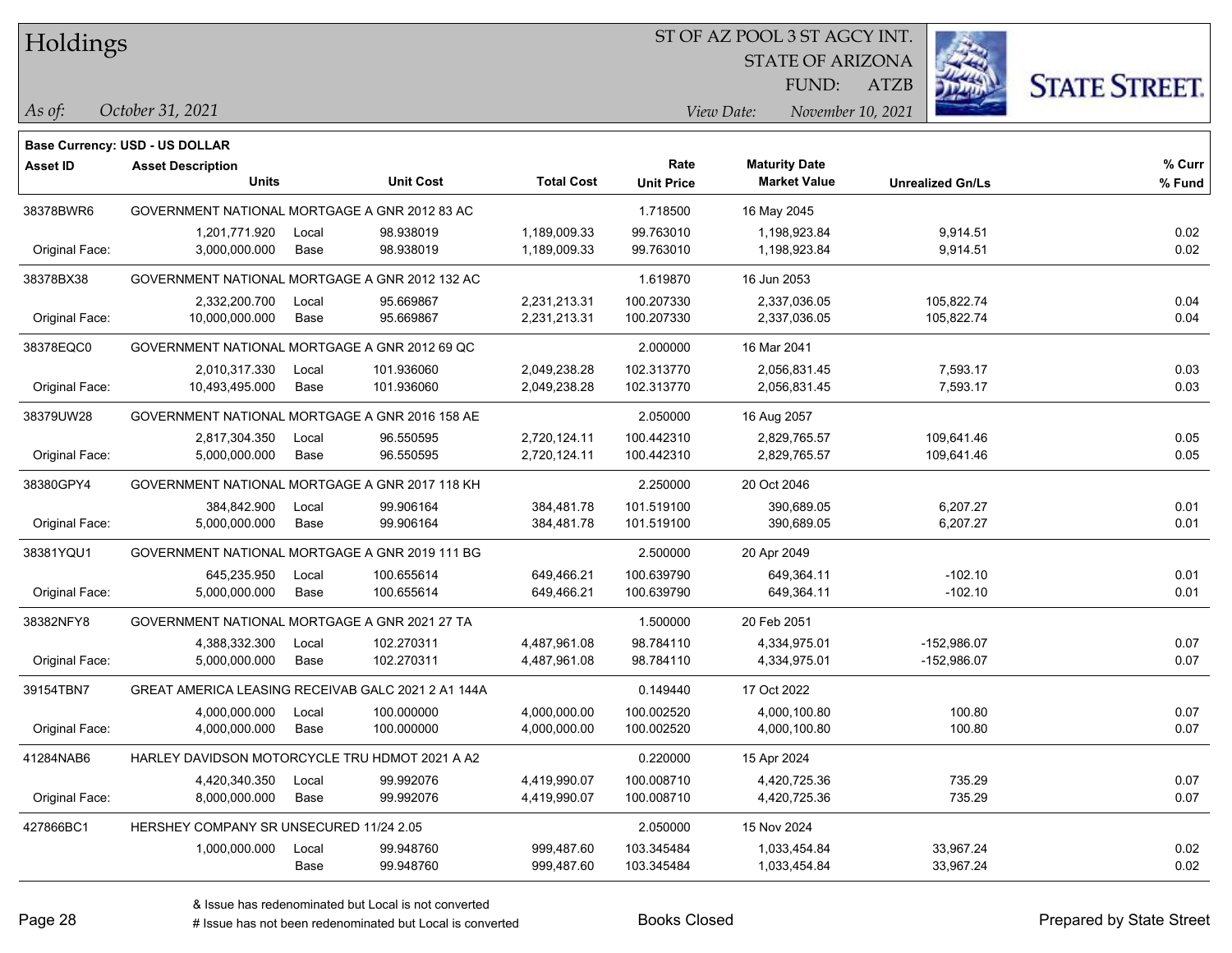# Holdings

ST OF AZ POOL 3 ST AGCY INT.
STATE OF ARIZONA
FUND: ATZB

*As of:* October 31, 2021

*View Date:* November 10, 2021

**Base Currency: USD - US DOLLAR**

| Asset ID | Asset Description / Units | | Unit Cost | Total Cost | Rate / Unit Price | Maturity Date / Market Value | Unrealized Gn/Ls | % Curr / % Fund |
|---|---|---|---|---|---|---|---|---|
| 38378BWR6 | GOVERNMENT NATIONAL MORTGAGE A GNR 2012 83 AC | | | | 1.718500 | 16 May 2045 | | |
| | 1,201,771.920 | Local | 98.938019 | 1,189,009.33 | 99.763010 | 1,198,923.84 | 9,914.51 | 0.02 |
| Original Face: | 3,000,000.000 | Base | 98.938019 | 1,189,009.33 | 99.763010 | 1,198,923.84 | 9,914.51 | 0.02 |
| 38378BX38 | GOVERNMENT NATIONAL MORTGAGE A GNR 2012 132 AC | | | | 1.619870 | 16 Jun 2053 | | |
| | 2,332,200.700 | Local | 95.669867 | 2,231,213.31 | 100.207330 | 2,337,036.05 | 105,822.74 | 0.04 |
| Original Face: | 10,000,000.000 | Base | 95.669867 | 2,231,213.31 | 100.207330 | 2,337,036.05 | 105,822.74 | 0.04 |
| 38378EQC0 | GOVERNMENT NATIONAL MORTGAGE A GNR 2012 69 QC | | | | 2.000000 | 16 Mar 2041 | | |
| | 2,010,317.330 | Local | 101.936060 | 2,049,238.28 | 102.313770 | 2,056,831.45 | 7,593.17 | 0.03 |
| Original Face: | 10,493,495.000 | Base | 101.936060 | 2,049,238.28 | 102.313770 | 2,056,831.45 | 7,593.17 | 0.03 |
| 38379UW28 | GOVERNMENT NATIONAL MORTGAGE A GNR 2016 158 AE | | | | 2.050000 | 16 Aug 2057 | | |
| | 2,817,304.350 | Local | 96.550595 | 2,720,124.11 | 100.442310 | 2,829,765.57 | 109,641.46 | 0.05 |
| Original Face: | 5,000,000.000 | Base | 96.550595 | 2,720,124.11 | 100.442310 | 2,829,765.57 | 109,641.46 | 0.05 |
| 38380GPY4 | GOVERNMENT NATIONAL MORTGAGE A GNR 2017 118 KH | | | | 2.250000 | 20 Oct 2046 | | |
| | 384,842.900 | Local | 99.906164 | 384,481.78 | 101.519100 | 390,689.05 | 6,207.27 | 0.01 |
| Original Face: | 5,000,000.000 | Base | 99.906164 | 384,481.78 | 101.519100 | 390,689.05 | 6,207.27 | 0.01 |
| 38381YQU1 | GOVERNMENT NATIONAL MORTGAGE A GNR 2019 111 BG | | | | 2.500000 | 20 Apr 2049 | | |
| | 645,235.950 | Local | 100.655614 | 649,466.21 | 100.639790 | 649,364.11 | -102.10 | 0.01 |
| Original Face: | 5,000,000.000 | Base | 100.655614 | 649,466.21 | 100.639790 | 649,364.11 | -102.10 | 0.01 |
| 38382NFY8 | GOVERNMENT NATIONAL MORTGAGE A GNR 2021 27 TA | | | | 1.500000 | 20 Feb 2051 | | |
| | 4,388,332.300 | Local | 102.270311 | 4,487,961.08 | 98.784110 | 4,334,975.01 | -152,986.07 | 0.07 |
| Original Face: | 5,000,000.000 | Base | 102.270311 | 4,487,961.08 | 98.784110 | 4,334,975.01 | -152,986.07 | 0.07 |
| 39154TBN7 | GREAT AMERICA LEASING RECEIVAB GALC 2021 2 A1 144A | | | | 0.149440 | 17 Oct 2022 | | |
| | 4,000,000.000 | Local | 100.000000 | 4,000,000.00 | 100.002520 | 4,000,100.80 | 100.80 | 0.07 |
| Original Face: | 4,000,000.000 | Base | 100.000000 | 4,000,000.00 | 100.002520 | 4,000,100.80 | 100.80 | 0.07 |
| 41284NAB6 | HARLEY DAVIDSON MOTORCYCLE TRU HDMOT 2021 A A2 | | | | 0.220000 | 15 Apr 2024 | | |
| | 4,420,340.350 | Local | 99.992076 | 4,419,990.07 | 100.008710 | 4,420,725.36 | 735.29 | 0.07 |
| Original Face: | 8,000,000.000 | Base | 99.992076 | 4,419,990.07 | 100.008710 | 4,420,725.36 | 735.29 | 0.07 |
| 427866BC1 | HERSHEY COMPANY SR UNSECURED 11/24 2.05 | | | | 2.050000 | 15 Nov 2024 | | |
| | 1,000,000.000 | Local | 99.948760 | 999,487.60 | 103.345484 | 1,033,454.84 | 33,967.24 | 0.02 |
| | | Base | 99.948760 | 999,487.60 | 103.345484 | 1,033,454.84 | 33,967.24 | 0.02 |

& Issue has redenominated but Local is not converted

# Issue has not been redenominated but Local is converted

Books Closed

Prepared by State Street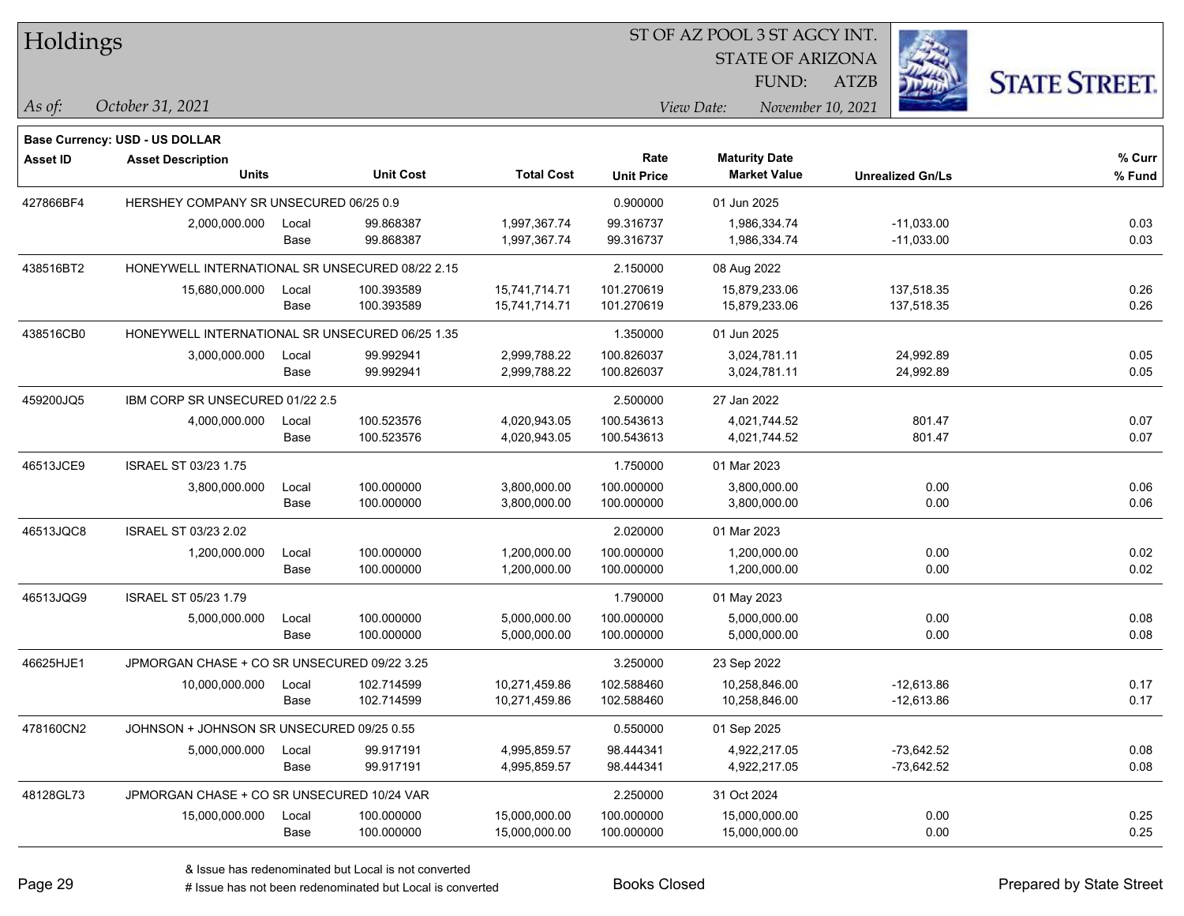# Holdings

ST OF AZ POOL 3 ST AGCY INT.
STATE OF ARIZONA
FUND: ATZB

*As of:* *October 31, 2021*

*View Date:* *November 10, 2021*

**Base Currency: USD - US DOLLAR**

| Asset ID | Asset Description / Units | | Unit Cost | Total Cost | Rate / Unit Price | Maturity Date / Market Value | Unrealized Gn/Ls | % Curr / % Fund |
|---|---|---|---|---|---|---|---|---|
| 427866BF4 | HERSHEY COMPANY SR UNSECURED 06/25 0.9 | | | | 0.900000 | 01 Jun 2025 | | |
| | 2,000,000.000 | Local | 99.868387 | 1,997,367.74 | 99.316737 | 1,986,334.74 | -11,033.00 | 0.03 |
| | | Base | 99.868387 | 1,997,367.74 | 99.316737 | 1,986,334.74 | -11,033.00 | 0.03 |
| 438516BT2 | HONEYWELL INTERNATIONAL SR UNSECURED 08/22 2.15 | | | | 2.150000 | 08 Aug 2022 | | |
| | 15,680,000.000 | Local | 100.393589 | 15,741,714.71 | 101.270619 | 15,879,233.06 | 137,518.35 | 0.26 |
| | | Base | 100.393589 | 15,741,714.71 | 101.270619 | 15,879,233.06 | 137,518.35 | 0.26 |
| 438516CB0 | HONEYWELL INTERNATIONAL SR UNSECURED 06/25 1.35 | | | | 1.350000 | 01 Jun 2025 | | |
| | 3,000,000.000 | Local | 99.992941 | 2,999,788.22 | 100.826037 | 3,024,781.11 | 24,992.89 | 0.05 |
| | | Base | 99.992941 | 2,999,788.22 | 100.826037 | 3,024,781.11 | 24,992.89 | 0.05 |
| 459200JQ5 | IBM CORP SR UNSECURED 01/22 2.5 | | | | 2.500000 | 27 Jan 2022 | | |
| | 4,000,000.000 | Local | 100.523576 | 4,020,943.05 | 100.543613 | 4,021,744.52 | 801.47 | 0.07 |
| | | Base | 100.523576 | 4,020,943.05 | 100.543613 | 4,021,744.52 | 801.47 | 0.07 |
| 46513JCE9 | ISRAEL ST 03/23 1.75 | | | | 1.750000 | 01 Mar 2023 | | |
| | 3,800,000.000 | Local | 100.000000 | 3,800,000.00 | 100.000000 | 3,800,000.00 | 0.00 | 0.06 |
| | | Base | 100.000000 | 3,800,000.00 | 100.000000 | 3,800,000.00 | 0.00 | 0.06 |
| 46513JQC8 | ISRAEL ST 03/23 2.02 | | | | 2.020000 | 01 Mar 2023 | | |
| | 1,200,000.000 | Local | 100.000000 | 1,200,000.00 | 100.000000 | 1,200,000.00 | 0.00 | 0.02 |
| | | Base | 100.000000 | 1,200,000.00 | 100.000000 | 1,200,000.00 | 0.00 | 0.02 |
| 46513JQG9 | ISRAEL ST 05/23 1.79 | | | | 1.790000 | 01 May 2023 | | |
| | 5,000,000.000 | Local | 100.000000 | 5,000,000.00 | 100.000000 | 5,000,000.00 | 0.00 | 0.08 |
| | | Base | 100.000000 | 5,000,000.00 | 100.000000 | 5,000,000.00 | 0.00 | 0.08 |
| 46625HJE1 | JPMORGAN CHASE + CO SR UNSECURED 09/22 3.25 | | | | 3.250000 | 23 Sep 2022 | | |
| | 10,000,000.000 | Local | 102.714599 | 10,271,459.86 | 102.588460 | 10,258,846.00 | -12,613.86 | 0.17 |
| | | Base | 102.714599 | 10,271,459.86 | 102.588460 | 10,258,846.00 | -12,613.86 | 0.17 |
| 478160CN2 | JOHNSON + JOHNSON SR UNSECURED 09/25 0.55 | | | | 0.550000 | 01 Sep 2025 | | |
| | 5,000,000.000 | Local | 99.917191 | 4,995,859.57 | 98.444341 | 4,922,217.05 | -73,642.52 | 0.08 |
| | | Base | 99.917191 | 4,995,859.57 | 98.444341 | 4,922,217.05 | -73,642.52 | 0.08 |
| 48128GL73 | JPMORGAN CHASE + CO SR UNSECURED 10/24 VAR | | | | 2.250000 | 31 Oct 2024 | | |
| | 15,000,000.000 | Local | 100.000000 | 15,000,000.00 | 100.000000 | 15,000,000.00 | 0.00 | 0.25 |
| | | Base | 100.000000 | 15,000,000.00 | 100.000000 | 15,000,000.00 | 0.00 | 0.25 |

& Issue has redenominated but Local is not converted
# Issue has not been redenominated but Local is converted

Books Closed

Prepared by State Street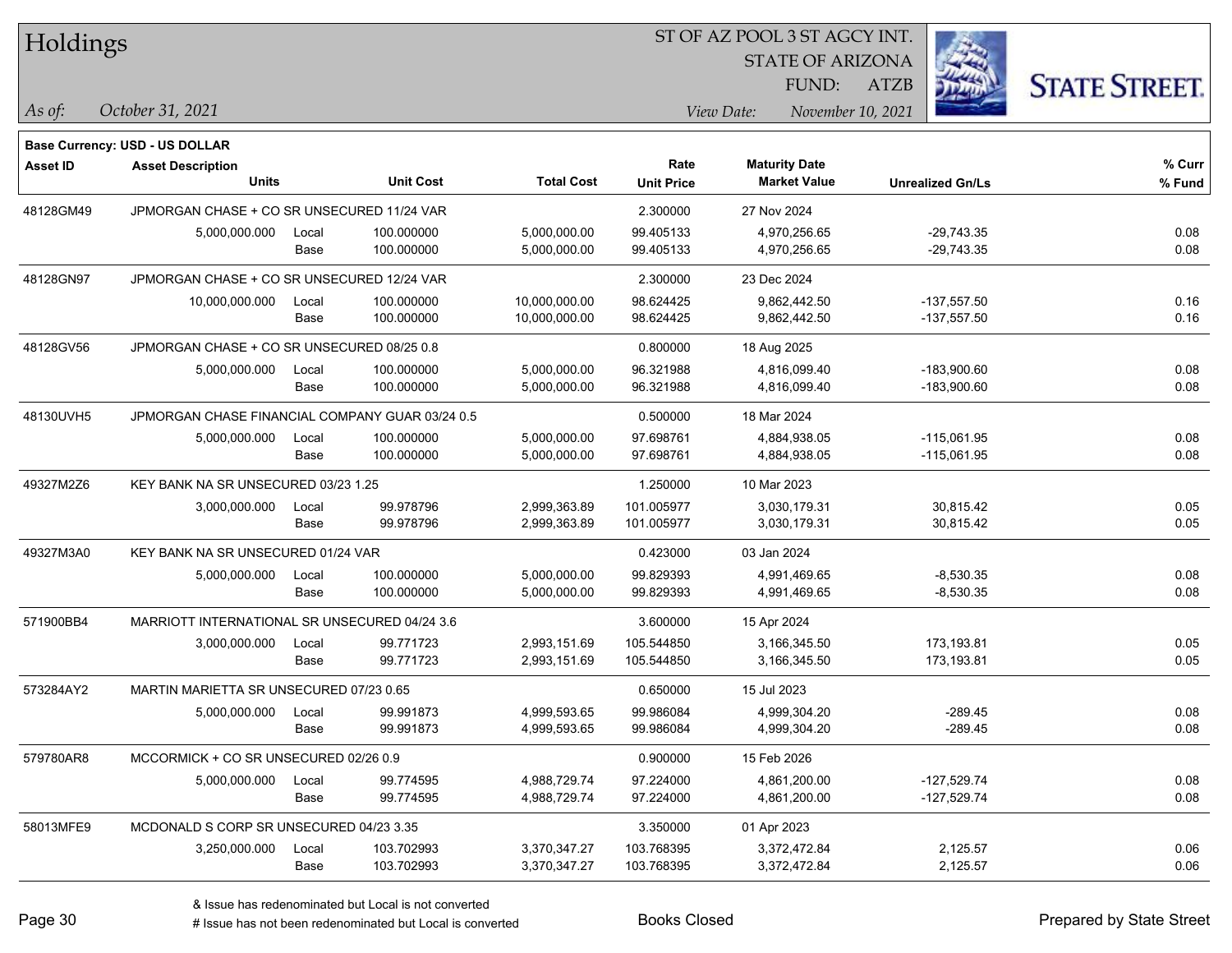# Holdings

ST OF AZ POOL 3 ST AGCY INT.
STATE OF ARIZONA
FUND: ATZB

*As of:* *October 31, 2021*
*View Date:* *November 10, 2021*

**Base Currency: USD - US DOLLAR**

| Asset ID | Asset Description / Units | | Unit Cost | Total Cost | Rate / Unit Price | Maturity Date / Market Value | Unrealized Gn/Ls | % Curr / % Fund |
|---|---|---|---|---|---|---|---|---|
| 48128GM49 | JPMORGAN CHASE + CO SR UNSECURED 11/24 VAR | | | | 2.300000 | 27 Nov 2024 | | |
| | 5,000,000.000 | Local | 100.000000 | 5,000,000.00 | 99.405133 | 4,970,256.65 | -29,743.35 | 0.08 |
| | | Base | 100.000000 | 5,000,000.00 | 99.405133 | 4,970,256.65 | -29,743.35 | 0.08 |
| 48128GN97 | JPMORGAN CHASE + CO SR UNSECURED 12/24 VAR | | | | 2.300000 | 23 Dec 2024 | | |
| | 10,000,000.000 | Local | 100.000000 | 10,000,000.00 | 98.624425 | 9,862,442.50 | -137,557.50 | 0.16 |
| | | Base | 100.000000 | 10,000,000.00 | 98.624425 | 9,862,442.50 | -137,557.50 | 0.16 |
| 48128GV56 | JPMORGAN CHASE + CO SR UNSECURED 08/25 0.8 | | | | 0.800000 | 18 Aug 2025 | | |
| | 5,000,000.000 | Local | 100.000000 | 5,000,000.00 | 96.321988 | 4,816,099.40 | -183,900.60 | 0.08 |
| | | Base | 100.000000 | 5,000,000.00 | 96.321988 | 4,816,099.40 | -183,900.60 | 0.08 |
| 48130UVH5 | JPMORGAN CHASE FINANCIAL COMPANY GUAR 03/24 0.5 | | | | 0.500000 | 18 Mar 2024 | | |
| | 5,000,000.000 | Local | 100.000000 | 5,000,000.00 | 97.698761 | 4,884,938.05 | -115,061.95 | 0.08 |
| | | Base | 100.000000 | 5,000,000.00 | 97.698761 | 4,884,938.05 | -115,061.95 | 0.08 |
| 49327M2Z6 | KEY BANK NA SR UNSECURED 03/23 1.25 | | | | 1.250000 | 10 Mar 2023 | | |
| | 3,000,000.000 | Local | 99.978796 | 2,999,363.89 | 101.005977 | 3,030,179.31 | 30,815.42 | 0.05 |
| | | Base | 99.978796 | 2,999,363.89 | 101.005977 | 3,030,179.31 | 30,815.42 | 0.05 |
| 49327M3A0 | KEY BANK NA SR UNSECURED 01/24 VAR | | | | 0.423000 | 03 Jan 2024 | | |
| | 5,000,000.000 | Local | 100.000000 | 5,000,000.00 | 99.829393 | 4,991,469.65 | -8,530.35 | 0.08 |
| | | Base | 100.000000 | 5,000,000.00 | 99.829393 | 4,991,469.65 | -8,530.35 | 0.08 |
| 571900BB4 | MARRIOTT INTERNATIONAL SR UNSECURED 04/24 3.6 | | | | 3.600000 | 15 Apr 2024 | | |
| | 3,000,000.000 | Local | 99.771723 | 2,993,151.69 | 105.544850 | 3,166,345.50 | 173,193.81 | 0.05 |
| | | Base | 99.771723 | 2,993,151.69 | 105.544850 | 3,166,345.50 | 173,193.81 | 0.05 |
| 573284AY2 | MARTIN MARIETTA SR UNSECURED 07/23 0.65 | | | | 0.650000 | 15 Jul 2023 | | |
| | 5,000,000.000 | Local | 99.991873 | 4,999,593.65 | 99.986084 | 4,999,304.20 | -289.45 | 0.08 |
| | | Base | 99.991873 | 4,999,593.65 | 99.986084 | 4,999,304.20 | -289.45 | 0.08 |
| 579780AR8 | MCCORMICK + CO SR UNSECURED 02/26 0.9 | | | | 0.900000 | 15 Feb 2026 | | |
| | 5,000,000.000 | Local | 99.774595 | 4,988,729.74 | 97.224000 | 4,861,200.00 | -127,529.74 | 0.08 |
| | | Base | 99.774595 | 4,988,729.74 | 97.224000 | 4,861,200.00 | -127,529.74 | 0.08 |
| 58013MFE9 | MCDONALD S CORP SR UNSECURED 04/23 3.35 | | | | 3.350000 | 01 Apr 2023 | | |
| | 3,250,000.000 | Local | 103.702993 | 3,370,347.27 | 103.768395 | 3,372,472.84 | 2,125.57 | 0.06 |
| | | Base | 103.702993 | 3,370,347.27 | 103.768395 | 3,372,472.84 | 2,125.57 | 0.06 |

& Issue has redenominated but Local is not converted
# Issue has not been redenominated but Local is converted

Books Closed

Prepared by State Street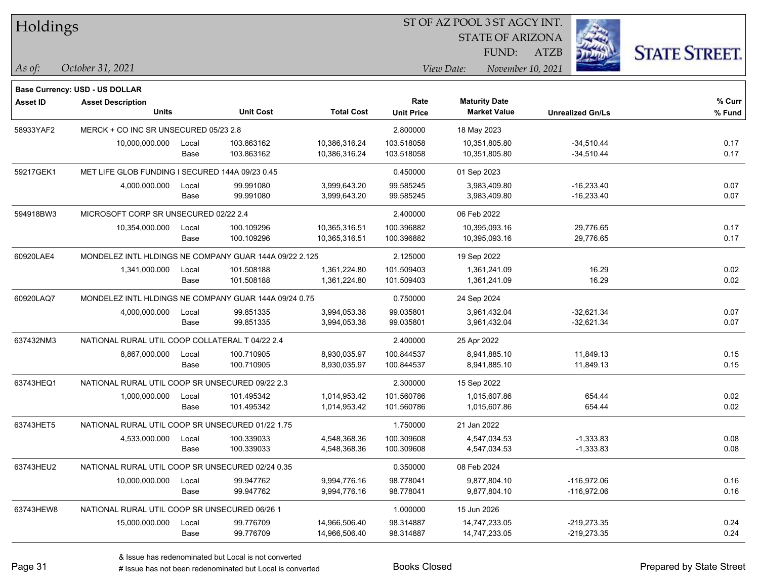# Holdings

ST OF AZ POOL 3 ST AGCY INT.
STATE OF ARIZONA
FUND: ATZB

*As of:* *October 31, 2021*

*View Date:* *November 10, 2021*

**Base Currency: USD - US DOLLAR**

| Asset ID | Asset Description / Units | | Unit Cost | Total Cost | Rate / Unit Price | Maturity Date / Market Value | Unrealized Gn/Ls | % Curr / % Fund |
|---|---|---|---|---|---|---|---|---|
| 58933YAF2 | MERCK + CO INC SR UNSECURED 05/23 2.8 | | | | 2.800000 | 18 May 2023 | | |
| | 10,000,000.000 | Local | 103.863162 | 10,386,316.24 | 103.518058 | 10,351,805.80 | -34,510.44 | 0.17 |
| | | Base | 103.863162 | 10,386,316.24 | 103.518058 | 10,351,805.80 | -34,510.44 | 0.17 |
| 59217GEK1 | MET LIFE GLOB FUNDING I SECURED 144A 09/23 0.45 | | | | 0.450000 | 01 Sep 2023 | | |
| | 4,000,000.000 | Local | 99.991080 | 3,999,643.20 | 99.585245 | 3,983,409.80 | -16,233.40 | 0.07 |
| | | Base | 99.991080 | 3,999,643.20 | 99.585245 | 3,983,409.80 | -16,233.40 | 0.07 |
| 594918BW3 | MICROSOFT CORP SR UNSECURED 02/22 2.4 | | | | 2.400000 | 06 Feb 2022 | | |
| | 10,354,000.000 | Local | 100.109296 | 10,365,316.51 | 100.396882 | 10,395,093.16 | 29,776.65 | 0.17 |
| | | Base | 100.109296 | 10,365,316.51 | 100.396882 | 10,395,093.16 | 29,776.65 | 0.17 |
| 60920LAE4 | MONDELEZ INTL HLDINGS NE COMPANY GUAR 144A 09/22 2.125 | | | | 2.125000 | 19 Sep 2022 | | |
| | 1,341,000.000 | Local | 101.508188 | 1,361,224.80 | 101.509403 | 1,361,241.09 | 16.29 | 0.02 |
| | | Base | 101.508188 | 1,361,224.80 | 101.509403 | 1,361,241.09 | 16.29 | 0.02 |
| 60920LAQ7 | MONDELEZ INTL HLDINGS NE COMPANY GUAR 144A 09/24 0.75 | | | | 0.750000 | 24 Sep 2024 | | |
| | 4,000,000.000 | Local | 99.851335 | 3,994,053.38 | 99.035801 | 3,961,432.04 | -32,621.34 | 0.07 |
| | | Base | 99.851335 | 3,994,053.38 | 99.035801 | 3,961,432.04 | -32,621.34 | 0.07 |
| 637432NM3 | NATIONAL RURAL UTIL COOP COLLATERAL T 04/22 2.4 | | | | 2.400000 | 25 Apr 2022 | | |
| | 8,867,000.000 | Local | 100.710905 | 8,930,035.97 | 100.844537 | 8,941,885.10 | 11,849.13 | 0.15 |
| | | Base | 100.710905 | 8,930,035.97 | 100.844537 | 8,941,885.10 | 11,849.13 | 0.15 |
| 63743HEQ1 | NATIONAL RURAL UTIL COOP SR UNSECURED 09/22 2.3 | | | | 2.300000 | 15 Sep 2022 | | |
| | 1,000,000.000 | Local | 101.495342 | 1,014,953.42 | 101.560786 | 1,015,607.86 | 654.44 | 0.02 |
| | | Base | 101.495342 | 1,014,953.42 | 101.560786 | 1,015,607.86 | 654.44 | 0.02 |
| 63743HET5 | NATIONAL RURAL UTIL COOP SR UNSECURED 01/22 1.75 | | | | 1.750000 | 21 Jan 2022 | | |
| | 4,533,000.000 | Local | 100.339033 | 4,548,368.36 | 100.309608 | 4,547,034.53 | -1,333.83 | 0.08 |
| | | Base | 100.339033 | 4,548,368.36 | 100.309608 | 4,547,034.53 | -1,333.83 | 0.08 |
| 63743HEU2 | NATIONAL RURAL UTIL COOP SR UNSECURED 02/24 0.35 | | | | 0.350000 | 08 Feb 2024 | | |
| | 10,000,000.000 | Local | 99.947762 | 9,994,776.16 | 98.778041 | 9,877,804.10 | -116,972.06 | 0.16 |
| | | Base | 99.947762 | 9,994,776.16 | 98.778041 | 9,877,804.10 | -116,972.06 | 0.16 |
| 63743HEW8 | NATIONAL RURAL UTIL COOP SR UNSECURED 06/26 1 | | | | 1.000000 | 15 Jun 2026 | | |
| | 15,000,000.000 | Local | 99.776709 | 14,966,506.40 | 98.314887 | 14,747,233.05 | -219,273.35 | 0.24 |
| | | Base | 99.776709 | 14,966,506.40 | 98.314887 | 14,747,233.05 | -219,273.35 | 0.24 |

& Issue has redenominated but Local is not converted
# Issue has not been redenominated but Local is converted

Books Closed

Prepared by State Street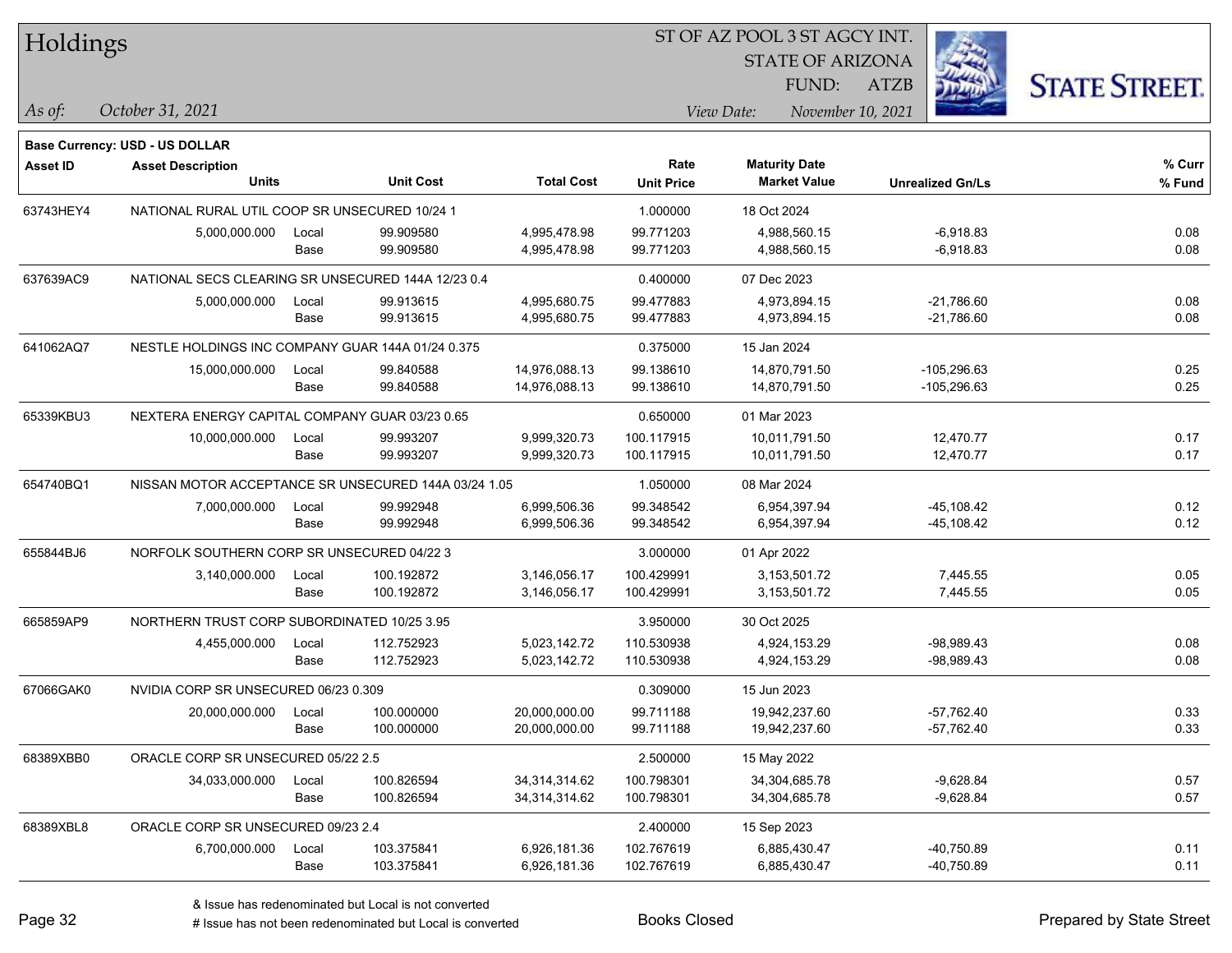# Holdings

ST OF AZ POOL 3 ST AGCY INT.
STATE OF ARIZONA
FUND: ATZB

*As of:* *October 31, 2021*
*View Date:* *November 10, 2021*

**Base Currency: USD - US DOLLAR**

| Asset ID | Asset Description / Units | | Unit Cost | Total Cost | Rate / Unit Price | Maturity Date / Market Value | Unrealized Gn/Ls | % Curr / % Fund |
|---|---|---|---|---|---|---|---|---|
| 63743HEY4 | NATIONAL RURAL UTIL COOP SR UNSECURED 10/24 1 | | | | 1.000000 | 18 Oct 2024 | | |
| | 5,000,000.000 | Local | 99.909580 | 4,995,478.98 | 99.771203 | 4,988,560.15 | -6,918.83 | 0.08 |
| | | Base | 99.909580 | 4,995,478.98 | 99.771203 | 4,988,560.15 | -6,918.83 | 0.08 |
| 637639AC9 | NATIONAL SECS CLEARING SR UNSECURED 144A 12/23 0.4 | | | | 0.400000 | 07 Dec 2023 | | |
| | 5,000,000.000 | Local | 99.913615 | 4,995,680.75 | 99.477883 | 4,973,894.15 | -21,786.60 | 0.08 |
| | | Base | 99.913615 | 4,995,680.75 | 99.477883 | 4,973,894.15 | -21,786.60 | 0.08 |
| 641062AQ7 | NESTLE HOLDINGS INC COMPANY GUAR 144A 01/24 0.375 | | | | 0.375000 | 15 Jan 2024 | | |
| | 15,000,000.000 | Local | 99.840588 | 14,976,088.13 | 99.138610 | 14,870,791.50 | -105,296.63 | 0.25 |
| | | Base | 99.840588 | 14,976,088.13 | 99.138610 | 14,870,791.50 | -105,296.63 | 0.25 |
| 65339KBU3 | NEXTERA ENERGY CAPITAL COMPANY GUAR 03/23 0.65 | | | | 0.650000 | 01 Mar 2023 | | |
| | 10,000,000.000 | Local | 99.993207 | 9,999,320.73 | 100.117915 | 10,011,791.50 | 12,470.77 | 0.17 |
| | | Base | 99.993207 | 9,999,320.73 | 100.117915 | 10,011,791.50 | 12,470.77 | 0.17 |
| 654740BQ1 | NISSAN MOTOR ACCEPTANCE SR UNSECURED 144A 03/24 1.05 | | | | 1.050000 | 08 Mar 2024 | | |
| | 7,000,000.000 | Local | 99.992948 | 6,999,506.36 | 99.348542 | 6,954,397.94 | -45,108.42 | 0.12 |
| | | Base | 99.992948 | 6,999,506.36 | 99.348542 | 6,954,397.94 | -45,108.42 | 0.12 |
| 655844BJ6 | NORFOLK SOUTHERN CORP SR UNSECURED 04/22 3 | | | | 3.000000 | 01 Apr 2022 | | |
| | 3,140,000.000 | Local | 100.192872 | 3,146,056.17 | 100.429991 | 3,153,501.72 | 7,445.55 | 0.05 |
| | | Base | 100.192872 | 3,146,056.17 | 100.429991 | 3,153,501.72 | 7,445.55 | 0.05 |
| 665859AP9 | NORTHERN TRUST CORP SUBORDINATED 10/25 3.95 | | | | 3.950000 | 30 Oct 2025 | | |
| | 4,455,000.000 | Local | 112.752923 | 5,023,142.72 | 110.530938 | 4,924,153.29 | -98,989.43 | 0.08 |
| | | Base | 112.752923 | 5,023,142.72 | 110.530938 | 4,924,153.29 | -98,989.43 | 0.08 |
| 67066GAK0 | NVIDIA CORP SR UNSECURED 06/23 0.309 | | | | 0.309000 | 15 Jun 2023 | | |
| | 20,000,000.000 | Local | 100.000000 | 20,000,000.00 | 99.711188 | 19,942,237.60 | -57,762.40 | 0.33 |
| | | Base | 100.000000 | 20,000,000.00 | 99.711188 | 19,942,237.60 | -57,762.40 | 0.33 |
| 68389XBB0 | ORACLE CORP SR UNSECURED 05/22 2.5 | | | | 2.500000 | 15 May 2022 | | |
| | 34,033,000.000 | Local | 100.826594 | 34,314,314.62 | 100.798301 | 34,304,685.78 | -9,628.84 | 0.57 |
| | | Base | 100.826594 | 34,314,314.62 | 100.798301 | 34,304,685.78 | -9,628.84 | 0.57 |
| 68389XBL8 | ORACLE CORP SR UNSECURED 09/23 2.4 | | | | 2.400000 | 15 Sep 2023 | | |
| | 6,700,000.000 | Local | 103.375841 | 6,926,181.36 | 102.767619 | 6,885,430.47 | -40,750.89 | 0.11 |
| | | Base | 103.375841 | 6,926,181.36 | 102.767619 | 6,885,430.47 | -40,750.89 | 0.11 |

& Issue has redenominated but Local is not converted
# Issue has not been redenominated but Local is converted

Books Closed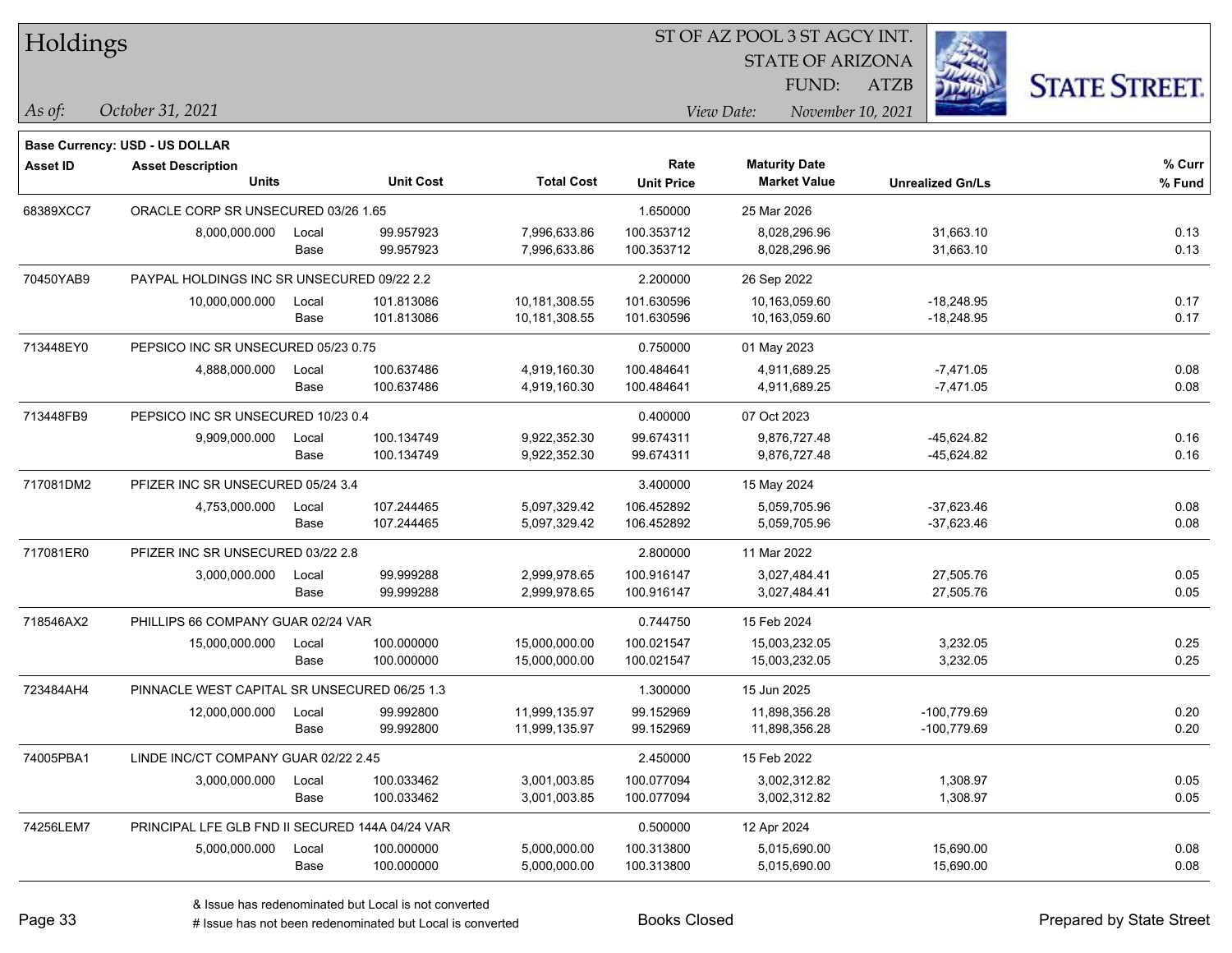# Holdings

ST OF AZ POOL 3 ST AGCY INT.
STATE OF ARIZONA
FUND: ATZB

*As of:* *October 31, 2021*

*View Date:* *November 10, 2021*

**Base Currency: USD - US DOLLAR**

| Asset ID | Asset Description / Units | | Unit Cost | Total Cost | Rate / Unit Price | Maturity Date / Market Value | Unrealized Gn/Ls | % Curr / % Fund |
|---|---|---|---|---|---|---|---|---|
| 68389XCC7 | ORACLE CORP SR UNSECURED 03/26 1.65 | | | | 1.650000 | 25 Mar 2026 | | |
| | 8,000,000.000 | Local | 99.957923 | 7,996,633.86 | 100.353712 | 8,028,296.96 | 31,663.10 | 0.13 |
| | | Base | 99.957923 | 7,996,633.86 | 100.353712 | 8,028,296.96 | 31,663.10 | 0.13 |
| 70450YAB9 | PAYPAL HOLDINGS INC SR UNSECURED 09/22 2.2 | | | | 2.200000 | 26 Sep 2022 | | |
| | 10,000,000.000 | Local | 101.813086 | 10,181,308.55 | 101.630596 | 10,163,059.60 | -18,248.95 | 0.17 |
| | | Base | 101.813086 | 10,181,308.55 | 101.630596 | 10,163,059.60 | -18,248.95 | 0.17 |
| 713448EY0 | PEPSICO INC SR UNSECURED 05/23 0.75 | | | | 0.750000 | 01 May 2023 | | |
| | 4,888,000.000 | Local | 100.637486 | 4,919,160.30 | 100.484641 | 4,911,689.25 | -7,471.05 | 0.08 |
| | | Base | 100.637486 | 4,919,160.30 | 100.484641 | 4,911,689.25 | -7,471.05 | 0.08 |
| 713448FB9 | PEPSICO INC SR UNSECURED 10/23 0.4 | | | | 0.400000 | 07 Oct 2023 | | |
| | 9,909,000.000 | Local | 100.134749 | 9,922,352.30 | 99.674311 | 9,876,727.48 | -45,624.82 | 0.16 |
| | | Base | 100.134749 | 9,922,352.30 | 99.674311 | 9,876,727.48 | -45,624.82 | 0.16 |
| 717081DM2 | PFIZER INC SR UNSECURED 05/24 3.4 | | | | 3.400000 | 15 May 2024 | | |
| | 4,753,000.000 | Local | 107.244465 | 5,097,329.42 | 106.452892 | 5,059,705.96 | -37,623.46 | 0.08 |
| | | Base | 107.244465 | 5,097,329.42 | 106.452892 | 5,059,705.96 | -37,623.46 | 0.08 |
| 717081ER0 | PFIZER INC SR UNSECURED 03/22 2.8 | | | | 2.800000 | 11 Mar 2022 | | |
| | 3,000,000.000 | Local | 99.999288 | 2,999,978.65 | 100.916147 | 3,027,484.41 | 27,505.76 | 0.05 |
| | | Base | 99.999288 | 2,999,978.65 | 100.916147 | 3,027,484.41 | 27,505.76 | 0.05 |
| 718546AX2 | PHILLIPS 66 COMPANY GUAR 02/24 VAR | | | | 0.744750 | 15 Feb 2024 | | |
| | 15,000,000.000 | Local | 100.000000 | 15,000,000.00 | 100.021547 | 15,003,232.05 | 3,232.05 | 0.25 |
| | | Base | 100.000000 | 15,000,000.00 | 100.021547 | 15,003,232.05 | 3,232.05 | 0.25 |
| 723484AH4 | PINNACLE WEST CAPITAL SR UNSECURED 06/25 1.3 | | | | 1.300000 | 15 Jun 2025 | | |
| | 12,000,000.000 | Local | 99.992800 | 11,999,135.97 | 99.152969 | 11,898,356.28 | -100,779.69 | 0.20 |
| | | Base | 99.992800 | 11,999,135.97 | 99.152969 | 11,898,356.28 | -100,779.69 | 0.20 |
| 74005PBA1 | LINDE INC/CT COMPANY GUAR 02/22 2.45 | | | | 2.450000 | 15 Feb 2022 | | |
| | 3,000,000.000 | Local | 100.033462 | 3,001,003.85 | 100.077094 | 3,002,312.82 | 1,308.97 | 0.05 |
| | | Base | 100.033462 | 3,001,003.85 | 100.077094 | 3,002,312.82 | 1,308.97 | 0.05 |
| 74256LEM7 | PRINCIPAL LFE GLB FND II SECURED 144A 04/24 VAR | | | | 0.500000 | 12 Apr 2024 | | |
| | 5,000,000.000 | Local | 100.000000 | 5,000,000.00 | 100.313800 | 5,015,690.00 | 15,690.00 | 0.08 |
| | | Base | 100.000000 | 5,000,000.00 | 100.313800 | 5,015,690.00 | 15,690.00 | 0.08 |

& Issue has redenominated but Local is not converted
# Issue has not been redenominated but Local is converted

Books Closed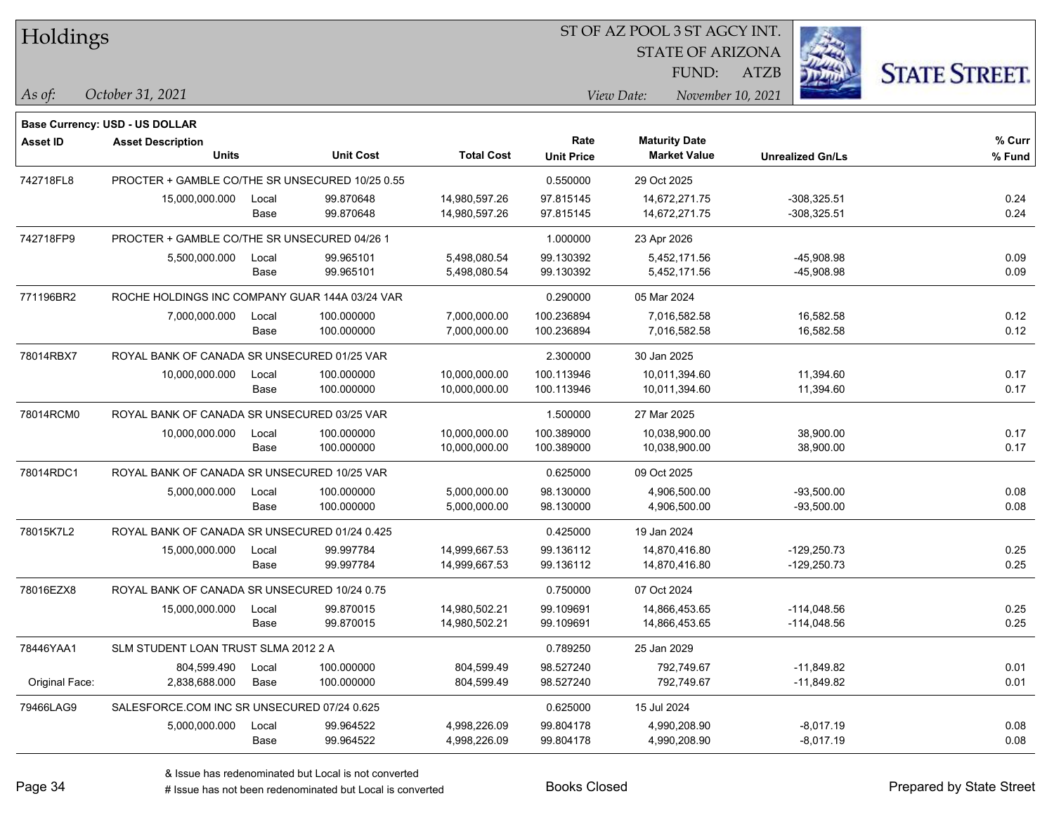# Holdings

ST OF AZ POOL 3 ST AGCY INT.
STATE OF ARIZONA
FUND: ATZB

*As of:* *October 31, 2021*

*View Date:* *November 10, 2021*

**Base Currency: USD - US DOLLAR**

| Asset ID | Asset Description / Units | | Unit Cost | Total Cost | Rate / Unit Price | Maturity Date / Market Value | Unrealized Gn/Ls | % Curr / % Fund |
|---|---|---|---|---|---|---|---|---|
| 742718FL8 | PROCTER + GAMBLE CO/THE SR UNSECURED 10/25 0.55 | | | | 0.550000 | 29 Oct 2025 | | |
| | 15,000,000.000 | Local | 99.870648 | 14,980,597.26 | 97.815145 | 14,672,271.75 | -308,325.51 | 0.24 |
| | | Base | 99.870648 | 14,980,597.26 | 97.815145 | 14,672,271.75 | -308,325.51 | 0.24 |
| 742718FP9 | PROCTER + GAMBLE CO/THE SR UNSECURED 04/26 1 | | | | 1.000000 | 23 Apr 2026 | | |
| | 5,500,000.000 | Local | 99.965101 | 5,498,080.54 | 99.130392 | 5,452,171.56 | -45,908.98 | 0.09 |
| | | Base | 99.965101 | 5,498,080.54 | 99.130392 | 5,452,171.56 | -45,908.98 | 0.09 |
| 771196BR2 | ROCHE HOLDINGS INC COMPANY GUAR 144A 03/24 VAR | | | | 0.290000 | 05 Mar 2024 | | |
| | 7,000,000.000 | Local | 100.000000 | 7,000,000.00 | 100.236894 | 7,016,582.58 | 16,582.58 | 0.12 |
| | | Base | 100.000000 | 7,000,000.00 | 100.236894 | 7,016,582.58 | 16,582.58 | 0.12 |
| 78014RBX7 | ROYAL BANK OF CANADA SR UNSECURED 01/25 VAR | | | | 2.300000 | 30 Jan 2025 | | |
| | 10,000,000.000 | Local | 100.000000 | 10,000,000.00 | 100.113946 | 10,011,394.60 | 11,394.60 | 0.17 |
| | | Base | 100.000000 | 10,000,000.00 | 100.113946 | 10,011,394.60 | 11,394.60 | 0.17 |
| 78014RCM0 | ROYAL BANK OF CANADA SR UNSECURED 03/25 VAR | | | | 1.500000 | 27 Mar 2025 | | |
| | 10,000,000.000 | Local | 100.000000 | 10,000,000.00 | 100.389000 | 10,038,900.00 | 38,900.00 | 0.17 |
| | | Base | 100.000000 | 10,000,000.00 | 100.389000 | 10,038,900.00 | 38,900.00 | 0.17 |
| 78014RDC1 | ROYAL BANK OF CANADA SR UNSECURED 10/25 VAR | | | | 0.625000 | 09 Oct 2025 | | |
| | 5,000,000.000 | Local | 100.000000 | 5,000,000.00 | 98.130000 | 4,906,500.00 | -93,500.00 | 0.08 |
| | | Base | 100.000000 | 5,000,000.00 | 98.130000 | 4,906,500.00 | -93,500.00 | 0.08 |
| 78015K7L2 | ROYAL BANK OF CANADA SR UNSECURED 01/24 0.425 | | | | 0.425000 | 19 Jan 2024 | | |
| | 15,000,000.000 | Local | 99.997784 | 14,999,667.53 | 99.136112 | 14,870,416.80 | -129,250.73 | 0.25 |
| | | Base | 99.997784 | 14,999,667.53 | 99.136112 | 14,870,416.80 | -129,250.73 | 0.25 |
| 78016EZX8 | ROYAL BANK OF CANADA SR UNSECURED 10/24 0.75 | | | | 0.750000 | 07 Oct 2024 | | |
| | 15,000,000.000 | Local | 99.870015 | 14,980,502.21 | 99.109691 | 14,866,453.65 | -114,048.56 | 0.25 |
| | | Base | 99.870015 | 14,980,502.21 | 99.109691 | 14,866,453.65 | -114,048.56 | 0.25 |
| 78446YAA1 | SLM STUDENT LOAN TRUST SLMA 2012 2 A | | | | 0.789250 | 25 Jan 2029 | | |
| | 804,599.490 | Local | 100.000000 | 804,599.49 | 98.527240 | 792,749.67 | -11,849.82 | 0.01 |
| Original Face: | 2,838,688.000 | Base | 100.000000 | 804,599.49 | 98.527240 | 792,749.67 | -11,849.82 | 0.01 |
| 79466LAG9 | SALESFORCE.COM INC SR UNSECURED 07/24 0.625 | | | | 0.625000 | 15 Jul 2024 | | |
| | 5,000,000.000 | Local | 99.964522 | 4,998,226.09 | 99.804178 | 4,990,208.90 | -8,017.19 | 0.08 |
| | | Base | 99.964522 | 4,998,226.09 | 99.804178 | 4,990,208.90 | -8,017.19 | 0.08 |

& Issue has redenominated but Local is not converted
# Issue has not been redenominated but Local is converted

Books Closed

Prepared by State Street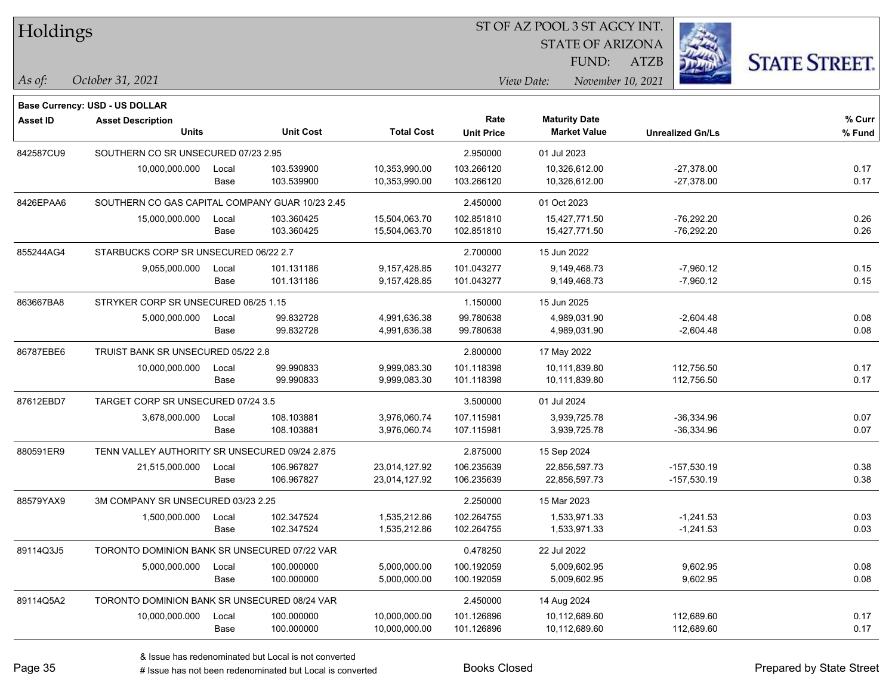# Holdings

ST OF AZ POOL 3 ST AGCY INT.
STATE OF ARIZONA
FUND: ATZB

*As of:* *October 31, 2021*

*View Date:* *November 10, 2021*

**Base Currency: USD - US DOLLAR**

| Asset ID | Asset Description / Units | | Unit Cost | Total Cost | Rate / Unit Price | Maturity Date / Market Value | Unrealized Gn/Ls | % Curr / % Fund |
|---|---|---|---|---|---|---|---|---|
| 842587CU9 | SOUTHERN CO SR UNSECURED 07/23 2.95 | | | | 2.950000 | 01 Jul 2023 | | |
| | 10,000,000.000 | Local | 103.539900 | 10,353,990.00 | 103.266120 | 10,326,612.00 | -27,378.00 | 0.17 |
| | | Base | 103.539900 | 10,353,990.00 | 103.266120 | 10,326,612.00 | -27,378.00 | 0.17 |
| 8426EPAA6 | SOUTHERN CO GAS CAPITAL COMPANY GUAR 10/23 2.45 | | | | 2.450000 | 01 Oct 2023 | | |
| | 15,000,000.000 | Local | 103.360425 | 15,504,063.70 | 102.851810 | 15,427,771.50 | -76,292.20 | 0.26 |
| | | Base | 103.360425 | 15,504,063.70 | 102.851810 | 15,427,771.50 | -76,292.20 | 0.26 |
| 855244AG4 | STARBUCKS CORP SR UNSECURED 06/22 2.7 | | | | 2.700000 | 15 Jun 2022 | | |
| | 9,055,000.000 | Local | 101.131186 | 9,157,428.85 | 101.043277 | 9,149,468.73 | -7,960.12 | 0.15 |
| | | Base | 101.131186 | 9,157,428.85 | 101.043277 | 9,149,468.73 | -7,960.12 | 0.15 |
| 863667BA8 | STRYKER CORP SR UNSECURED 06/25 1.15 | | | | 1.150000 | 15 Jun 2025 | | |
| | 5,000,000.000 | Local | 99.832728 | 4,991,636.38 | 99.780638 | 4,989,031.90 | -2,604.48 | 0.08 |
| | | Base | 99.832728 | 4,991,636.38 | 99.780638 | 4,989,031.90 | -2,604.48 | 0.08 |
| 86787EBE6 | TRUIST BANK SR UNSECURED 05/22 2.8 | | | | 2.800000 | 17 May 2022 | | |
| | 10,000,000.000 | Local | 99.990833 | 9,999,083.30 | 101.118398 | 10,111,839.80 | 112,756.50 | 0.17 |
| | | Base | 99.990833 | 9,999,083.30 | 101.118398 | 10,111,839.80 | 112,756.50 | 0.17 |
| 87612EBD7 | TARGET CORP SR UNSECURED 07/24 3.5 | | | | 3.500000 | 01 Jul 2024 | | |
| | 3,678,000.000 | Local | 108.103881 | 3,976,060.74 | 107.115981 | 3,939,725.78 | -36,334.96 | 0.07 |
| | | Base | 108.103881 | 3,976,060.74 | 107.115981 | 3,939,725.78 | -36,334.96 | 0.07 |
| 880591ER9 | TENN VALLEY AUTHORITY SR UNSECURED 09/24 2.875 | | | | 2.875000 | 15 Sep 2024 | | |
| | 21,515,000.000 | Local | 106.967827 | 23,014,127.92 | 106.235639 | 22,856,597.73 | -157,530.19 | 0.38 |
| | | Base | 106.967827 | 23,014,127.92 | 106.235639 | 22,856,597.73 | -157,530.19 | 0.38 |
| 88579YAX9 | 3M COMPANY SR UNSECURED 03/23 2.25 | | | | 2.250000 | 15 Mar 2023 | | |
| | 1,500,000.000 | Local | 102.347524 | 1,535,212.86 | 102.264755 | 1,533,971.33 | -1,241.53 | 0.03 |
| | | Base | 102.347524 | 1,535,212.86 | 102.264755 | 1,533,971.33 | -1,241.53 | 0.03 |
| 89114Q3J5 | TORONTO DOMINION BANK SR UNSECURED 07/22 VAR | | | | 0.478250 | 22 Jul 2022 | | |
| | 5,000,000.000 | Local | 100.000000 | 5,000,000.00 | 100.192059 | 5,009,602.95 | 9,602.95 | 0.08 |
| | | Base | 100.000000 | 5,000,000.00 | 100.192059 | 5,009,602.95 | 9,602.95 | 0.08 |
| 89114Q5A2 | TORONTO DOMINION BANK SR UNSECURED 08/24 VAR | | | | 2.450000 | 14 Aug 2024 | | |
| | 10,000,000.000 | Local | 100.000000 | 10,000,000.00 | 101.126896 | 10,112,689.60 | 112,689.60 | 0.17 |
| | | Base | 100.000000 | 10,000,000.00 | 101.126896 | 10,112,689.60 | 112,689.60 | 0.17 |

& Issue has redenominated but Local is not converted
# Issue has not been redenominated but Local is converted

Books Closed

Prepared by State Street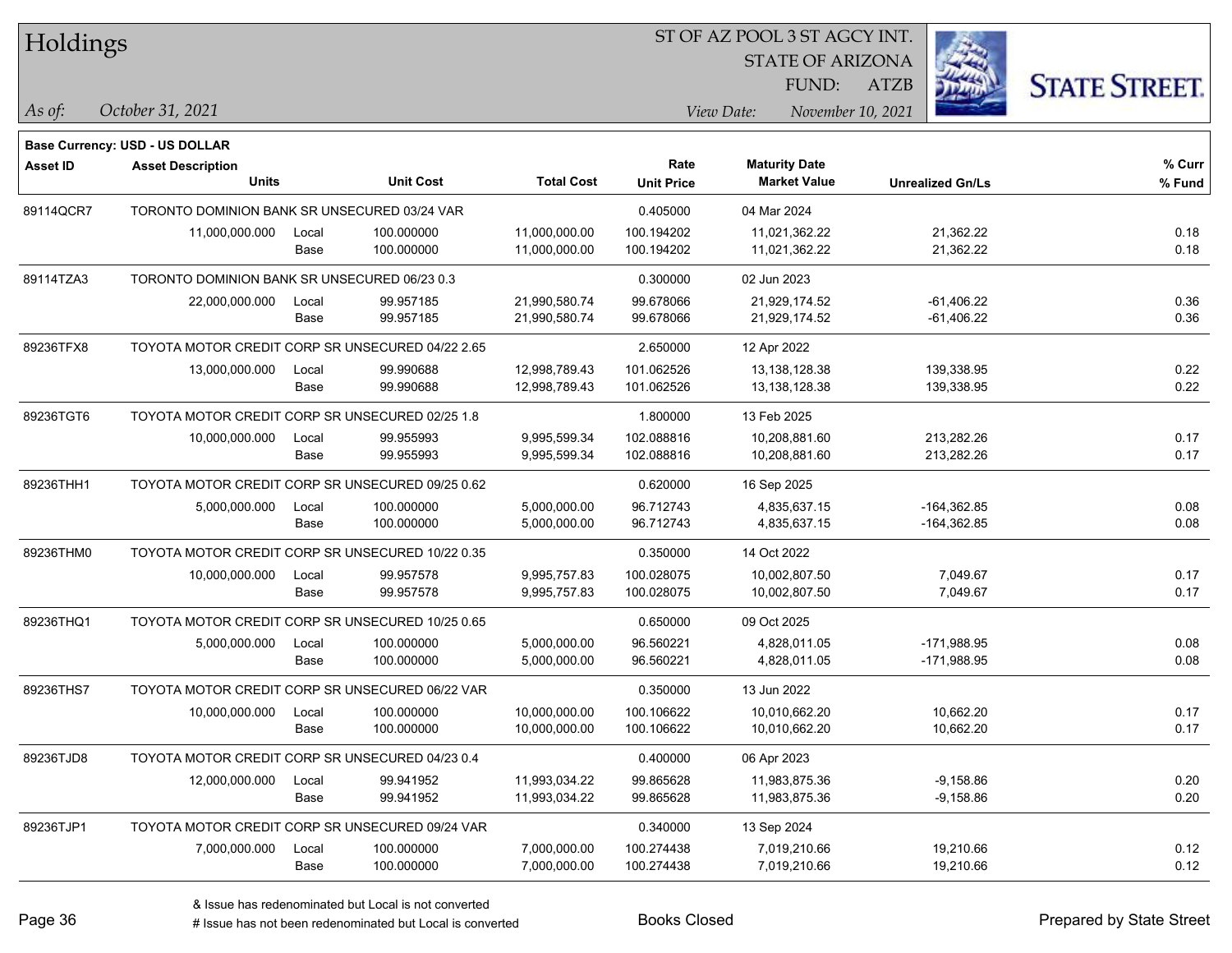# Holdings

ST OF AZ POOL 3 ST AGCY INT.
STATE OF ARIZONA
FUND: ATZB

*As of:* *October 31, 2021*

*View Date:* *November 10, 2021*

**Base Currency: USD - US DOLLAR**

| Asset ID | Asset Description / Units | | Unit Cost | Total Cost | Rate / Unit Price | Maturity Date / Market Value | Unrealized Gn/Ls | % Curr / % Fund |
|---|---|---|---|---|---|---|---|---|
| 89114QCR7 | TORONTO DOMINION BANK SR UNSECURED 03/24 VAR | | | | 0.405000 | 04 Mar 2024 | | |
| | 11,000,000.000 | Local | 100.000000 | 11,000,000.00 | 100.194202 | 11,021,362.22 | 21,362.22 | 0.18 |
| | | Base | 100.000000 | 11,000,000.00 | 100.194202 | 11,021,362.22 | 21,362.22 | 0.18 |
| 89114TZA3 | TORONTO DOMINION BANK SR UNSECURED 06/23 0.3 | | | | 0.300000 | 02 Jun 2023 | | |
| | 22,000,000.000 | Local | 99.957185 | 21,990,580.74 | 99.678066 | 21,929,174.52 | -61,406.22 | 0.36 |
| | | Base | 99.957185 | 21,990,580.74 | 99.678066 | 21,929,174.52 | -61,406.22 | 0.36 |
| 89236TFX8 | TOYOTA MOTOR CREDIT CORP SR UNSECURED 04/22 2.65 | | | | 2.650000 | 12 Apr 2022 | | |
| | 13,000,000.000 | Local | 99.990688 | 12,998,789.43 | 101.062526 | 13,138,128.38 | 139,338.95 | 0.22 |
| | | Base | 99.990688 | 12,998,789.43 | 101.062526 | 13,138,128.38 | 139,338.95 | 0.22 |
| 89236TGT6 | TOYOTA MOTOR CREDIT CORP SR UNSECURED 02/25 1.8 | | | | 1.800000 | 13 Feb 2025 | | |
| | 10,000,000.000 | Local | 99.955993 | 9,995,599.34 | 102.088816 | 10,208,881.60 | 213,282.26 | 0.17 |
| | | Base | 99.955993 | 9,995,599.34 | 102.088816 | 10,208,881.60 | 213,282.26 | 0.17 |
| 89236THH1 | TOYOTA MOTOR CREDIT CORP SR UNSECURED 09/25 0.62 | | | | 0.620000 | 16 Sep 2025 | | |
| | 5,000,000.000 | Local | 100.000000 | 5,000,000.00 | 96.712743 | 4,835,637.15 | -164,362.85 | 0.08 |
| | | Base | 100.000000 | 5,000,000.00 | 96.712743 | 4,835,637.15 | -164,362.85 | 0.08 |
| 89236THM0 | TOYOTA MOTOR CREDIT CORP SR UNSECURED 10/22 0.35 | | | | 0.350000 | 14 Oct 2022 | | |
| | 10,000,000.000 | Local | 99.957578 | 9,995,757.83 | 100.028075 | 10,002,807.50 | 7,049.67 | 0.17 |
| | | Base | 99.957578 | 9,995,757.83 | 100.028075 | 10,002,807.50 | 7,049.67 | 0.17 |
| 89236THQ1 | TOYOTA MOTOR CREDIT CORP SR UNSECURED 10/25 0.65 | | | | 0.650000 | 09 Oct 2025 | | |
| | 5,000,000.000 | Local | 100.000000 | 5,000,000.00 | 96.560221 | 4,828,011.05 | -171,988.95 | 0.08 |
| | | Base | 100.000000 | 5,000,000.00 | 96.560221 | 4,828,011.05 | -171,988.95 | 0.08 |
| 89236THS7 | TOYOTA MOTOR CREDIT CORP SR UNSECURED 06/22 VAR | | | | 0.350000 | 13 Jun 2022 | | |
| | 10,000,000.000 | Local | 100.000000 | 10,000,000.00 | 100.106622 | 10,010,662.20 | 10,662.20 | 0.17 |
| | | Base | 100.000000 | 10,000,000.00 | 100.106622 | 10,010,662.20 | 10,662.20 | 0.17 |
| 89236TJD8 | TOYOTA MOTOR CREDIT CORP SR UNSECURED 04/23 0.4 | | | | 0.400000 | 06 Apr 2023 | | |
| | 12,000,000.000 | Local | 99.941952 | 11,993,034.22 | 99.865628 | 11,983,875.36 | -9,158.86 | 0.20 |
| | | Base | 99.941952 | 11,993,034.22 | 99.865628 | 11,983,875.36 | -9,158.86 | 0.20 |
| 89236TJP1 | TOYOTA MOTOR CREDIT CORP SR UNSECURED 09/24 VAR | | | | 0.340000 | 13 Sep 2024 | | |
| | 7,000,000.000 | Local | 100.000000 | 7,000,000.00 | 100.274438 | 7,019,210.66 | 19,210.66 | 0.12 |
| | | Base | 100.000000 | 7,000,000.00 | 100.274438 | 7,019,210.66 | 19,210.66 | 0.12 |

& Issue has redenominated but Local is not converted
# Issue has not been redenominated but Local is converted

Books Closed

Prepared by State Street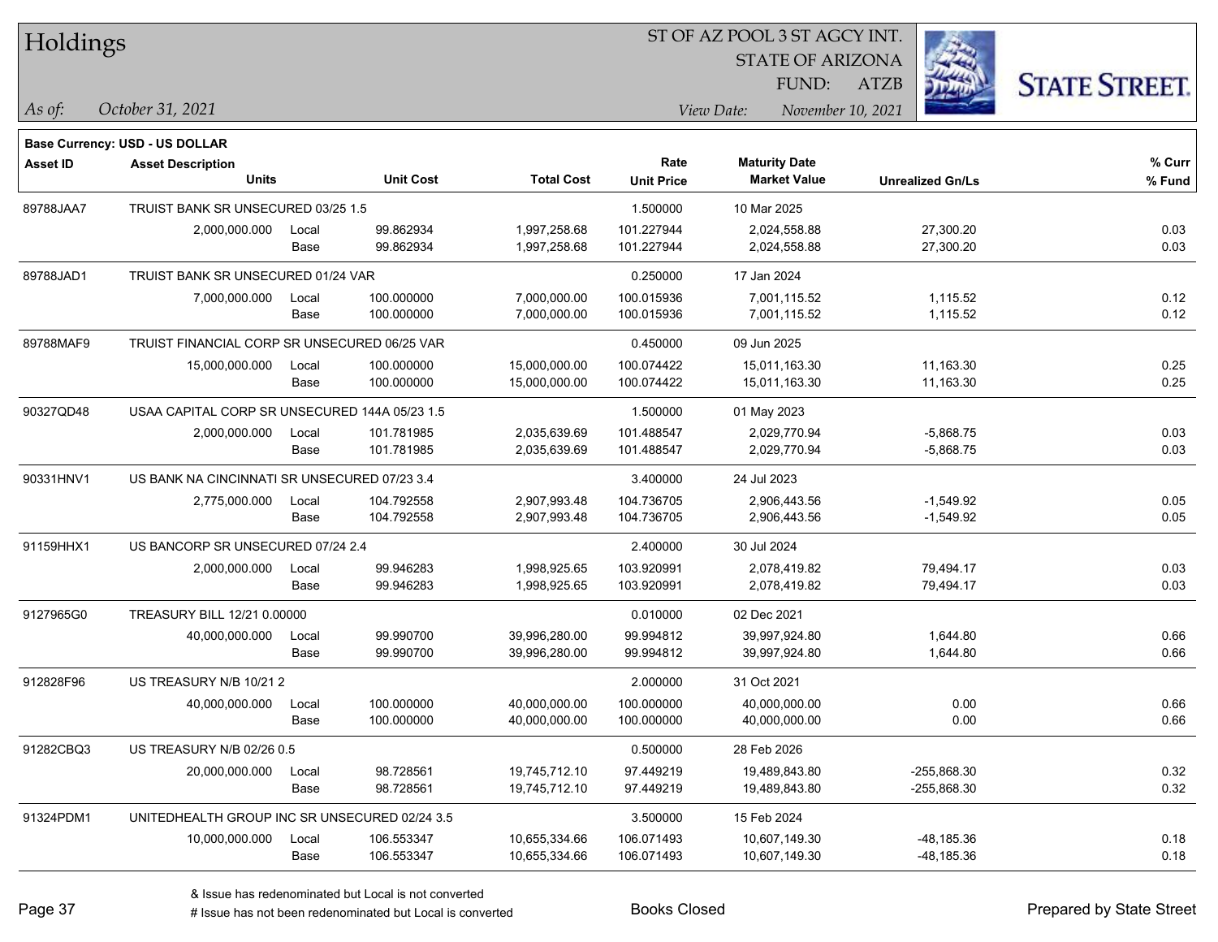# Holdings

ST OF AZ POOL 3 ST AGCY INT.
STATE OF ARIZONA
FUND: ATZB

*As of:* *October 31, 2021*
*View Date:* *November 10, 2021*

**Base Currency: USD - US DOLLAR**

| Asset ID | Asset Description / Units | | Unit Cost | Total Cost | Rate / Unit Price | Maturity Date / Market Value | Unrealized Gn/Ls | % Curr / % Fund |
|---|---|---|---|---|---|---|---|---|
| 89788JAA7 | TRUIST BANK SR UNSECURED 03/25 1.5 | | | | 1.500000 | 10 Mar 2025 | | |
| | 2,000,000.000 | Local | 99.862934 | 1,997,258.68 | 101.227944 | 2,024,558.88 | 27,300.20 | 0.03 |
| | | Base | 99.862934 | 1,997,258.68 | 101.227944 | 2,024,558.88 | 27,300.20 | 0.03 |
| 89788JAD1 | TRUIST BANK SR UNSECURED 01/24 VAR | | | | 0.250000 | 17 Jan 2024 | | |
| | 7,000,000.000 | Local | 100.000000 | 7,000,000.00 | 100.015936 | 7,001,115.52 | 1,115.52 | 0.12 |
| | | Base | 100.000000 | 7,000,000.00 | 100.015936 | 7,001,115.52 | 1,115.52 | 0.12 |
| 89788MAF9 | TRUIST FINANCIAL CORP SR UNSECURED 06/25 VAR | | | | 0.450000 | 09 Jun 2025 | | |
| | 15,000,000.000 | Local | 100.000000 | 15,000,000.00 | 100.074422 | 15,011,163.30 | 11,163.30 | 0.25 |
| | | Base | 100.000000 | 15,000,000.00 | 100.074422 | 15,011,163.30 | 11,163.30 | 0.25 |
| 90327QD48 | USAA CAPITAL CORP SR UNSECURED 144A 05/23 1.5 | | | | 1.500000 | 01 May 2023 | | |
| | 2,000,000.000 | Local | 101.781985 | 2,035,639.69 | 101.488547 | 2,029,770.94 | -5,868.75 | 0.03 |
| | | Base | 101.781985 | 2,035,639.69 | 101.488547 | 2,029,770.94 | -5,868.75 | 0.03 |
| 90331HNV1 | US BANK NA CINCINNATI SR UNSECURED 07/23 3.4 | | | | 3.400000 | 24 Jul 2023 | | |
| | 2,775,000.000 | Local | 104.792558 | 2,907,993.48 | 104.736705 | 2,906,443.56 | -1,549.92 | 0.05 |
| | | Base | 104.792558 | 2,907,993.48 | 104.736705 | 2,906,443.56 | -1,549.92 | 0.05 |
| 91159HHX1 | US BANCORP SR UNSECURED 07/24 2.4 | | | | 2.400000 | 30 Jul 2024 | | |
| | 2,000,000.000 | Local | 99.946283 | 1,998,925.65 | 103.920991 | 2,078,419.82 | 79,494.17 | 0.03 |
| | | Base | 99.946283 | 1,998,925.65 | 103.920991 | 2,078,419.82 | 79,494.17 | 0.03 |
| 9127965G0 | TREASURY BILL 12/21 0.00000 | | | | 0.010000 | 02 Dec 2021 | | |
| | 40,000,000.000 | Local | 99.990700 | 39,996,280.00 | 99.994812 | 39,997,924.80 | 1,644.80 | 0.66 |
| | | Base | 99.990700 | 39,996,280.00 | 99.994812 | 39,997,924.80 | 1,644.80 | 0.66 |
| 912828F96 | US TREASURY N/B 10/21 2 | | | | 2.000000 | 31 Oct 2021 | | |
| | 40,000,000.000 | Local | 100.000000 | 40,000,000.00 | 100.000000 | 40,000,000.00 | 0.00 | 0.66 |
| | | Base | 100.000000 | 40,000,000.00 | 100.000000 | 40,000,000.00 | 0.00 | 0.66 |
| 91282CBQ3 | US TREASURY N/B 02/26 0.5 | | | | 0.500000 | 28 Feb 2026 | | |
| | 20,000,000.000 | Local | 98.728561 | 19,745,712.10 | 97.449219 | 19,489,843.80 | -255,868.30 | 0.32 |
| | | Base | 98.728561 | 19,745,712.10 | 97.449219 | 19,489,843.80 | -255,868.30 | 0.32 |
| 91324PDM1 | UNITEDHEALTH GROUP INC SR UNSECURED 02/24 3.5 | | | | 3.500000 | 15 Feb 2024 | | |
| | 10,000,000.000 | Local | 106.553347 | 10,655,334.66 | 106.071493 | 10,607,149.30 | -48,185.36 | 0.18 |
| | | Base | 106.553347 | 10,655,334.66 | 106.071493 | 10,607,149.30 | -48,185.36 | 0.18 |

& Issue has redenominated but Local is not converted
# Issue has not been redenominated but Local is converted

Books Closed

Prepared by State Street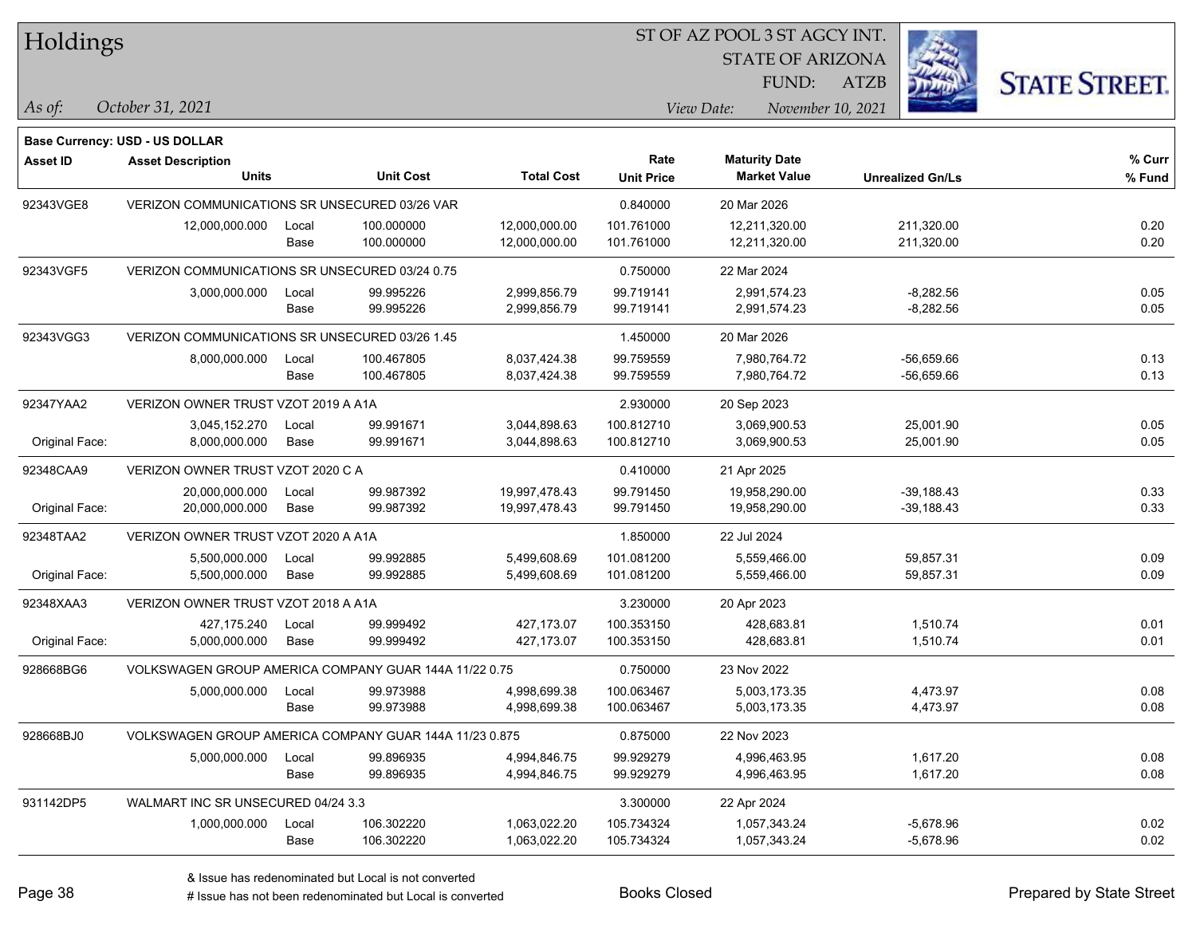# Holdings

ST OF AZ POOL 3 ST AGCY INT.
STATE OF ARIZONA
FUND: ATZB

*As of:* October 31, 2021 *View Date:* November 10, 2021

**Base Currency: USD - US DOLLAR**

| Asset ID | Asset Description Units | | Unit Cost | Total Cost | Rate Unit Price | Maturity Date Market Value | Unrealized Gn/Ls | % Curr % Fund |
|---|---|---|---|---|---|---|---|---|
| 92343VGE8 | VERIZON COMMUNICATIONS SR UNSECURED 03/26 VAR | | | | 0.840000 | 20 Mar 2026 | | |
| | 12,000,000.000 | Local | 100.000000 | 12,000,000.00 | 101.761000 | 12,211,320.00 | 211,320.00 | 0.20 |
| | | Base | 100.000000 | 12,000,000.00 | 101.761000 | 12,211,320.00 | 211,320.00 | 0.20 |
| 92343VGF5 | VERIZON COMMUNICATIONS SR UNSECURED 03/24 0.75 | | | | 0.750000 | 22 Mar 2024 | | |
| | 3,000,000.000 | Local | 99.995226 | 2,999,856.79 | 99.719141 | 2,991,574.23 | -8,282.56 | 0.05 |
| | | Base | 99.995226 | 2,999,856.79 | 99.719141 | 2,991,574.23 | -8,282.56 | 0.05 |
| 92343VGG3 | VERIZON COMMUNICATIONS SR UNSECURED 03/26 1.45 | | | | 1.450000 | 20 Mar 2026 | | |
| | 8,000,000.000 | Local | 100.467805 | 8,037,424.38 | 99.759559 | 7,980,764.72 | -56,659.66 | 0.13 |
| | | Base | 100.467805 | 8,037,424.38 | 99.759559 | 7,980,764.72 | -56,659.66 | 0.13 |
| 92347YAA2 | VERIZON OWNER TRUST VZOT 2019 A A1A | | | | 2.930000 | 20 Sep 2023 | | |
| | 3,045,152.270 | Local | 99.991671 | 3,044,898.63 | 100.812710 | 3,069,900.53 | 25,001.90 | 0.05 |
| Original Face: | 8,000,000.000 | Base | 99.991671 | 3,044,898.63 | 100.812710 | 3,069,900.53 | 25,001.90 | 0.05 |
| 92348CAA9 | VERIZON OWNER TRUST VZOT 2020 C A | | | | 0.410000 | 21 Apr 2025 | | |
| | 20,000,000.000 | Local | 99.987392 | 19,997,478.43 | 99.791450 | 19,958,290.00 | -39,188.43 | 0.33 |
| Original Face: | 20,000,000.000 | Base | 99.987392 | 19,997,478.43 | 99.791450 | 19,958,290.00 | -39,188.43 | 0.33 |
| 92348TAA2 | VERIZON OWNER TRUST VZOT 2020 A A1A | | | | 1.850000 | 22 Jul 2024 | | |
| | 5,500,000.000 | Local | 99.992885 | 5,499,608.69 | 101.081200 | 5,559,466.00 | 59,857.31 | 0.09 |
| Original Face: | 5,500,000.000 | Base | 99.992885 | 5,499,608.69 | 101.081200 | 5,559,466.00 | 59,857.31 | 0.09 |
| 92348XAA3 | VERIZON OWNER TRUST VZOT 2018 A A1A | | | | 3.230000 | 20 Apr 2023 | | |
| | 427,175.240 | Local | 99.999492 | 427,173.07 | 100.353150 | 428,683.81 | 1,510.74 | 0.01 |
| Original Face: | 5,000,000.000 | Base | 99.999492 | 427,173.07 | 100.353150 | 428,683.81 | 1,510.74 | 0.01 |
| 928668BG6 | VOLKSWAGEN GROUP AMERICA COMPANY GUAR 144A 11/22 0.75 | | | | 0.750000 | 23 Nov 2022 | | |
| | 5,000,000.000 | Local | 99.973988 | 4,998,699.38 | 100.063467 | 5,003,173.35 | 4,473.97 | 0.08 |
| | | Base | 99.973988 | 4,998,699.38 | 100.063467 | 5,003,173.35 | 4,473.97 | 0.08 |
| 928668BJ0 | VOLKSWAGEN GROUP AMERICA COMPANY GUAR 144A 11/23 0.875 | | | | 0.875000 | 22 Nov 2023 | | |
| | 5,000,000.000 | Local | 99.896935 | 4,994,846.75 | 99.929279 | 4,996,463.95 | 1,617.20 | 0.08 |
| | | Base | 99.896935 | 4,994,846.75 | 99.929279 | 4,996,463.95 | 1,617.20 | 0.08 |
| 931142DP5 | WALMART INC SR UNSECURED 04/24 3.3 | | | | 3.300000 | 22 Apr 2024 | | |
| | 1,000,000.000 | Local | 106.302220 | 1,063,022.20 | 105.734324 | 1,057,343.24 | -5,678.96 | 0.02 |
| | | Base | 106.302220 | 1,063,022.20 | 105.734324 | 1,057,343.24 | -5,678.96 | 0.02 |

& Issue has redenominated but Local is not converted
# Issue has not been redenominated but Local is converted

Books Closed

Prepared by State Street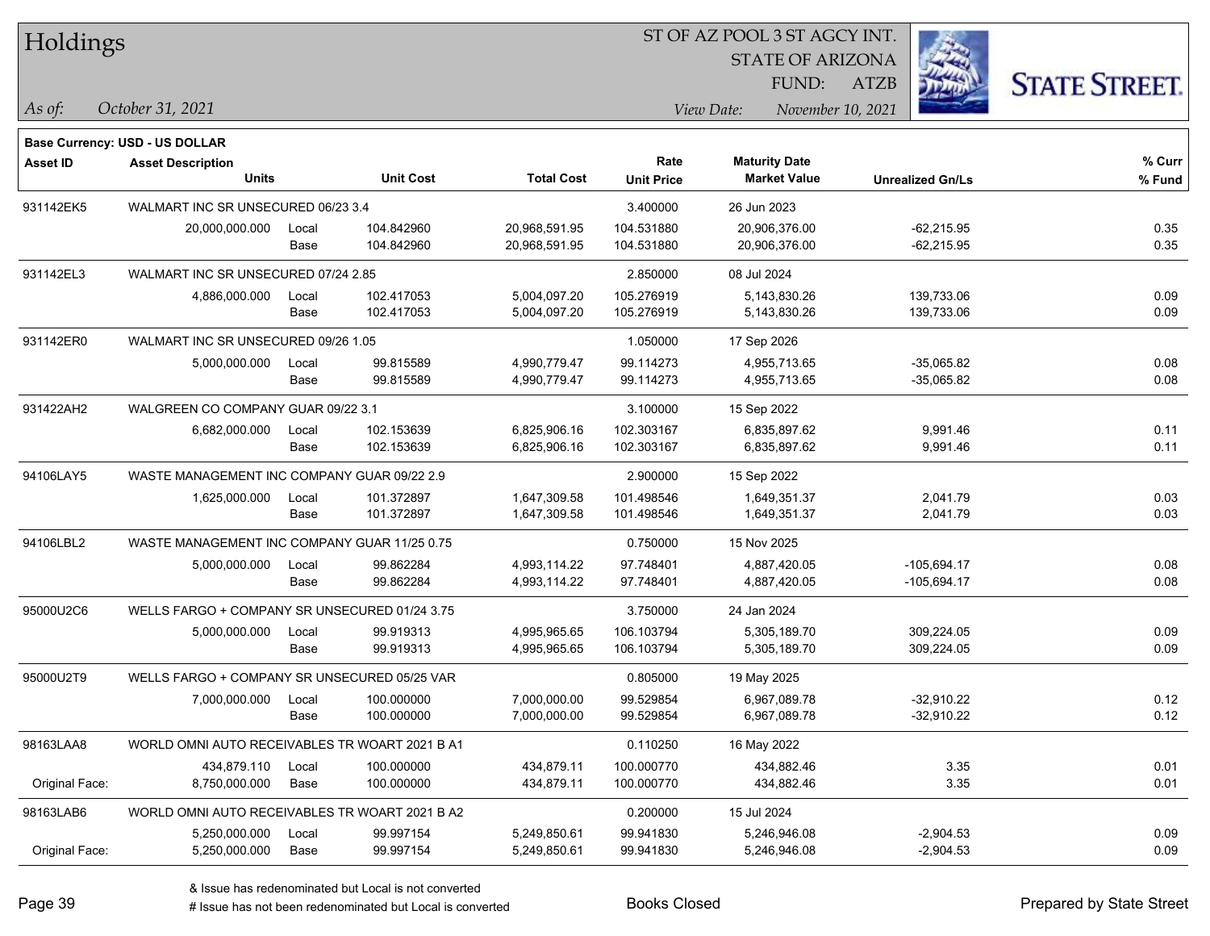# Holdings

ST OF AZ POOL 3 ST AGCY INT.
STATE OF ARIZONA
FUND: ATZB

*As of:* *October 31, 2021*

*View Date:* *November 10, 2021*

**Base Currency: USD - US DOLLAR**

| Asset ID | Asset Description / Units | | Unit Cost | Total Cost | Rate / Unit Price | Maturity Date / Market Value | Unrealized Gn/Ls | % Curr / % Fund |
|---|---|---|---|---|---|---|---|---|
| 931142EK5 | WALMART INC SR UNSECURED 06/23 3.4 | | | | 3.400000 | 26 Jun 2023 | | |
| | 20,000,000.000 | Local | 104.842960 | 20,968,591.95 | 104.531880 | 20,906,376.00 | -62,215.95 | 0.35 |
| | | Base | 104.842960 | 20,968,591.95 | 104.531880 | 20,906,376.00 | -62,215.95 | 0.35 |
| 931142EL3 | WALMART INC SR UNSECURED 07/24 2.85 | | | | 2.850000 | 08 Jul 2024 | | |
| | 4,886,000.000 | Local | 102.417053 | 5,004,097.20 | 105.276919 | 5,143,830.26 | 139,733.06 | 0.09 |
| | | Base | 102.417053 | 5,004,097.20 | 105.276919 | 5,143,830.26 | 139,733.06 | 0.09 |
| 931142ER0 | WALMART INC SR UNSECURED 09/26 1.05 | | | | 1.050000 | 17 Sep 2026 | | |
| | 5,000,000.000 | Local | 99.815589 | 4,990,779.47 | 99.114273 | 4,955,713.65 | -35,065.82 | 0.08 |
| | | Base | 99.815589 | 4,990,779.47 | 99.114273 | 4,955,713.65 | -35,065.82 | 0.08 |
| 931422AH2 | WALGREEN CO COMPANY GUAR 09/22 3.1 | | | | 3.100000 | 15 Sep 2022 | | |
| | 6,682,000.000 | Local | 102.153639 | 6,825,906.16 | 102.303167 | 6,835,897.62 | 9,991.46 | 0.11 |
| | | Base | 102.153639 | 6,825,906.16 | 102.303167 | 6,835,897.62 | 9,991.46 | 0.11 |
| 94106LAY5 | WASTE MANAGEMENT INC COMPANY GUAR 09/22 2.9 | | | | 2.900000 | 15 Sep 2022 | | |
| | 1,625,000.000 | Local | 101.372897 | 1,647,309.58 | 101.498546 | 1,649,351.37 | 2,041.79 | 0.03 |
| | | Base | 101.372897 | 1,647,309.58 | 101.498546 | 1,649,351.37 | 2,041.79 | 0.03 |
| 94106LBL2 | WASTE MANAGEMENT INC COMPANY GUAR 11/25 0.75 | | | | 0.750000 | 15 Nov 2025 | | |
| | 5,000,000.000 | Local | 99.862284 | 4,993,114.22 | 97.748401 | 4,887,420.05 | -105,694.17 | 0.08 |
| | | Base | 99.862284 | 4,993,114.22 | 97.748401 | 4,887,420.05 | -105,694.17 | 0.08 |
| 95000U2C6 | WELLS FARGO + COMPANY SR UNSECURED 01/24 3.75 | | | | 3.750000 | 24 Jan 2024 | | |
| | 5,000,000.000 | Local | 99.919313 | 4,995,965.65 | 106.103794 | 5,305,189.70 | 309,224.05 | 0.09 |
| | | Base | 99.919313 | 4,995,965.65 | 106.103794 | 5,305,189.70 | 309,224.05 | 0.09 |
| 95000U2T9 | WELLS FARGO + COMPANY SR UNSECURED 05/25 VAR | | | | 0.805000 | 19 May 2025 | | |
| | 7,000,000.000 | Local | 100.000000 | 7,000,000.00 | 99.529854 | 6,967,089.78 | -32,910.22 | 0.12 |
| | | Base | 100.000000 | 7,000,000.00 | 99.529854 | 6,967,089.78 | -32,910.22 | 0.12 |
| 98163LAA8 | WORLD OMNI AUTO RECEIVABLES TR WOART 2021 B A1 | | | | 0.110250 | 16 May 2022 | | |
| | 434,879.110 | Local | 100.000000 | 434,879.11 | 100.000770 | 434,882.46 | 3.35 | 0.01 |
| Original Face: | 8,750,000.000 | Base | 100.000000 | 434,879.11 | 100.000770 | 434,882.46 | 3.35 | 0.01 |
| 98163LAB6 | WORLD OMNI AUTO RECEIVABLES TR WOART 2021 B A2 | | | | 0.200000 | 15 Jul 2024 | | |
| | 5,250,000.000 | Local | 99.997154 | 5,249,850.61 | 99.941830 | 5,246,946.08 | -2,904.53 | 0.09 |
| Original Face: | 5,250,000.000 | Base | 99.997154 | 5,249,850.61 | 99.941830 | 5,246,946.08 | -2,904.53 | 0.09 |

& Issue has redenominated but Local is not converted
# Issue has not been redenominated but Local is converted

Books Closed

Prepared by State Street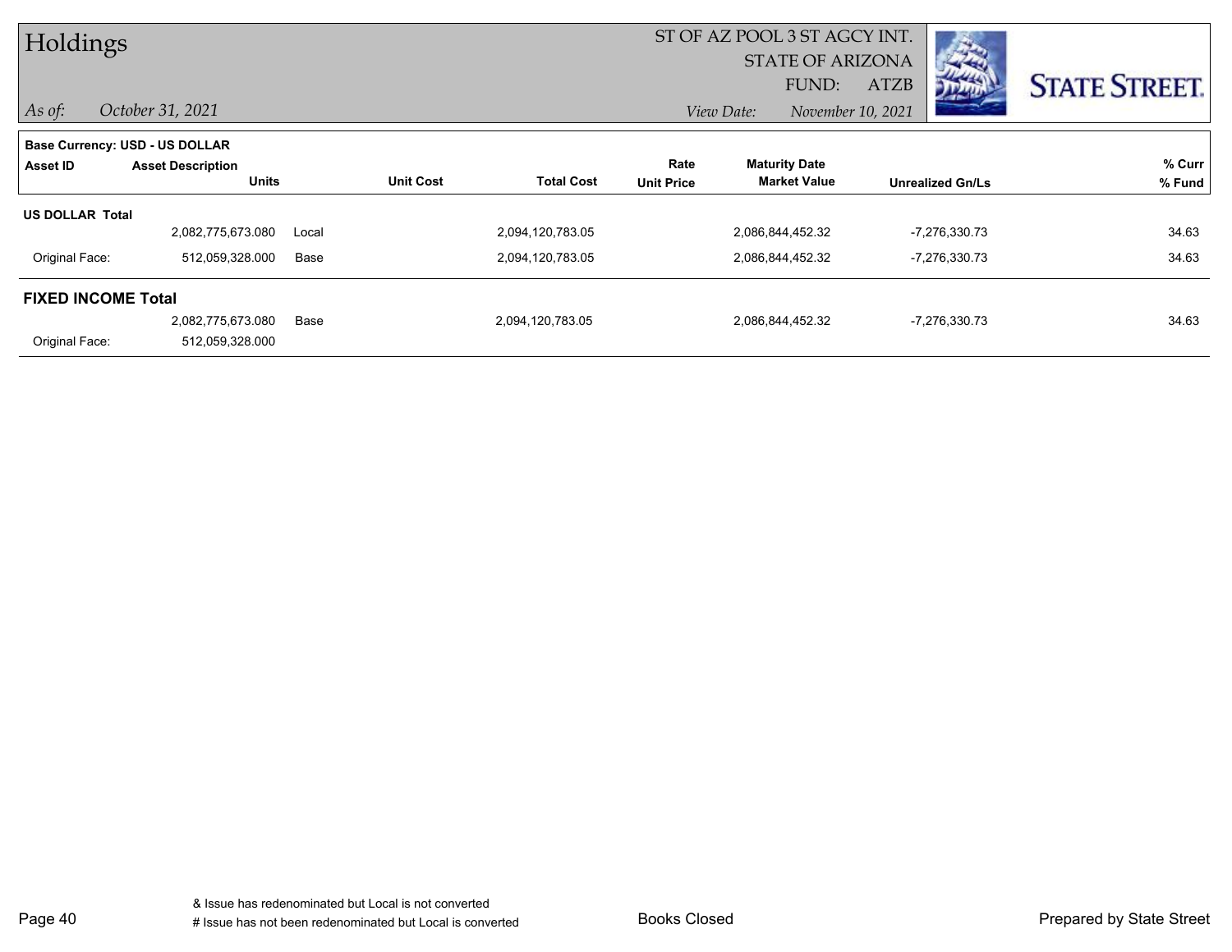# Holdings

ST OF AZ POOL 3 ST AGCY INT.
STATE OF ARIZONA
FUND: ATZB

*As of:* *October 31, 2021*

*View Date:* *November 10, 2021*

STATE STREET.

**Base Currency: USD - US DOLLAR**

| Asset ID | Asset Description / Units | | Unit Cost | Total Cost | Rate / Unit Price | Maturity Date / Market Value | Unrealized Gn/Ls | % Curr / % Fund |
|---|---|---|---|---|---|---|---|---|
| **US DOLLAR Total** | | | | | | | | |
| | 2,082,775,673.080 | Local | | 2,094,120,783.05 | | 2,086,844,452.32 | -7,276,330.73 | 34.63 |
| Original Face: | 512,059,328.000 | Base | | 2,094,120,783.05 | | 2,086,844,452.32 | -7,276,330.73 | 34.63 |
| **FIXED INCOME Total** | | | | | | | | |
| | 2,082,775,673.080 | Base | | 2,094,120,783.05 | | 2,086,844,452.32 | -7,276,330.73 | 34.63 |
| Original Face: | 512,059,328.000 | | | | | | | |

& Issue has redenominated but Local is not converted
# Issue has not been redenominated but Local is converted

Books Closed

Prepared by State Street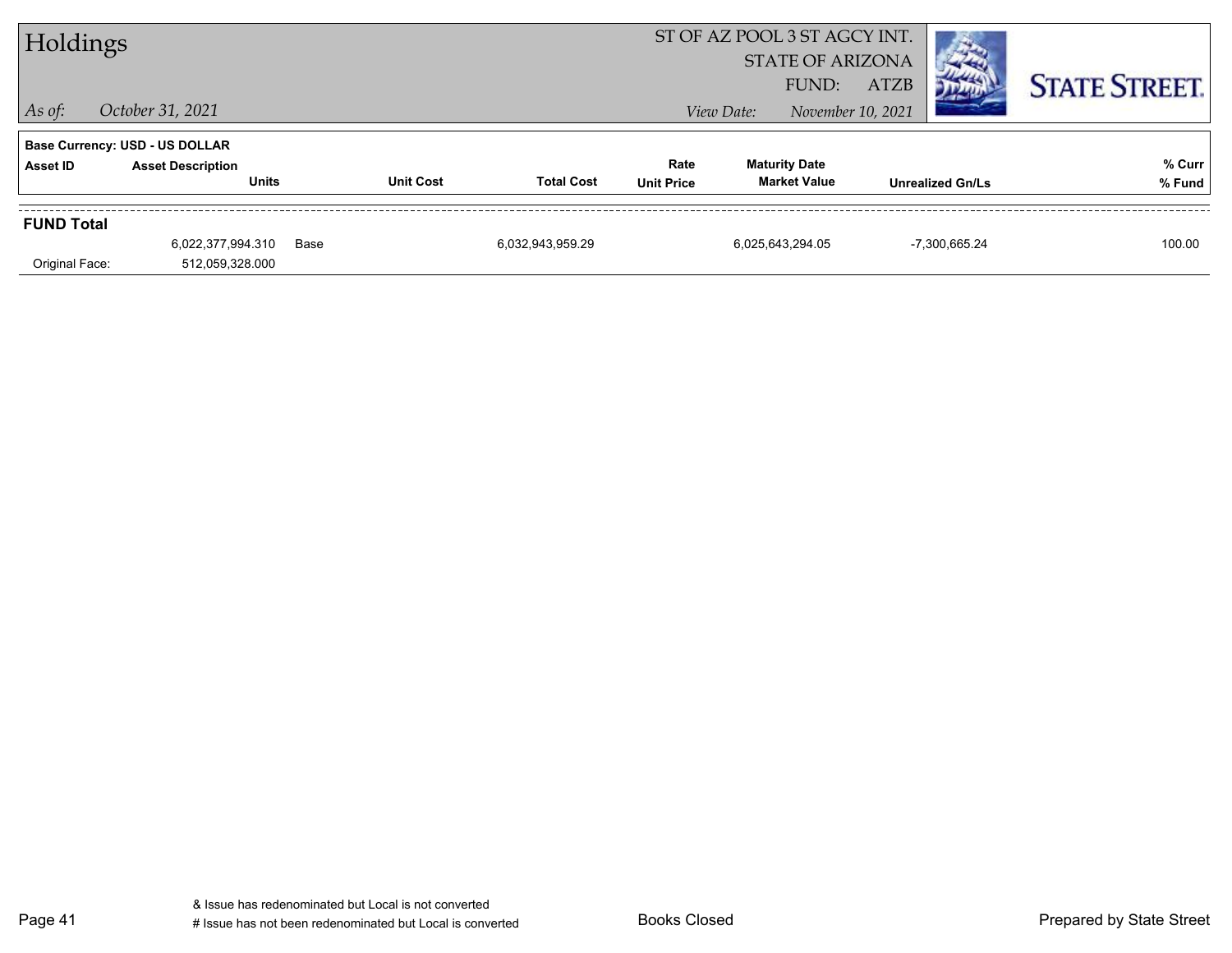# Holdings

ST OF AZ POOL 3 ST AGCY INT.
STATE OF ARIZONA
FUND: ATZB

*As of:* *October 31, 2021*

*View Date:* *November 10, 2021*

STATE STREET.

**Base Currency: USD - US DOLLAR**

| Asset ID | Asset Description / Units | | Unit Cost | Total Cost | Rate / Unit Price | Maturity Date / Market Value | Unrealized Gn/Ls | % Curr / % Fund |
|---|---|---|---|---|---|---|---|---|
| **FUND Total** | | | | | | | | |
| | 6,022,377,994.310 | Base | | 6,032,943,959.29 | | 6,025,643,294.05 | -7,300,665.24 | 100.00 |
| Original Face: | 512,059,328.000 | | | | | | | |

& Issue has redenominated but Local is not converted
# Issue has not been redenominated but Local is converted

Books Closed

Prepared by State Street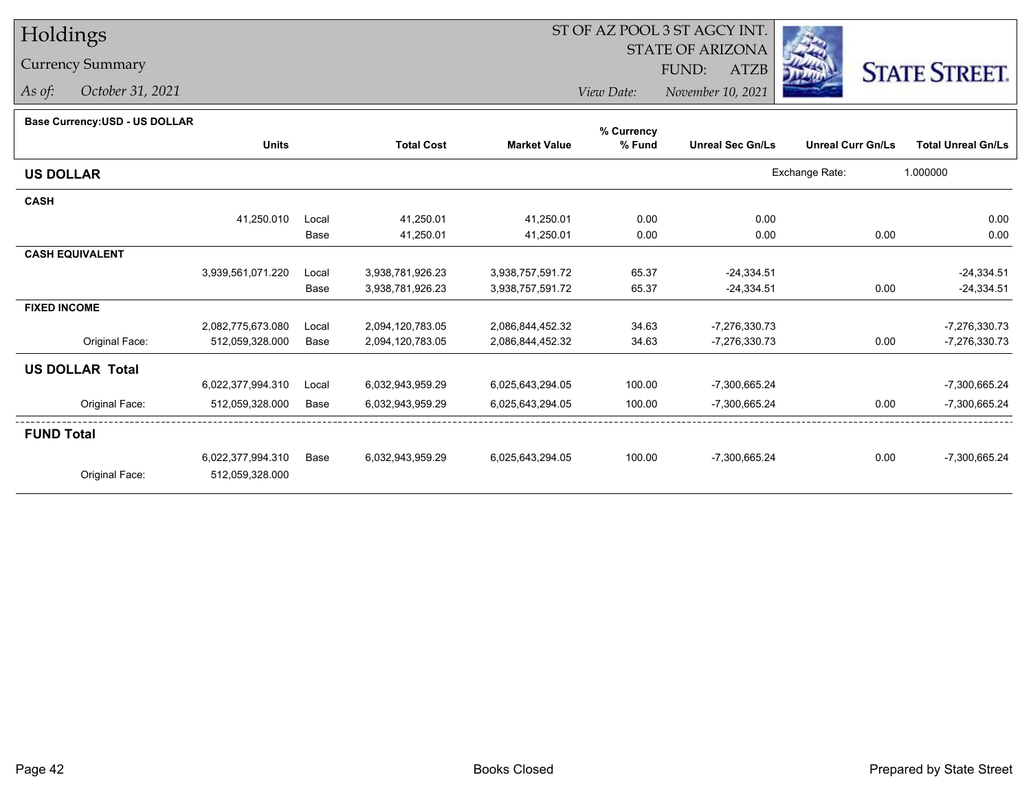# Holdings

## Currency Summary

*As of:* *October 31, 2021*

ST OF AZ POOL 3 ST AGCY INT.
STATE OF ARIZONA
FUND: ATZB
*View Date:* *November 10, 2021*

STATE STREET.

**Base Currency:USD - US DOLLAR**

| | Units | | Total Cost | Market Value | % Currency % Fund | Unreal Sec Gn/Ls | Unreal Curr Gn/Ls | Total Unreal Gn/Ls |
|---|---|---|---|---|---|---|---|---|
| **US DOLLAR** | | | | | | Exchange Rate: | 1.000000 | |
| **CASH** | | | | | | | | |
| | 41,250.010 | Local | 41,250.01 | 41,250.01 | 0.00 | 0.00 | | 0.00 |
| | | Base | 41,250.01 | 41,250.01 | 0.00 | 0.00 | 0.00 | 0.00 |
| **CASH EQUIVALENT** | | | | | | | | |
| | 3,939,561,071.220 | Local | 3,938,781,926.23 | 3,938,757,591.72 | 65.37 | -24,334.51 | | -24,334.51 |
| | | Base | 3,938,781,926.23 | 3,938,757,591.72 | 65.37 | -24,334.51 | 0.00 | -24,334.51 |
| **FIXED INCOME** | | | | | | | | |
| | 2,082,775,673.080 | Local | 2,094,120,783.05 | 2,086,844,452.32 | 34.63 | -7,276,330.73 | | -7,276,330.73 |
| Original Face: | 512,059,328.000 | Base | 2,094,120,783.05 | 2,086,844,452.32 | 34.63 | -7,276,330.73 | 0.00 | -7,276,330.73 |
| **US DOLLAR Total** | | | | | | | | |
| | 6,022,377,994.310 | Local | 6,032,943,959.29 | 6,025,643,294.05 | 100.00 | -7,300,665.24 | | -7,300,665.24 |
| Original Face: | 512,059,328.000 | Base | 6,032,943,959.29 | 6,025,643,294.05 | 100.00 | -7,300,665.24 | 0.00 | -7,300,665.24 |
| **FUND Total** | | | | | | | | |
| | 6,022,377,994.310 | Base | 6,032,943,959.29 | 6,025,643,294.05 | 100.00 | -7,300,665.24 | 0.00 | -7,300,665.24 |
| Original Face: | 512,059,328.000 | | | | | | | |

Books Closed

Prepared by State Street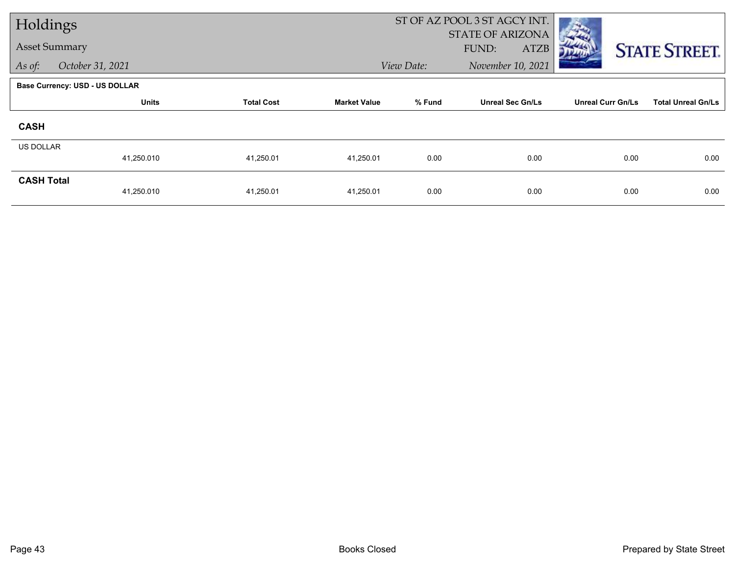# Holdings

## Asset Summary

*As of:* *October 31, 2021*

ST OF AZ POOL 3 ST AGCY INT.
STATE OF ARIZONA
FUND: ATZB
*View Date:* *November 10, 2021*

**Base Currency: USD - US DOLLAR**

| | Units | Total Cost | Market Value | % Fund | Unreal Sec Gn/Ls | Unreal Curr Gn/Ls | Total Unreal Gn/Ls |
|---|---|---|---|---|---|---|---|
| **CASH** | | | | | | | |
| US DOLLAR | 41,250.010 | 41,250.01 | 41,250.01 | 0.00 | 0.00 | 0.00 | 0.00 |
| **CASH Total** | 41,250.010 | 41,250.01 | 41,250.01 | 0.00 | 0.00 | 0.00 | 0.00 |

Books Closed

Prepared by State Street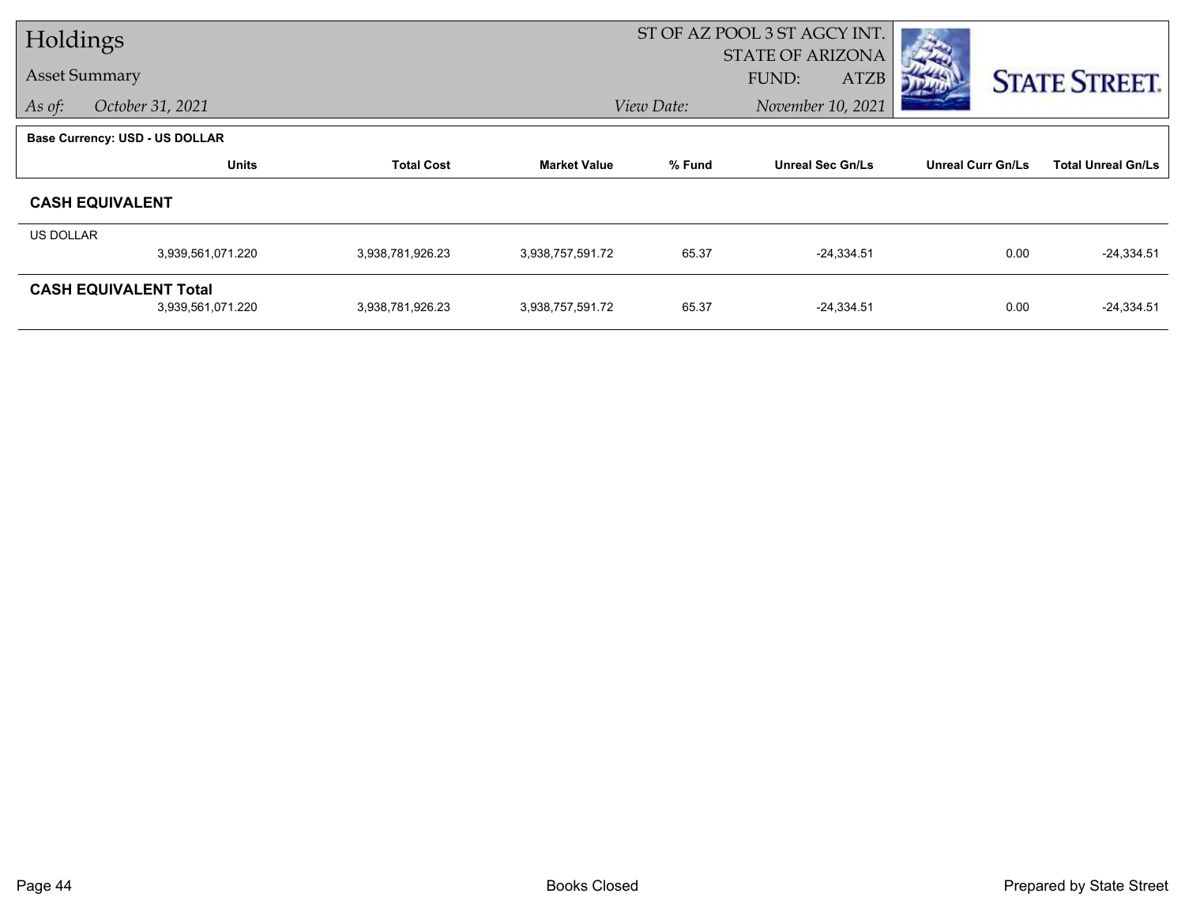# Holdings

**Asset Summary**

*As of:* *October 31, 2021*

ST OF AZ POOL 3 ST AGCY INT.
STATE OF ARIZONA
FUND: ATZB

*View Date:* *November 10, 2021*

STATE STREET.

**Base Currency: USD - US DOLLAR**

| | Units | Total Cost | Market Value | % Fund | Unreal Sec Gn/Ls | Unreal Curr Gn/Ls | Total Unreal Gn/Ls |
|---|---|---|---|---|---|---|---|
| **CASH EQUIVALENT** | | | | | | | |
| US DOLLAR | 3,939,561,071.220 | 3,938,781,926.23 | 3,938,757,591.72 | 65.37 | -24,334.51 | 0.00 | -24,334.51 |
| **CASH EQUIVALENT Total** | 3,939,561,071.220 | 3,938,781,926.23 | 3,938,757,591.72 | 65.37 | -24,334.51 | 0.00 | -24,334.51 |

Books Closed

Prepared by State Street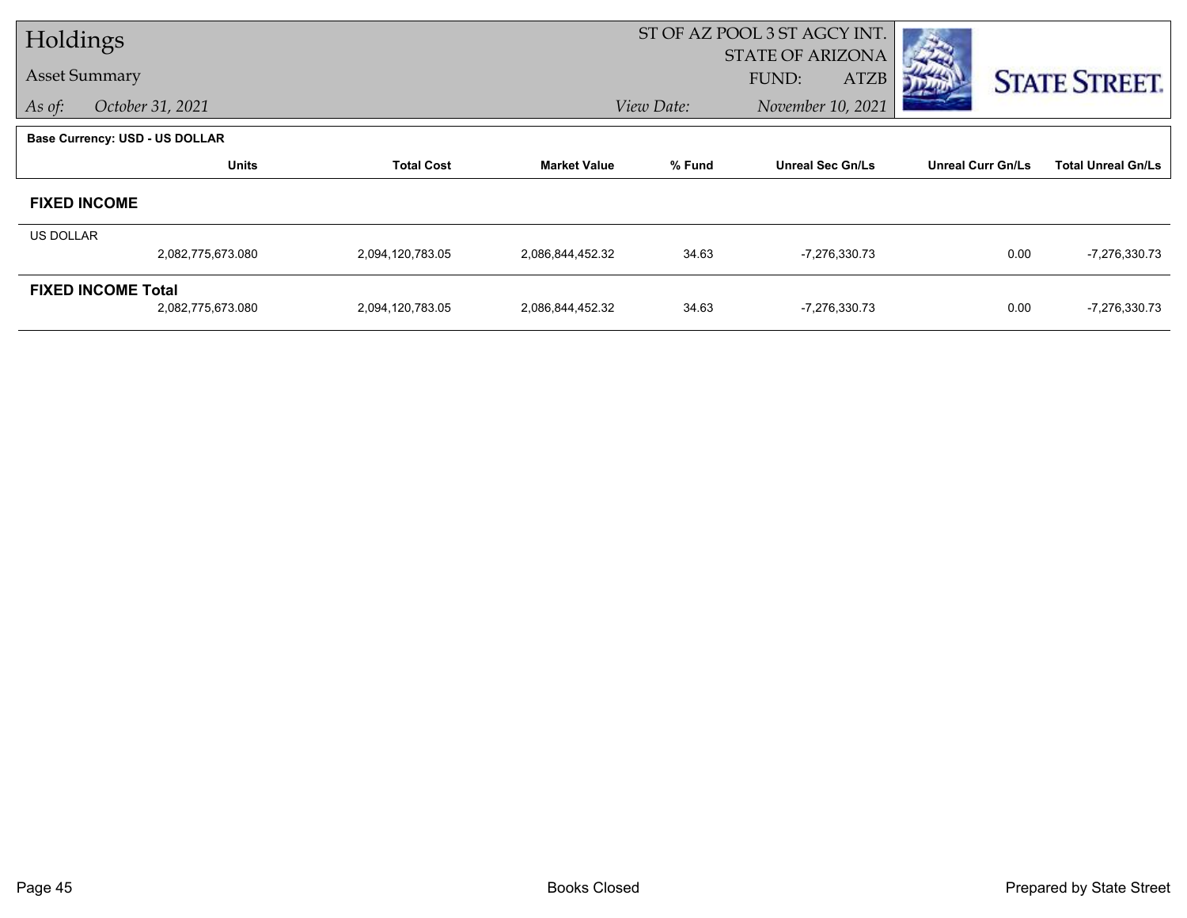# Holdings

## Asset Summary

*As of:* *October 31, 2021*

ST OF AZ POOL 3 ST AGCY INT.
STATE OF ARIZONA
FUND: ATZB
*View Date:* *November 10, 2021*

**Base Currency: USD - US DOLLAR**

| | Units | Total Cost | Market Value | % Fund | Unreal Sec Gn/Ls | Unreal Curr Gn/Ls | Total Unreal Gn/Ls |
|---|---|---|---|---|---|---|---|
| **FIXED INCOME** | | | | | | | |
| US DOLLAR | 2,082,775,673.080 | 2,094,120,783.05 | 2,086,844,452.32 | 34.63 | -7,276,330.73 | 0.00 | -7,276,330.73 |
| **FIXED INCOME Total** | 2,082,775,673.080 | 2,094,120,783.05 | 2,086,844,452.32 | 34.63 | -7,276,330.73 | 0.00 | -7,276,330.73 |

Books Closed

Prepared by State Street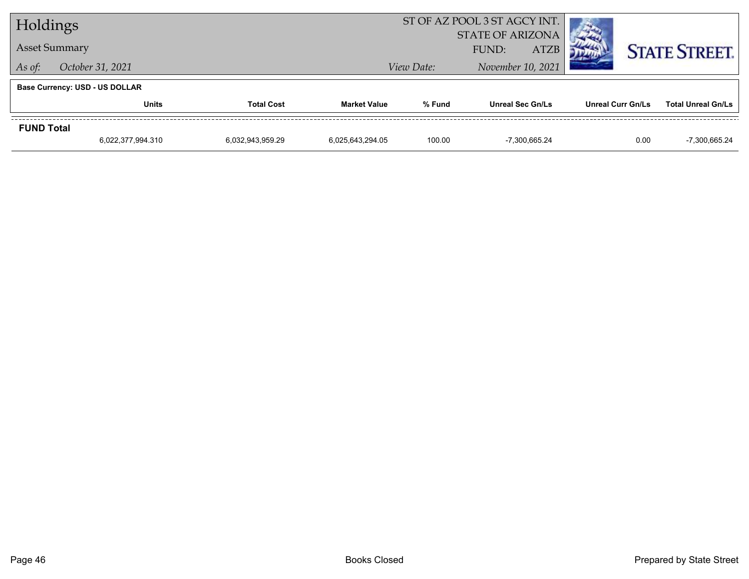# Holdings

Asset Summary

*As of:* *October 31, 2021*

ST OF AZ POOL 3 ST AGCY INT.
STATE OF ARIZONA
FUND: ATZB

*View Date:* *November 10, 2021*

**Base Currency: USD - US DOLLAR**

| | Units | Total Cost | Market Value | % Fund | Unreal Sec Gn/Ls | Unreal Curr Gn/Ls | Total Unreal Gn/Ls |
|---|---|---|---|---|---|---|---|
| **FUND Total** | 6,022,377,994.310 | 6,032,943,959.29 | 6,025,643,294.05 | 100.00 | -7,300,665.24 | 0.00 | -7,300,665.24 |

Books Closed

Prepared by State Street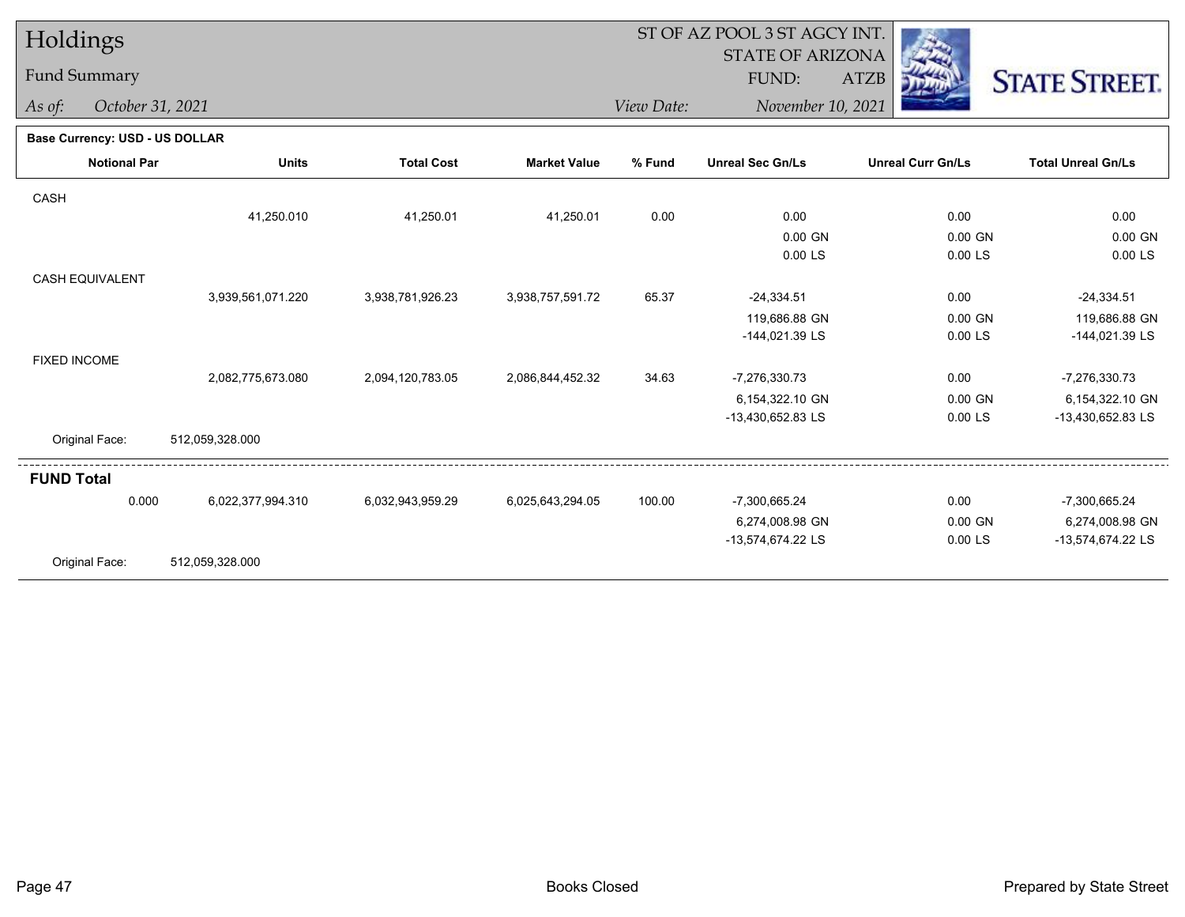# Holdings

Fund Summary

*As of: October 31, 2021*

ST OF AZ POOL 3 ST AGCY INT.
STATE OF ARIZONA
FUND: ATZB

*View Date: November 10, 2021*

STATE STREET.

**Base Currency: USD - US DOLLAR**

| Notional Par | Units | Total Cost | Market Value | % Fund | Unreal Sec Gn/Ls | Unreal Curr Gn/Ls | Total Unreal Gn/Ls |
|---|---|---|---|---|---|---|---|
| CASH | | | | | | | |
| | 41,250.010 | 41,250.01 | 41,250.01 | 0.00 | 0.00 | 0.00 | 0.00 |
| | | | | | 0.00 GN | 0.00 GN | 0.00 GN |
| | | | | | 0.00 LS | 0.00 LS | 0.00 LS |
| CASH EQUIVALENT | | | | | | | |
| | 3,939,561,071.220 | 3,938,781,926.23 | 3,938,757,591.72 | 65.37 | -24,334.51 | 0.00 | -24,334.51 |
| | | | | | 119,686.88 GN | 0.00 GN | 119,686.88 GN |
| | | | | | -144,021.39 LS | 0.00 LS | -144,021.39 LS |
| FIXED INCOME | | | | | | | |
| | 2,082,775,673.080 | 2,094,120,783.05 | 2,086,844,452.32 | 34.63 | -7,276,330.73 | 0.00 | -7,276,330.73 |
| | | | | | 6,154,322.10 GN | 0.00 GN | 6,154,322.10 GN |
| | | | | | -13,430,652.83 LS | 0.00 LS | -13,430,652.83 LS |
| Original Face: | 512,059,328.000 | | | | | | |
| **FUND Total** | | | | | | | |
| 0.000 | 6,022,377,994.310 | 6,032,943,959.29 | 6,025,643,294.05 | 100.00 | -7,300,665.24 | 0.00 | -7,300,665.24 |
| | | | | | 6,274,008.98 GN | 0.00 GN | 6,274,008.98 GN |
| | | | | | -13,574,674.22 LS | 0.00 LS | -13,574,674.22 LS |
| Original Face: | 512,059,328.000 | | | | | | |

Books Closed

Prepared by State Street